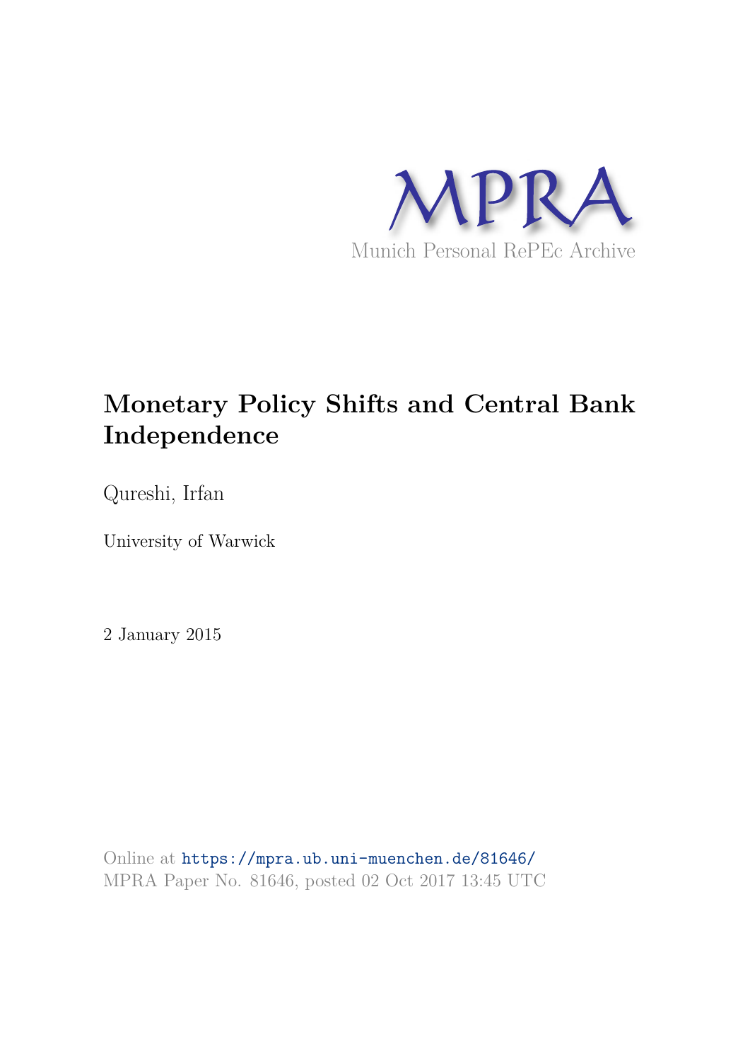MPRA

Munich Personal RePEc Archive

# Monetary Policy Shifts and Central Bank Independence

Qureshi, Irfan

University of Warwick

2 January 2015

Online at https://mpra.ub.uni-muenchen.de/81646/
MPRA Paper No. 81646, posted 02 Oct 2017 13:45 UTC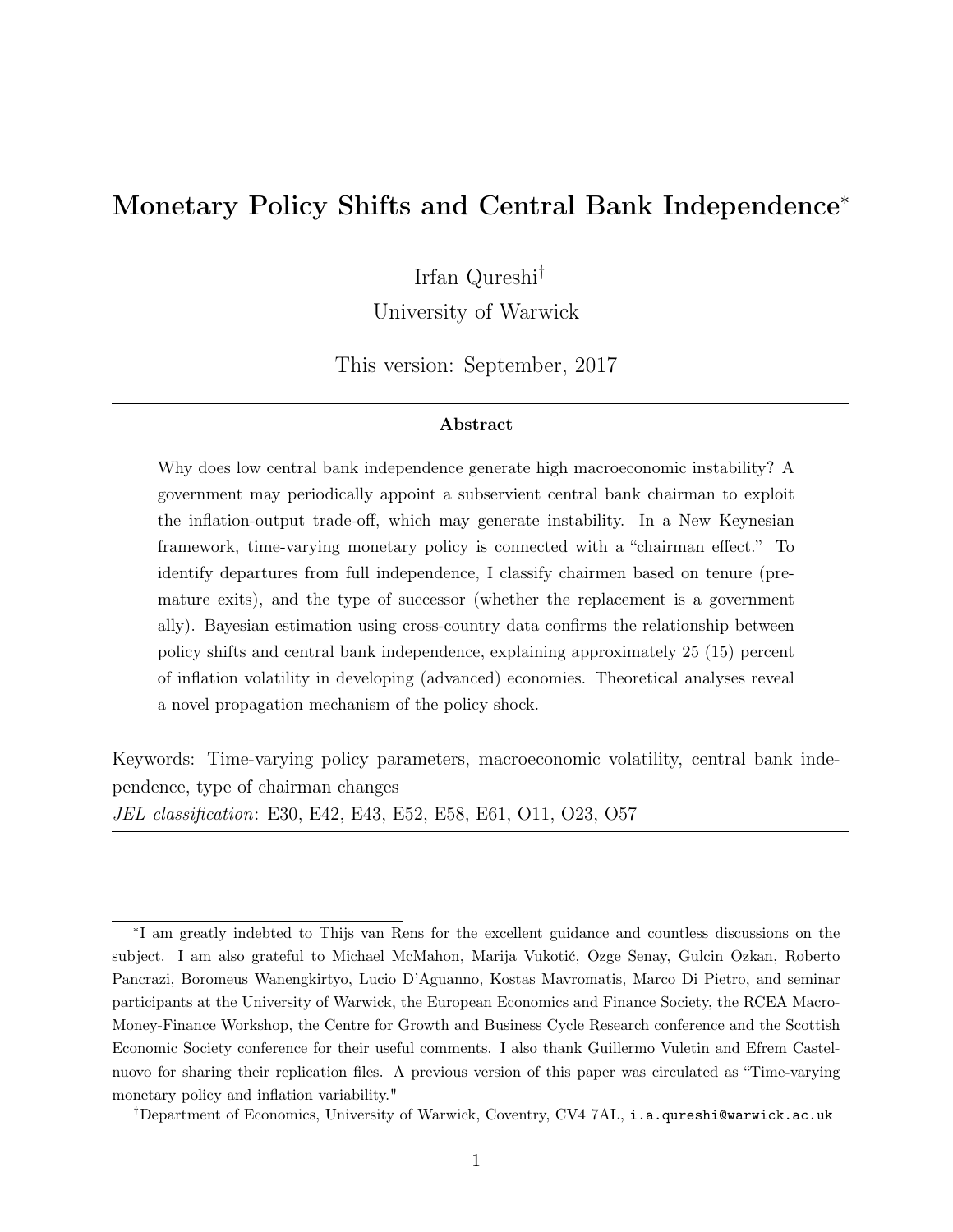# Monetary Policy Shifts and Central Bank Independence[*]

Irfan Qureshi[†]

University of Warwick

This version: September, 2017

---

**Abstract**

Why does low central bank independence generate high macroeconomic instability? A government may periodically appoint a subservient central bank chairman to exploit the inflation-output trade-off, which may generate instability. In a New Keynesian framework, time-varying monetary policy is connected with a "chairman effect." To identify departures from full independence, I classify chairmen based on tenure (premature exits), and the type of successor (whether the replacement is a government ally). Bayesian estimation using cross-country data confirms the relationship between policy shifts and central bank independence, explaining approximately 25 (15) percent of inflation volatility in developing (advanced) economies. Theoretical analyses reveal a novel propagation mechanism of the policy shock.

---

Keywords: Time-varying policy parameters, macroeconomic volatility, central bank independence, type of chairman changes

*JEL classification*: E30, E42, E43, E52, E58, E61, O11, O23, O57

---

[*]I am greatly indebted to Thijs van Rens for the excellent guidance and countless discussions on the subject. I am also grateful to Michael McMahon, Marija Vukotić, Ozge Senay, Gulcin Ozkan, Roberto Pancrazi, Boromeus Wanengkirtyo, Lucio D'Aguanno, Kostas Mavromatis, Marco Di Pietro, and seminar participants at the University of Warwick, the European Economics and Finance Society, the RCEA Macro-Money-Finance Workshop, the Centre for Growth and Business Cycle Research conference and the Scottish Economic Society conference for their useful comments. I also thank Guillermo Vuletin and Efrem Castelnuovo for sharing their replication files. A previous version of this paper was circulated as "Time-varying monetary policy and inflation variability."

[†]Department of Economics, University of Warwick, Coventry, CV4 7AL, i.a.qureshi@warwick.ac.uk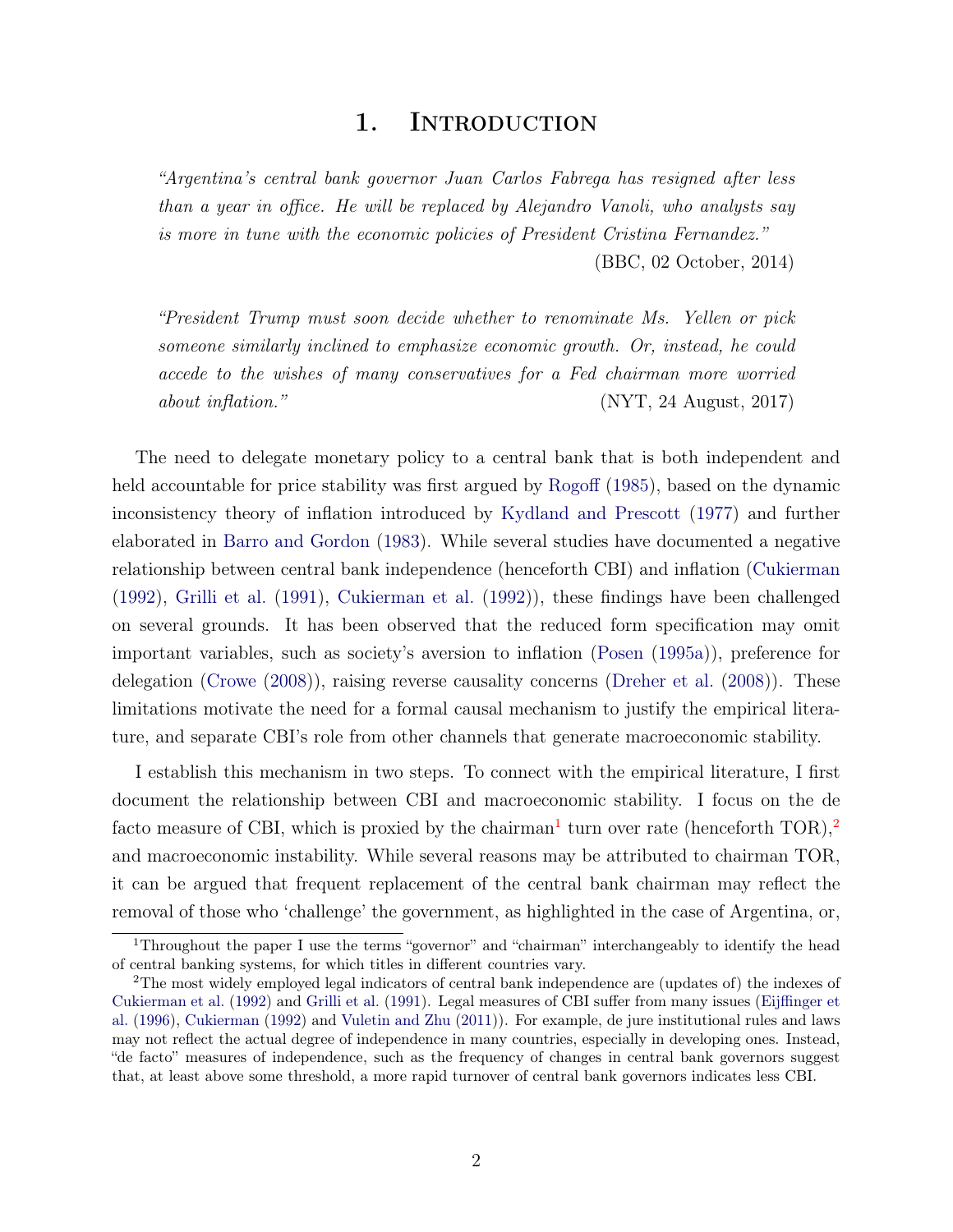# 1. Introduction

*"Argentina's central bank governor Juan Carlos Fabrega has resigned after less than a year in office. He will be replaced by Alejandro Vanoli, who analysts say is more in tune with the economic policies of President Cristina Fernandez."*

(BBC, 02 October, 2014)

*"President Trump must soon decide whether to renominate Ms. Yellen or pick someone similarly inclined to emphasize economic growth. Or, instead, he could accede to the wishes of many conservatives for a Fed chairman more worried about inflation."* (NYT, 24 August, 2017)

The need to delegate monetary policy to a central bank that is both independent and held accountable for price stability was first argued by Rogoff (1985), based on the dynamic inconsistency theory of inflation introduced by Kydland and Prescott (1977) and further elaborated in Barro and Gordon (1983). While several studies have documented a negative relationship between central bank independence (henceforth CBI) and inflation (Cukierman (1992), Grilli et al. (1991), Cukierman et al. (1992)), these findings have been challenged on several grounds. It has been observed that the reduced form specification may omit important variables, such as society's aversion to inflation (Posen (1995a)), preference for delegation (Crowe (2008)), raising reverse causality concerns (Dreher et al. (2008)). These limitations motivate the need for a formal causal mechanism to justify the empirical literature, and separate CBI's role from other channels that generate macroeconomic stability.

I establish this mechanism in two steps. To connect with the empirical literature, I first document the relationship between CBI and macroeconomic stability. I focus on the de facto measure of CBI, which is proxied by the chairman[1] turn over rate (henceforth TOR),[2] and macroeconomic instability. While several reasons may be attributed to chairman TOR, it can be argued that frequent replacement of the central bank chairman may reflect the removal of those who 'challenge' the government, as highlighted in the case of Argentina, or,

[1] Throughout the paper I use the terms "governor" and "chairman" interchangeably to identify the head of central banking systems, for which titles in different countries vary.

[2] The most widely employed legal indicators of central bank independence are (updates of) the indexes of Cukierman et al. (1992) and Grilli et al. (1991). Legal measures of CBI suffer from many issues (Eijffinger et al. (1996), Cukierman (1992) and Vuletin and Zhu (2011)). For example, de jure institutional rules and laws may not reflect the actual degree of independence in many countries, especially in developing ones. Instead, "de facto" measures of independence, such as the frequency of changes in central bank governors suggest that, at least above some threshold, a more rapid turnover of central bank governors indicates less CBI.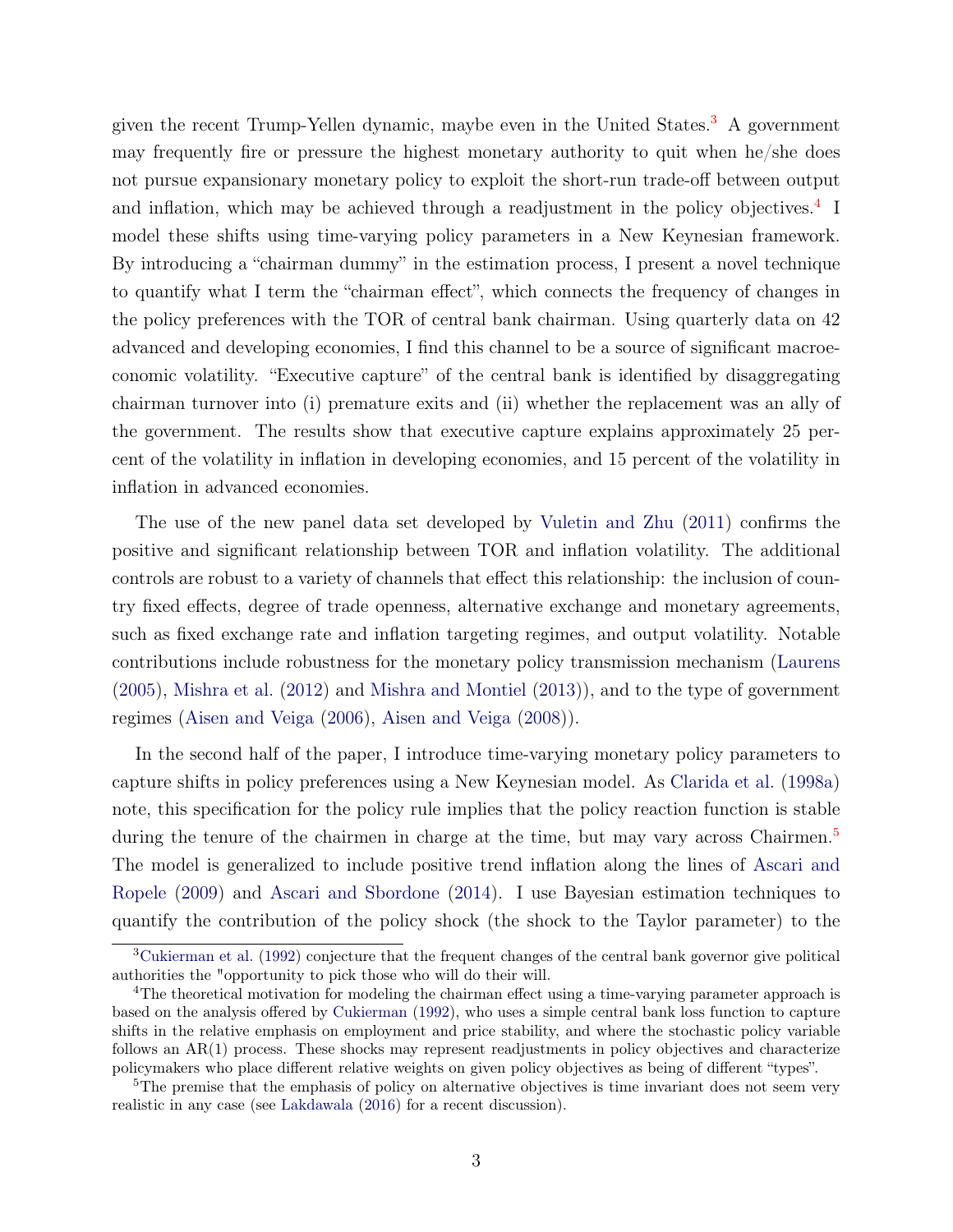given the recent Trump-Yellen dynamic, maybe even in the United States.[3] A government may frequently fire or pressure the highest monetary authority to quit when he/she does not pursue expansionary monetary policy to exploit the short-run trade-off between output and inflation, which may be achieved through a readjustment in the policy objectives.[4] I model these shifts using time-varying policy parameters in a New Keynesian framework. By introducing a "chairman dummy" in the estimation process, I present a novel technique to quantify what I term the "chairman effect", which connects the frequency of changes in the policy preferences with the TOR of central bank chairman. Using quarterly data on 42 advanced and developing economies, I find this channel to be a source of significant macroeconomic volatility. "Executive capture" of the central bank is identified by disaggregating chairman turnover into (i) premature exits and (ii) whether the replacement was an ally of the government. The results show that executive capture explains approximately 25 percent of the volatility in inflation in developing economies, and 15 percent of the volatility in inflation in advanced economies.

The use of the new panel data set developed by Vuletin and Zhu (2011) confirms the positive and significant relationship between TOR and inflation volatility. The additional controls are robust to a variety of channels that effect this relationship: the inclusion of country fixed effects, degree of trade openness, alternative exchange and monetary agreements, such as fixed exchange rate and inflation targeting regimes, and output volatility. Notable contributions include robustness for the monetary policy transmission mechanism (Laurens (2005), Mishra et al. (2012) and Mishra and Montiel (2013)), and to the type of government regimes (Aisen and Veiga (2006), Aisen and Veiga (2008)).

In the second half of the paper, I introduce time-varying monetary policy parameters to capture shifts in policy preferences using a New Keynesian model. As Clarida et al. (1998a) note, this specification for the policy rule implies that the policy reaction function is stable during the tenure of the chairmen in charge at the time, but may vary across Chairmen.[5] The model is generalized to include positive trend inflation along the lines of Ascari and Ropele (2009) and Ascari and Sbordone (2014). I use Bayesian estimation techniques to quantify the contribution of the policy shock (the shock to the Taylor parameter) to the

[3] Cukierman et al. (1992) conjecture that the frequent changes of the central bank governor give political authorities the "opportunity to pick those who will do their will.

[4] The theoretical motivation for modeling the chairman effect using a time-varying parameter approach is based on the analysis offered by Cukierman (1992), who uses a simple central bank loss function to capture shifts in the relative emphasis on employment and price stability, and where the stochastic policy variable follows an AR(1) process. These shocks may represent readjustments in policy objectives and characterize policymakers who place different relative weights on given policy objectives as being of different "types".

[5] The premise that the emphasis of policy on alternative objectives is time invariant does not seem very realistic in any case (see Lakdawala (2016) for a recent discussion).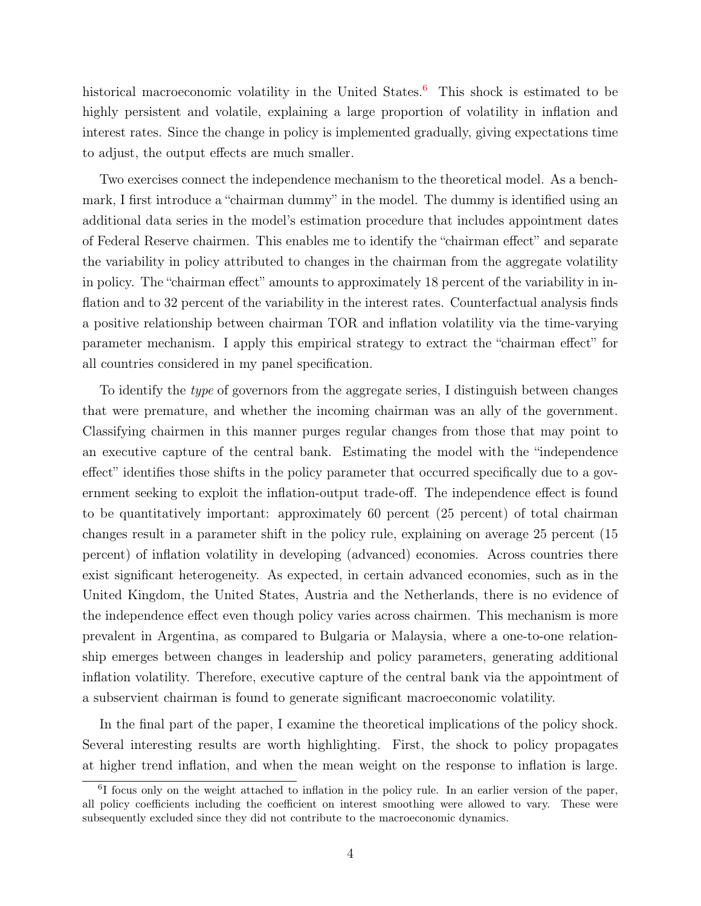historical macroeconomic volatility in the United States.[6] This shock is estimated to be highly persistent and volatile, explaining a large proportion of volatility in inflation and interest rates. Since the change in policy is implemented gradually, giving expectations time to adjust, the output effects are much smaller.

Two exercises connect the independence mechanism to the theoretical model. As a benchmark, I first introduce a "chairman dummy" in the model. The dummy is identified using an additional data series in the model's estimation procedure that includes appointment dates of Federal Reserve chairmen. This enables me to identify the "chairman effect" and separate the variability in policy attributed to changes in the chairman from the aggregate volatility in policy. The "chairman effect" amounts to approximately 18 percent of the variability in inflation and to 32 percent of the variability in the interest rates. Counterfactual analysis finds a positive relationship between chairman TOR and inflation volatility via the time-varying parameter mechanism. I apply this empirical strategy to extract the "chairman effect" for all countries considered in my panel specification.

To identify the *type* of governors from the aggregate series, I distinguish between changes that were premature, and whether the incoming chairman was an ally of the government. Classifying chairmen in this manner purges regular changes from those that may point to an executive capture of the central bank. Estimating the model with the "independence effect" identifies those shifts in the policy parameter that occurred specifically due to a government seeking to exploit the inflation-output trade-off. The independence effect is found to be quantitatively important: approximately 60 percent (25 percent) of total chairman changes result in a parameter shift in the policy rule, explaining on average 25 percent (15 percent) of inflation volatility in developing (advanced) economies. Across countries there exist significant heterogeneity. As expected, in certain advanced economies, such as in the United Kingdom, the United States, Austria and the Netherlands, there is no evidence of the independence effect even though policy varies across chairmen. This mechanism is more prevalent in Argentina, as compared to Bulgaria or Malaysia, where a one-to-one relationship emerges between changes in leadership and policy parameters, generating additional inflation volatility. Therefore, executive capture of the central bank via the appointment of a subservient chairman is found to generate significant macroeconomic volatility.

In the final part of the paper, I examine the theoretical implications of the policy shock. Several interesting results are worth highlighting. First, the shock to policy propagates at higher trend inflation, and when the mean weight on the response to inflation is large.

[6] I focus only on the weight attached to inflation in the policy rule. In an earlier version of the paper, all policy coefficients including the coefficient on interest smoothing were allowed to vary. These were subsequently excluded since they did not contribute to the macroeconomic dynamics.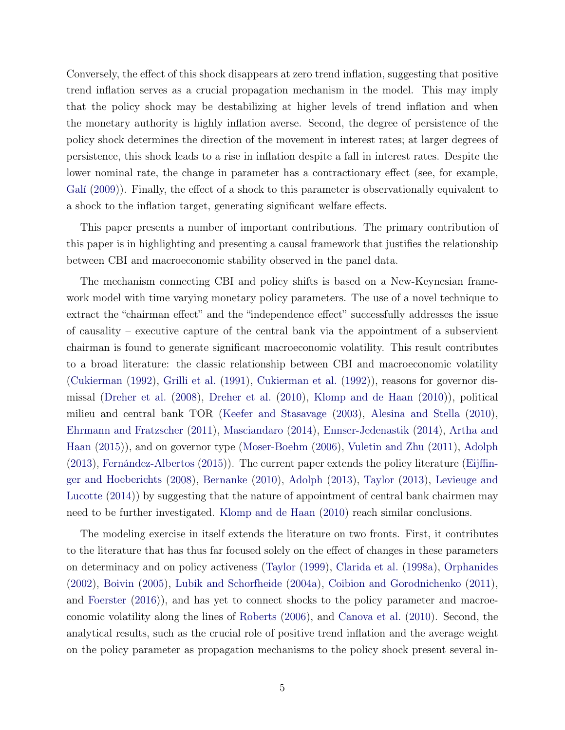Conversely, the effect of this shock disappears at zero trend inflation, suggesting that positive trend inflation serves as a crucial propagation mechanism in the model. This may imply that the policy shock may be destabilizing at higher levels of trend inflation and when the monetary authority is highly inflation averse. Second, the degree of persistence of the policy shock determines the direction of the movement in interest rates; at larger degrees of persistence, this shock leads to a rise in inflation despite a fall in interest rates. Despite the lower nominal rate, the change in parameter has a contractionary effect (see, for example, Galí (2009)). Finally, the effect of a shock to this parameter is observationally equivalent to a shock to the inflation target, generating significant welfare effects.

This paper presents a number of important contributions. The primary contribution of this paper is in highlighting and presenting a causal framework that justifies the relationship between CBI and macroeconomic stability observed in the panel data.

The mechanism connecting CBI and policy shifts is based on a New-Keynesian framework model with time varying monetary policy parameters. The use of a novel technique to extract the "chairman effect" and the "independence effect" successfully addresses the issue of causality – executive capture of the central bank via the appointment of a subservient chairman is found to generate significant macroeconomic volatility. This result contributes to a broad literature: the classic relationship between CBI and macroeconomic volatility (Cukierman (1992), Grilli et al. (1991), Cukierman et al. (1992)), reasons for governor dismissal (Dreher et al. (2008), Dreher et al. (2010), Klomp and de Haan (2010)), political milieu and central bank TOR (Keefer and Stasavage (2003), Alesina and Stella (2010), Ehrmann and Fratzscher (2011), Masciandaro (2014), Ennser-Jedenastik (2014), Artha and Haan (2015)), and on governor type (Moser-Boehm (2006), Vuletin and Zhu (2011), Adolph (2013), Fernández-Albertos (2015)). The current paper extends the policy literature (Eijffinger and Hoeberichts (2008), Bernanke (2010), Adolph (2013), Taylor (2013), Levieuge and Lucotte (2014)) by suggesting that the nature of appointment of central bank chairmen may need to be further investigated. Klomp and de Haan (2010) reach similar conclusions.

The modeling exercise in itself extends the literature on two fronts. First, it contributes to the literature that has thus far focused solely on the effect of changes in these parameters on determinacy and on policy activeness (Taylor (1999), Clarida et al. (1998a), Orphanides (2002), Boivin (2005), Lubik and Schorfheide (2004a), Coibion and Gorodnichenko (2011), and Foerster (2016)), and has yet to connect shocks to the policy parameter and macroeconomic volatility along the lines of Roberts (2006), and Canova et al. (2010). Second, the analytical results, such as the crucial role of positive trend inflation and the average weight on the policy parameter as propagation mechanisms to the policy shock present several in-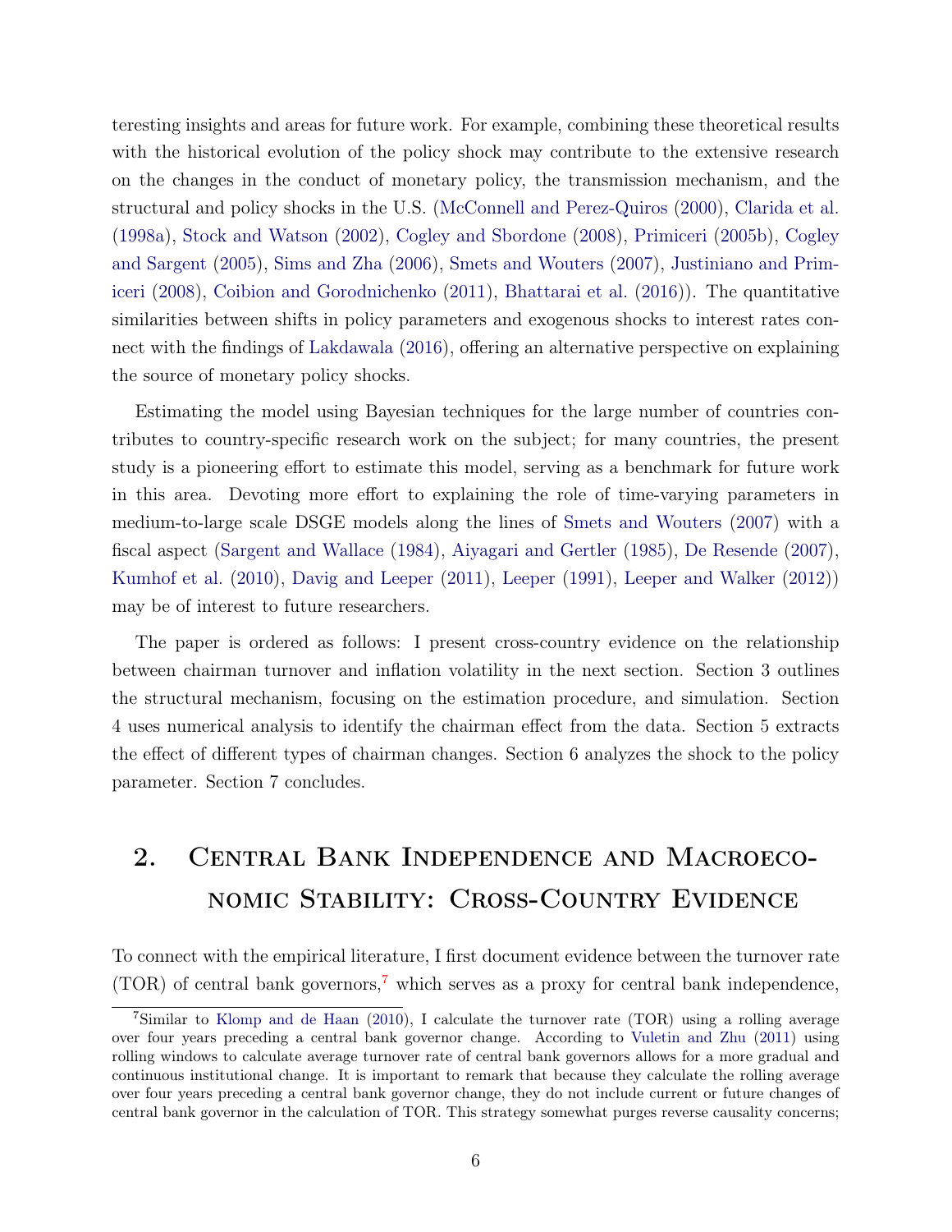teresting insights and areas for future work. For example, combining these theoretical results with the historical evolution of the policy shock may contribute to the extensive research on the changes in the conduct of monetary policy, the transmission mechanism, and the structural and policy shocks in the U.S. (McConnell and Perez-Quiros (2000), Clarida et al. (1998a), Stock and Watson (2002), Cogley and Sbordone (2008), Primiceri (2005b), Cogley and Sargent (2005), Sims and Zha (2006), Smets and Wouters (2007), Justiniano and Primiceri (2008), Coibion and Gorodnichenko (2011), Bhattarai et al. (2016)). The quantitative similarities between shifts in policy parameters and exogenous shocks to interest rates connect with the findings of Lakdawala (2016), offering an alternative perspective on explaining the source of monetary policy shocks.

Estimating the model using Bayesian techniques for the large number of countries contributes to country-specific research work on the subject; for many countries, the present study is a pioneering effort to estimate this model, serving as a benchmark for future work in this area. Devoting more effort to explaining the role of time-varying parameters in medium-to-large scale DSGE models along the lines of Smets and Wouters (2007) with a fiscal aspect (Sargent and Wallace (1984), Aiyagari and Gertler (1985), De Resende (2007), Kumhof et al. (2010), Davig and Leeper (2011), Leeper (1991), Leeper and Walker (2012)) may be of interest to future researchers.

The paper is ordered as follows: I present cross-country evidence on the relationship between chairman turnover and inflation volatility in the next section. Section 3 outlines the structural mechanism, focusing on the estimation procedure, and simulation. Section 4 uses numerical analysis to identify the chairman effect from the data. Section 5 extracts the effect of different types of chairman changes. Section 6 analyzes the shock to the policy parameter. Section 7 concludes.

## 2. Central Bank Independence and Macroeconomic Stability: Cross-Country Evidence

To connect with the empirical literature, I first document evidence between the turnover rate (TOR) of central bank governors,[7] which serves as a proxy for central bank independence,

[7] Similar to Klomp and de Haan (2010), I calculate the turnover rate (TOR) using a rolling average over four years preceding a central bank governor change. According to Vuletin and Zhu (2011) using rolling windows to calculate average turnover rate of central bank governors allows for a more gradual and continuous institutional change. It is important to remark that because they calculate the rolling average over four years preceding a central bank governor change, they do not include current or future changes of central bank governor in the calculation of TOR. This strategy somewhat purges reverse causality concerns;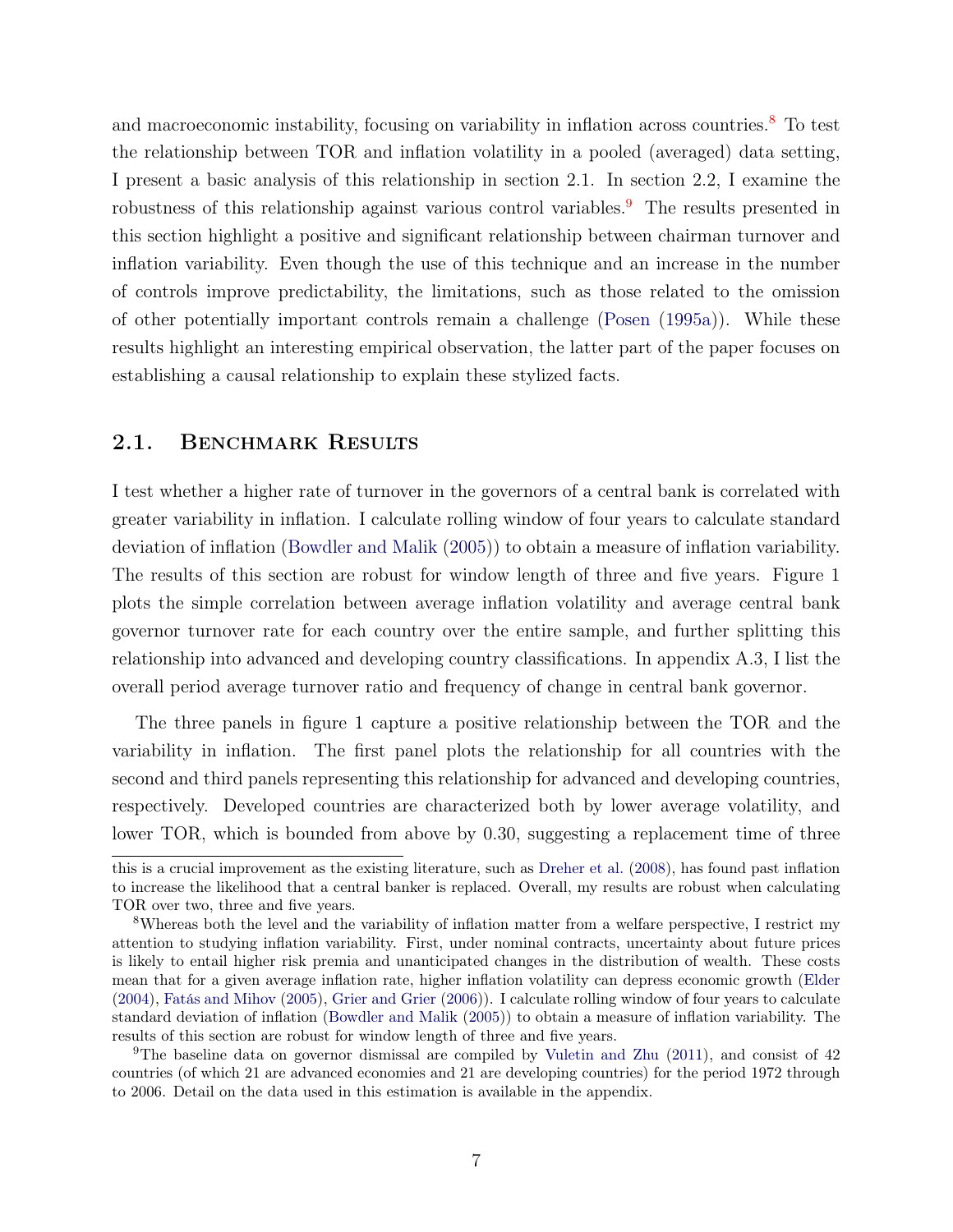and macroeconomic instability, focusing on variability in inflation across countries.[8] To test the relationship between TOR and inflation volatility in a pooled (averaged) data setting, I present a basic analysis of this relationship in section 2.1. In section 2.2, I examine the robustness of this relationship against various control variables.[9] The results presented in this section highlight a positive and significant relationship between chairman turnover and inflation variability. Even though the use of this technique and an increase in the number of controls improve predictability, the limitations, such as those related to the omission of other potentially important controls remain a challenge (Posen (1995a)). While these results highlight an interesting empirical observation, the latter part of the paper focuses on establishing a causal relationship to explain these stylized facts.

## 2.1. Benchmark Results

I test whether a higher rate of turnover in the governors of a central bank is correlated with greater variability in inflation. I calculate rolling window of four years to calculate standard deviation of inflation (Bowdler and Malik (2005)) to obtain a measure of inflation variability. The results of this section are robust for window length of three and five years. Figure 1 plots the simple correlation between average inflation volatility and average central bank governor turnover rate for each country over the entire sample, and further splitting this relationship into advanced and developing country classifications. In appendix A.3, I list the overall period average turnover ratio and frequency of change in central bank governor.

The three panels in figure 1 capture a positive relationship between the TOR and the variability in inflation. The first panel plots the relationship for all countries with the second and third panels representing this relationship for advanced and developing countries, respectively. Developed countries are characterized both by lower average volatility, and lower TOR, which is bounded from above by 0.30, suggesting a replacement time of three

---

this is a crucial improvement as the existing literature, such as Dreher et al. (2008), has found past inflation to increase the likelihood that a central banker is replaced. Overall, my results are robust when calculating TOR over two, three and five years.

[8] Whereas both the level and the variability of inflation matter from a welfare perspective, I restrict my attention to studying inflation variability. First, under nominal contracts, uncertainty about future prices is likely to entail higher risk premia and unanticipated changes in the distribution of wealth. These costs mean that for a given average inflation rate, higher inflation volatility can depress economic growth (Elder (2004), Fatás and Mihov (2005), Grier and Grier (2006)). I calculate rolling window of four years to calculate standard deviation of inflation (Bowdler and Malik (2005)) to obtain a measure of inflation variability. The results of this section are robust for window length of three and five years.

[9] The baseline data on governor dismissal are compiled by Vuletin and Zhu (2011), and consist of 42 countries (of which 21 are advanced economies and 21 are developing countries) for the period 1972 through to 2006. Detail on the data used in this estimation is available in the appendix.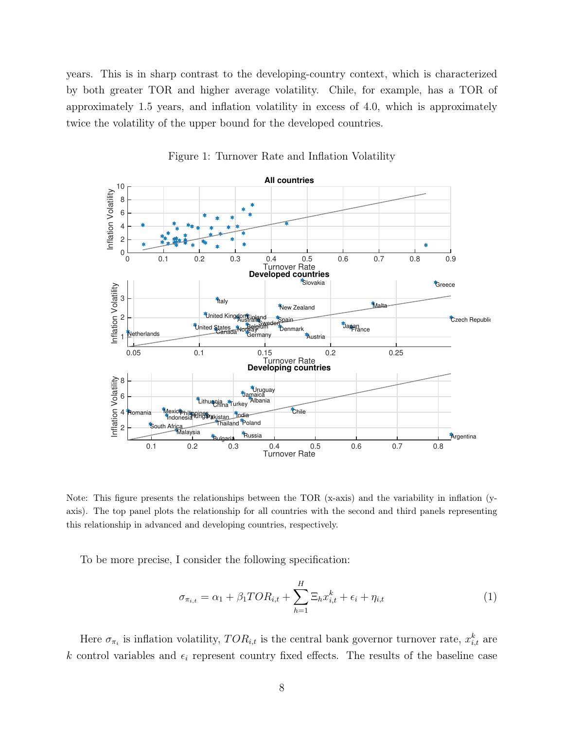years. This is in sharp contrast to the developing-country context, which is characterized by both greater TOR and higher average volatility. Chile, for example, has a TOR of approximately 1.5 years, and inflation volatility in excess of 4.0, which is approximately twice the volatility of the upper bound for the developed countries.

Figure 1: Turnover Rate and Inflation Volatility

Note: This figure presents the relationships between the TOR (x-axis) and the variability in inflation (y-axis). The top panel plots the relationship for all countries with the second and third panels representing this relationship in advanced and developing countries, respectively.

To be more precise, I consider the following specification:

$$\sigma_{\pi_{i,t}} = \alpha_1 + \beta_1 TOR_{i,t} + \sum_{h=1}^{H} \Xi_h x_{i,t}^k + \epsilon_i + \eta_{i,t} \tag{1}$$

Here $\sigma_{\pi_i}$ is inflation volatility, $TOR_{i,t}$ is the central bank governor turnover rate, $x_{i,t}^k$ are $k$ control variables and $\epsilon_i$ represent country fixed effects. The results of the baseline case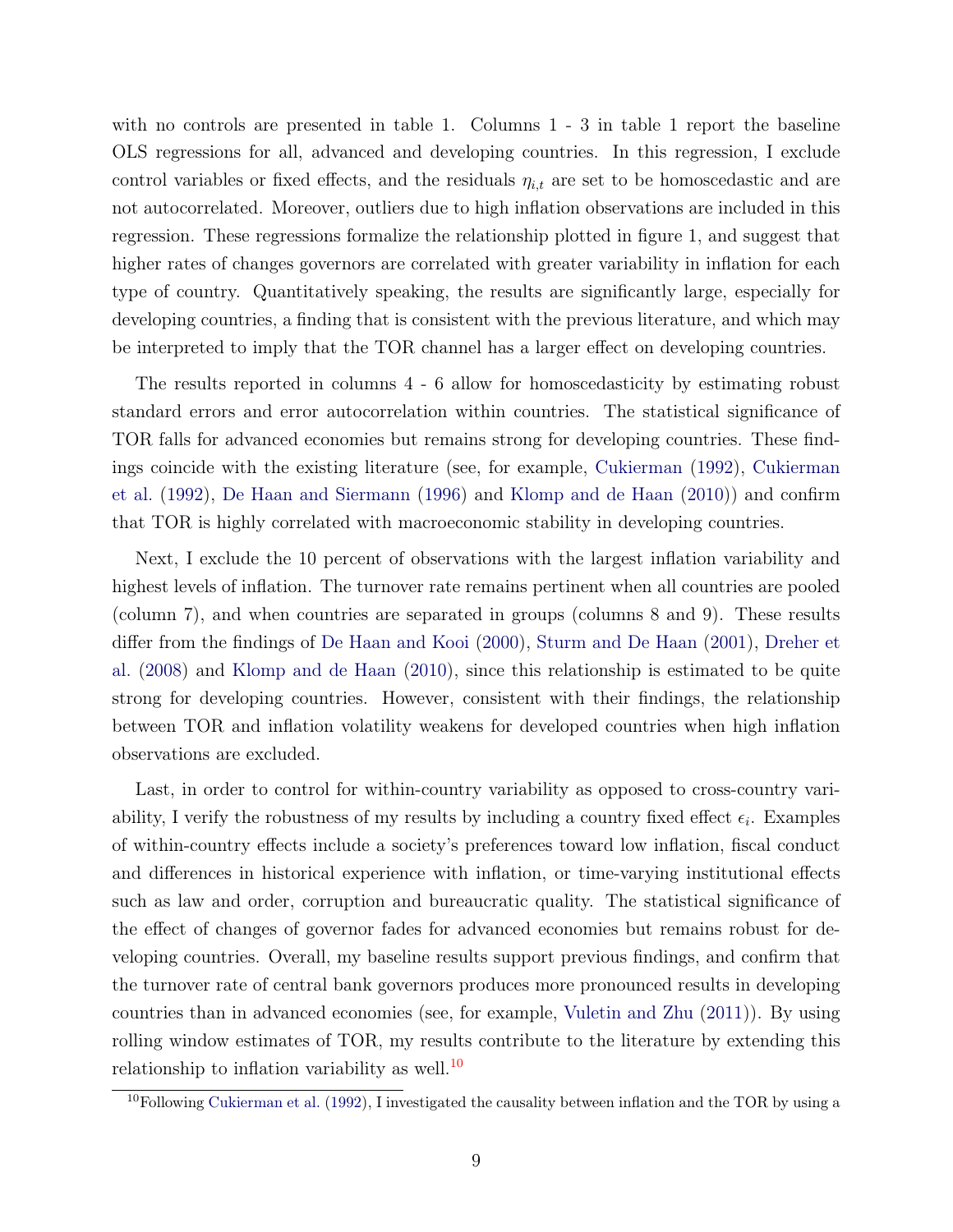with no controls are presented in table 1. Columns 1 - 3 in table 1 report the baseline OLS regressions for all, advanced and developing countries. In this regression, I exclude control variables or fixed effects, and the residuals $\eta_{i,t}$ are set to be homoscedastic and are not autocorrelated. Moreover, outliers due to high inflation observations are included in this regression. These regressions formalize the relationship plotted in figure 1, and suggest that higher rates of changes governors are correlated with greater variability in inflation for each type of country. Quantitatively speaking, the results are significantly large, especially for developing countries, a finding that is consistent with the previous literature, and which may be interpreted to imply that the TOR channel has a larger effect on developing countries.

The results reported in columns 4 - 6 allow for homoscedasticity by estimating robust standard errors and error autocorrelation within countries. The statistical significance of TOR falls for advanced economies but remains strong for developing countries. These findings coincide with the existing literature (see, for example, Cukierman (1992), Cukierman et al. (1992), De Haan and Siermann (1996) and Klomp and de Haan (2010)) and confirm that TOR is highly correlated with macroeconomic stability in developing countries.

Next, I exclude the 10 percent of observations with the largest inflation variability and highest levels of inflation. The turnover rate remains pertinent when all countries are pooled (column 7), and when countries are separated in groups (columns 8 and 9). These results differ from the findings of De Haan and Kooi (2000), Sturm and De Haan (2001), Dreher et al. (2008) and Klomp and de Haan (2010), since this relationship is estimated to be quite strong for developing countries. However, consistent with their findings, the relationship between TOR and inflation volatility weakens for developed countries when high inflation observations are excluded.

Last, in order to control for within-country variability as opposed to cross-country variability, I verify the robustness of my results by including a country fixed effect $\epsilon_i$. Examples of within-country effects include a society's preferences toward low inflation, fiscal conduct and differences in historical experience with inflation, or time-varying institutional effects such as law and order, corruption and bureaucratic quality. The statistical significance of the effect of changes of governor fades for advanced economies but remains robust for developing countries. Overall, my baseline results support previous findings, and confirm that the turnover rate of central bank governors produces more pronounced results in developing countries than in advanced economies (see, for example, Vuletin and Zhu (2011)). By using rolling window estimates of TOR, my results contribute to the literature by extending this relationship to inflation variability as well.[10]

[10]Following Cukierman et al. (1992), I investigated the causality between inflation and the TOR by using a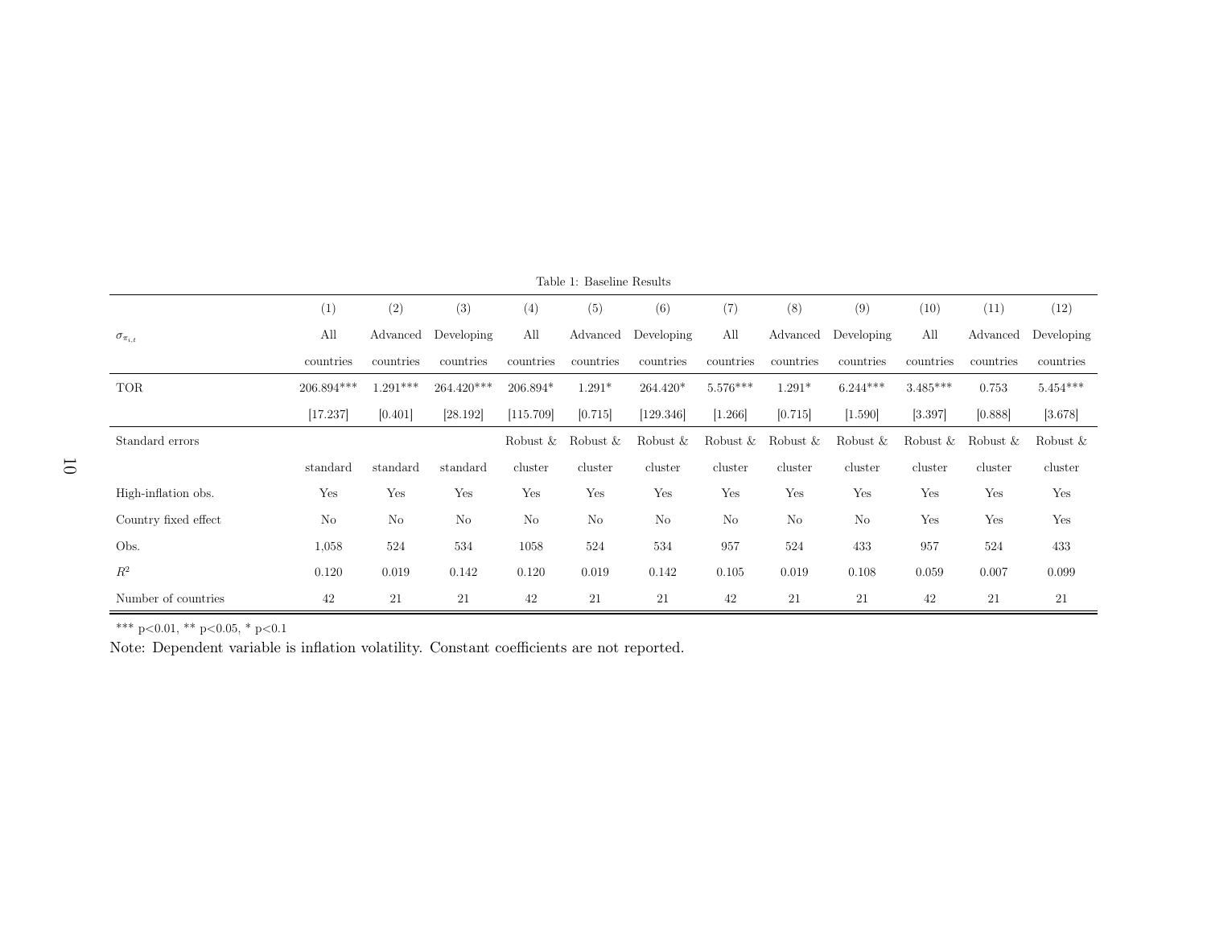Table 1: Baseline Results

| $\sigma_{\pi_{i,t}}$ | (1) All countries | (2) Advanced countries | (3) Developing countries | (4) All countries | (5) Advanced countries | (6) Developing countries | (7) All countries | (8) Advanced countries | (9) Developing countries | (10) All countries | (11) Advanced countries | (12) Developing countries |
|---|---|---|---|---|---|---|---|---|---|---|---|---|
| TOR | 206.894*** | 1.291*** | 264.420*** | 206.894* | 1.291* | 264.420* | 5.576*** | 1.291* | 6.244*** | 3.485*** | 0.753 | 5.454*** |
| | [17.237] | [0.401] | [28.192] | [115.709] | [0.715] | [129.346] | [1.266] | [0.715] | [1.590] | [3.397] | [0.888] | [3.678] |
| Standard errors | standard | standard | standard | Robust & cluster | Robust & cluster | Robust & cluster | Robust & cluster | Robust & cluster | Robust & cluster | Robust & cluster | Robust & cluster | Robust & cluster |
| High-inflation obs. | Yes | Yes | Yes | Yes | Yes | Yes | Yes | Yes | Yes | Yes | Yes | Yes |
| Country fixed effect | No | No | No | No | No | No | No | No | No | Yes | Yes | Yes |
| Obs. | 1,058 | 524 | 534 | 1058 | 524 | 534 | 957 | 524 | 433 | 957 | 524 | 433 |
| $R^2$ | 0.120 | 0.019 | 0.142 | 0.120 | 0.019 | 0.142 | 0.105 | 0.019 | 0.108 | 0.059 | 0.007 | 0.099 |
| Number of countries | 42 | 21 | 21 | 42 | 21 | 21 | 42 | 21 | 21 | 42 | 21 | 21 |

*** p<0.01, ** p<0.05, * p<0.1

Note: Dependent variable is inflation volatility. Constant coefficients are not reported.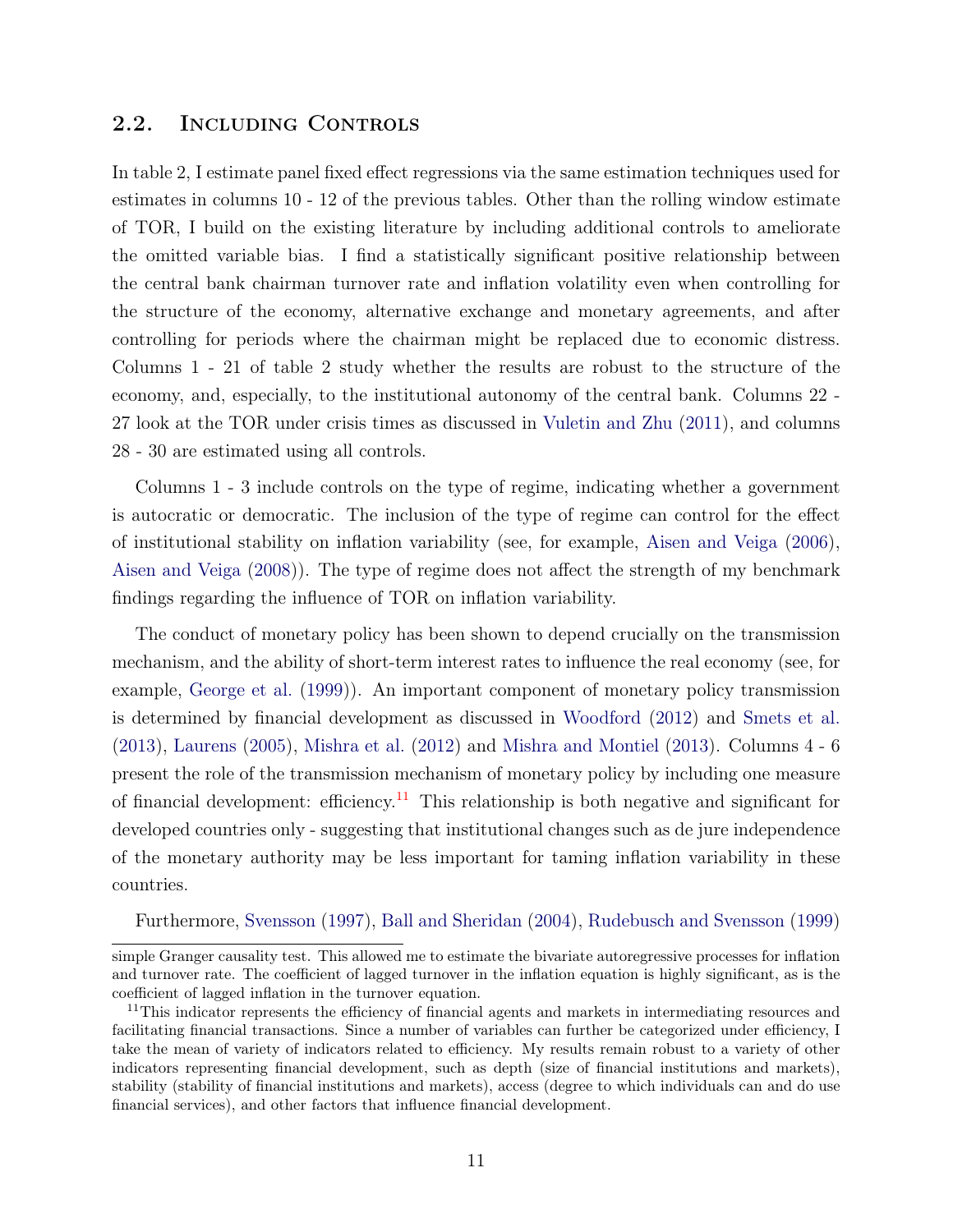## 2.2. Including Controls

In table 2, I estimate panel fixed effect regressions via the same estimation techniques used for estimates in columns 10 - 12 of the previous tables. Other than the rolling window estimate of TOR, I build on the existing literature by including additional controls to ameliorate the omitted variable bias. I find a statistically significant positive relationship between the central bank chairman turnover rate and inflation volatility even when controlling for the structure of the economy, alternative exchange and monetary agreements, and after controlling for periods where the chairman might be replaced due to economic distress. Columns 1 - 21 of table 2 study whether the results are robust to the structure of the economy, and, especially, to the institutional autonomy of the central bank. Columns 22 - 27 look at the TOR under crisis times as discussed in Vuletin and Zhu (2011), and columns 28 - 30 are estimated using all controls.

Columns 1 - 3 include controls on the type of regime, indicating whether a government is autocratic or democratic. The inclusion of the type of regime can control for the effect of institutional stability on inflation variability (see, for example, Aisen and Veiga (2006), Aisen and Veiga (2008)). The type of regime does not affect the strength of my benchmark findings regarding the influence of TOR on inflation variability.

The conduct of monetary policy has been shown to depend crucially on the transmission mechanism, and the ability of short-term interest rates to influence the real economy (see, for example, George et al. (1999)). An important component of monetary policy transmission is determined by financial development as discussed in Woodford (2012) and Smets et al. (2013), Laurens (2005), Mishra et al. (2012) and Mishra and Montiel (2013). Columns 4 - 6 present the role of the transmission mechanism of monetary policy by including one measure of financial development: efficiency.[11] This relationship is both negative and significant for developed countries only - suggesting that institutional changes such as de jure independence of the monetary authority may be less important for taming inflation variability in these countries.

Furthermore, Svensson (1997), Ball and Sheridan (2004), Rudebusch and Svensson (1999)

simple Granger causality test. This allowed me to estimate the bivariate autoregressive processes for inflation and turnover rate. The coefficient of lagged turnover in the inflation equation is highly significant, as is the coefficient of lagged inflation in the turnover equation.

[11]This indicator represents the efficiency of financial agents and markets in intermediating resources and facilitating financial transactions. Since a number of variables can further be categorized under efficiency, I take the mean of variety of indicators related to efficiency. My results remain robust to a variety of other indicators representing financial development, such as depth (size of financial institutions and markets), stability (stability of financial institutions and markets), access (degree to which individuals can and do use financial services), and other factors that influence financial development.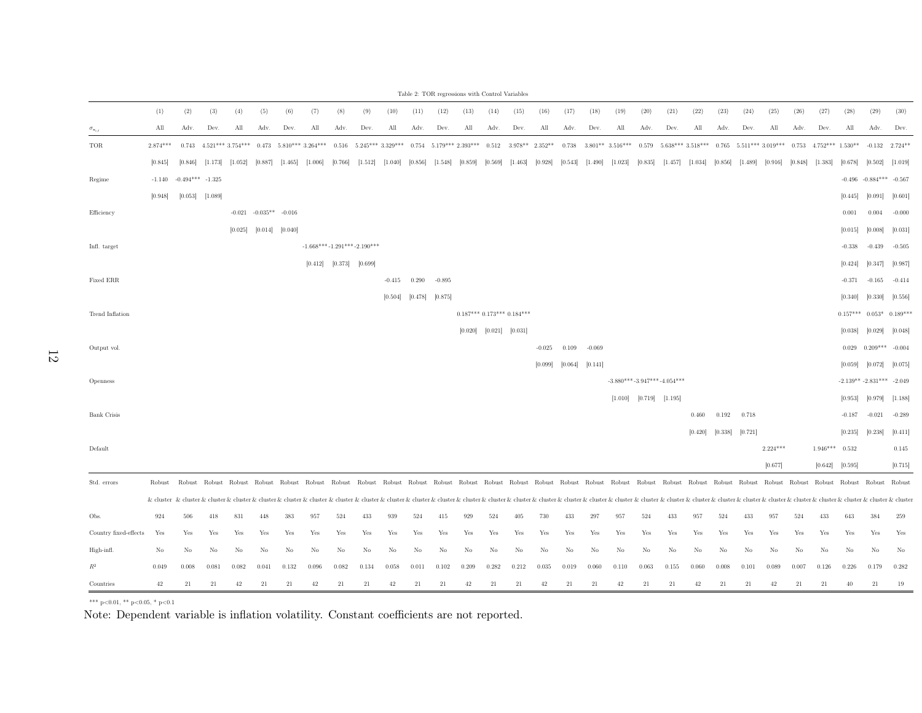Table 2: TOR regressions with Control Variables

| | (1) | (2) | (3) | (4) | (5) | (6) | (7) | (8) | (9) | (10) | (11) | (12) | (13) | (14) | (15) | (16) | (17) | (18) | (19) | (20) | (21) | (22) | (23) | (24) | (25) | (26) | (27) | (28) | (29) | (30) |
|---|---|---|---|---|---|---|---|---|---|---|---|---|---|---|---|---|---|---|---|---|---|---|---|---|---|---|---|---|---|---|
| $\sigma_{\pi_{i,t}}$ | All | Adv. | Dev. | All | Adv. | Dev. | All | Adv. | Dev. | All | Adv. | Dev. | All | Adv. | Dev. | All | Adv. | Dev. | All | Adv. | Dev. | All | Adv. | Dev. | All | Adv. | Dev. | All | Adv. | Dev. |
| TOR | 2.874*** | 0.743 | 4.521*** | 3.754*** | 0.473 | 5.810*** | 3.264*** | 0.516 | 5.245*** | 3.329*** | 0.754 | 5.179*** | 2.393*** | 0.512 | 3.978** | 2.352** | 0.738 | 3.801** | 3.516*** | 0.579 | 5.638*** | 3.518*** | 0.765 | 5.511*** | 3.019*** | 0.753 | 4.752*** | 1.530** | -0.132 | 2.724** |
| | [0.845] | [0.846] | [1.173] | [1.052] | [0.887] | [1.465] | [1.006] | [0.766] | [1.512] | [1.040] | [0.856] | [1.548] | [0.859] | [0.569] | [1.463] | [0.928] | [0.543] | [1.490] | [1.023] | [0.835] | [1.457] | [1.034] | [0.856] | [1.489] | [0.916] | [0.848] | [1.383] | [0.678] | [0.502] | [1.019] |
| Regime | -1.140 | -0.494*** | -1.325 | | | | | | | | | | | | | | | | | | | | | | | | | -0.496 | -0.884*** | -0.567 |
| | [0.948] | [0.053] | [1.089] | | | | | | | | | | | | | | | | | | | | | | | | | [0.445] | [0.091] | [0.601] |
| Efficiency | | | | -0.021 | -0.035** | -0.016 | | | | | | | | | | | | | | | | | | | | | | 0.001 | 0.004 | -0.000 |
| | | | | [0.025] | [0.014] | [0.040] | | | | | | | | | | | | | | | | | | | | | | [0.015] | [0.008] | [0.031] |
| Infl. target | | | | | | | -1.668*** | -1.291*** | -2.190*** | | | | | | | | | | | | | | | | | | | -0.338 | -0.439 | -0.505 |
| | | | | | | | [0.412] | [0.373] | [0.699] | | | | | | | | | | | | | | | | | | | [0.424] | [0.347] | [0.987] |
| Fixed ERR | | | | | | | | | | -0.415 | 0.290 | -0.895 | | | | | | | | | | | | | | | | -0.371 | -0.165 | -0.414 |
| | | | | | | | | | | [0.504] | [0.478] | [0.875] | | | | | | | | | | | | | | | | [0.340] | [0.330] | [0.556] |
| Trend Inflation | | | | | | | | | | | | | 0.187*** | 0.173*** | 0.184*** | | | | | | | | | | | | | 0.157*** | 0.053* | 0.189*** |
| | | | | | | | | | | | | | [0.020] | [0.021] | [0.031] | | | | | | | | | | | | | [0.038] | [0.029] | [0.048] |
| Output vol. | | | | | | | | | | | | | | | | -0.025 | 0.109 | -0.069 | | | | | | | | | | 0.029 | 0.209*** | -0.004 |
| | | | | | | | | | | | | | | | | [0.099] | [0.064] | [0.141] | | | | | | | | | | [0.059] | [0.072] | [0.075] |
| Openness | | | | | | | | | | | | | | | | | | | -3.880*** | -3.947*** | -4.054*** | | | | | | | -2.139** | -2.831*** | -2.049 |
| | | | | | | | | | | | | | | | | | | | [1.010] | [0.719] | [1.195] | | | | | | | [0.953] | [0.979] | [1.188] |
| Bank Crisis | | | | | | | | | | | | | | | | | | | | | | 0.460 | 0.192 | 0.718 | | | | -0.187 | -0.021 | -0.289 |
| | | | | | | | | | | | | | | | | | | | | | | [0.420] | [0.338] | [0.721] | | | | [0.235] | [0.238] | [0.411] |
| Default | | | | | | | | | | | | | | | | | | | | | | | | | 2.224*** | | 1.946*** | 0.532 | | 0.145 |
| | | | | | | | | | | | | | | | | | | | | | | | | | [0.677] | | [0.642] | [0.595] | | [0.715] |
| Std. errors | Robust & cluster | Robust & cluster | Robust & cluster | Robust & cluster | Robust & cluster | Robust & cluster | Robust & cluster | Robust & cluster | Robust & cluster | Robust & cluster | Robust & cluster | Robust & cluster | Robust & cluster | Robust & cluster | Robust & cluster | Robust & cluster | Robust & cluster | Robust & cluster | Robust & cluster | Robust & cluster | Robust & cluster | Robust & cluster | Robust & cluster | Robust & cluster | Robust & cluster | Robust & cluster | Robust & cluster | Robust & cluster | Robust & cluster | Robust & cluster |
| Obs. | 924 | 506 | 418 | 831 | 448 | 383 | 957 | 524 | 433 | 939 | 524 | 415 | 929 | 524 | 405 | 730 | 433 | 297 | 957 | 524 | 433 | 957 | 524 | 433 | 957 | 524 | 433 | 643 | 384 | 259 |
| Country fixed-effects | Yes | Yes | Yes | Yes | Yes | Yes | Yes | Yes | Yes | Yes | Yes | Yes | Yes | Yes | Yes | Yes | Yes | Yes | Yes | Yes | Yes | Yes | Yes | Yes | Yes | Yes | Yes | Yes | Yes | Yes |
| High-infl. | No | No | No | No | No | No | No | No | No | No | No | No | No | No | No | No | No | No | No | No | No | No | No | No | No | No | No | No | No | No |
| $R^2$ | 0.049 | 0.008 | 0.081 | 0.082 | 0.041 | 0.132 | 0.096 | 0.082 | 0.134 | 0.058 | 0.011 | 0.102 | 0.209 | 0.282 | 0.212 | 0.035 | 0.019 | 0.060 | 0.110 | 0.063 | 0.155 | 0.060 | 0.008 | 0.101 | 0.089 | 0.007 | 0.126 | 0.226 | 0.179 | 0.282 |
| Countries | 42 | 21 | 21 | 42 | 21 | 21 | 42 | 21 | 21 | 42 | 21 | 21 | 42 | 21 | 21 | 42 | 21 | 21 | 42 | 21 | 21 | 42 | 21 | 21 | 42 | 21 | 21 | 40 | 21 | 19 |

*** p<0.01, ** p<0.05, * p<0.1

Note: Dependent variable is inflation volatility. Constant coefficients are not reported.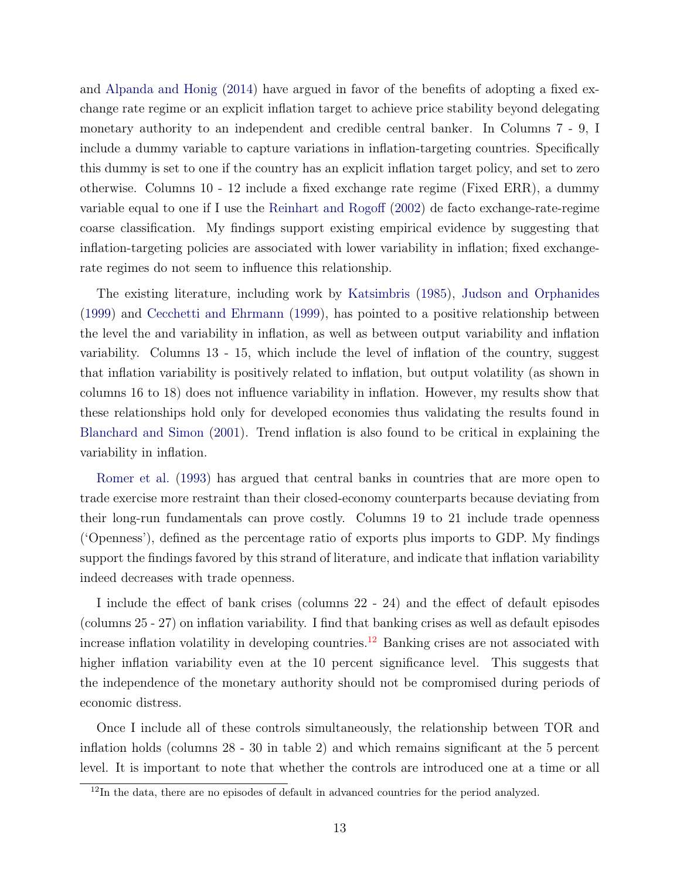and Alpanda and Honig (2014) have argued in favor of the benefits of adopting a fixed exchange rate regime or an explicit inflation target to achieve price stability beyond delegating monetary authority to an independent and credible central banker. In Columns 7 - 9, I include a dummy variable to capture variations in inflation-targeting countries. Specifically this dummy is set to one if the country has an explicit inflation target policy, and set to zero otherwise. Columns 10 - 12 include a fixed exchange rate regime (Fixed ERR), a dummy variable equal to one if I use the Reinhart and Rogoff (2002) de facto exchange-rate-regime coarse classification. My findings support existing empirical evidence by suggesting that inflation-targeting policies are associated with lower variability in inflation; fixed exchange-rate regimes do not seem to influence this relationship.

The existing literature, including work by Katsimbris (1985), Judson and Orphanides (1999) and Cecchetti and Ehrmann (1999), has pointed to a positive relationship between the level the and variability in inflation, as well as between output variability and inflation variability. Columns 13 - 15, which include the level of inflation of the country, suggest that inflation variability is positively related to inflation, but output volatility (as shown in columns 16 to 18) does not influence variability in inflation. However, my results show that these relationships hold only for developed economies thus validating the results found in Blanchard and Simon (2001). Trend inflation is also found to be critical in explaining the variability in inflation.

Romer et al. (1993) has argued that central banks in countries that are more open to trade exercise more restraint than their closed-economy counterparts because deviating from their long-run fundamentals can prove costly. Columns 19 to 21 include trade openness ('Openness'), defined as the percentage ratio of exports plus imports to GDP. My findings support the findings favored by this strand of literature, and indicate that inflation variability indeed decreases with trade openness.

I include the effect of bank crises (columns 22 - 24) and the effect of default episodes (columns 25 - 27) on inflation variability. I find that banking crises as well as default episodes increase inflation volatility in developing countries.[12] Banking crises are not associated with higher inflation variability even at the 10 percent significance level. This suggests that the independence of the monetary authority should not be compromised during periods of economic distress.

Once I include all of these controls simultaneously, the relationship between TOR and inflation holds (columns 28 - 30 in table 2) and which remains significant at the 5 percent level. It is important to note that whether the controls are introduced one at a time or all

[12] In the data, there are no episodes of default in advanced countries for the period analyzed.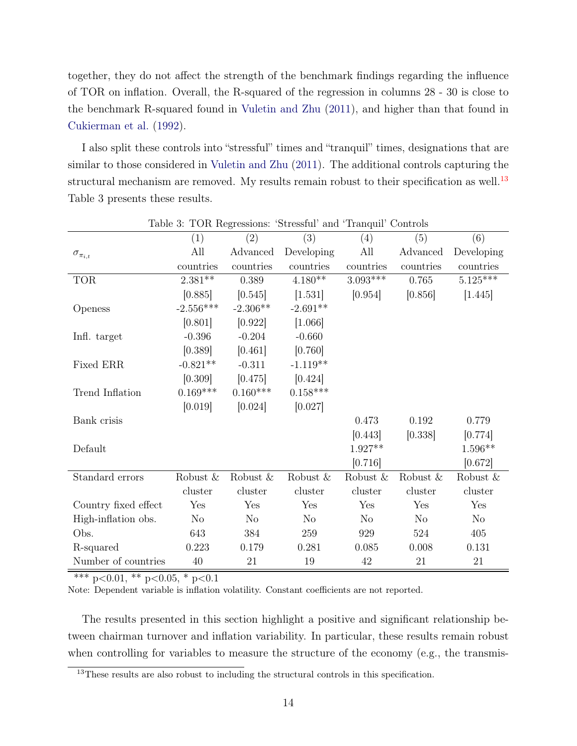together, they do not affect the strength of the benchmark findings regarding the influence of TOR on inflation. Overall, the R-squared of the regression in columns 28 - 30 is close to the benchmark R-squared found in Vuletin and Zhu (2011), and higher than that found in Cukierman et al. (1992).

I also split these controls into "stressful" times and "tranquil" times, designations that are similar to those considered in Vuletin and Zhu (2011). The additional controls capturing the structural mechanism are removed. My results remain robust to their specification as well.[13] Table 3 presents these results.

Table 3: TOR Regressions: 'Stressful' and 'Tranquil' Controls

| | (1) | (2) | (3) | (4) | (5) | (6) |
|---|---|---|---|---|---|---|
| $\sigma_{\pi_{i,t}}$ | All countries | Advanced countries | Developing countries | All countries | Advanced countries | Developing countries |
| TOR | 2.381** | 0.389 | 4.180** | 3.093*** | 0.765 | 5.125*** |
| | [0.885] | [0.545] | [1.531] | [0.954] | [0.856] | [1.445] |
| Openess | -2.556*** | -2.306** | -2.691** | | | |
| | [0.801] | [0.922] | [1.066] | | | |
| Infl. target | -0.396 | -0.204 | -0.660 | | | |
| | [0.389] | [0.461] | [0.760] | | | |
| Fixed ERR | -0.821** | -0.311 | -1.119** | | | |
| | [0.309] | [0.475] | [0.424] | | | |
| Trend Inflation | 0.169*** | 0.160*** | 0.158*** | | | |
| | [0.019] | [0.024] | [0.027] | | | |
| Bank crisis | | | | 0.473 | 0.192 | 0.779 |
| | | | | [0.443] | [0.338] | [0.774] |
| Default | | | | 1.927** | | 1.596** |
| | | | | [0.716] | | [0.672] |
| Standard errors | Robust & cluster | Robust & cluster | Robust & cluster | Robust & cluster | Robust & cluster | Robust & cluster |
| Country fixed effect | Yes | Yes | Yes | Yes | Yes | Yes |
| High-inflation obs. | No | No | No | No | No | No |
| Obs. | 643 | 384 | 259 | 929 | 524 | 405 |
| R-squared | 0.223 | 0.179 | 0.281 | 0.085 | 0.008 | 0.131 |
| Number of countries | 40 | 21 | 19 | 42 | 21 | 21 |

*** p<0.01, ** p<0.05, * p<0.1

Note: Dependent variable is inflation volatility. Constant coefficients are not reported.

The results presented in this section highlight a positive and significant relationship between chairman turnover and inflation variability. In particular, these results remain robust when controlling for variables to measure the structure of the economy (e.g., the transmis-

[13] These results are also robust to including the structural controls in this specification.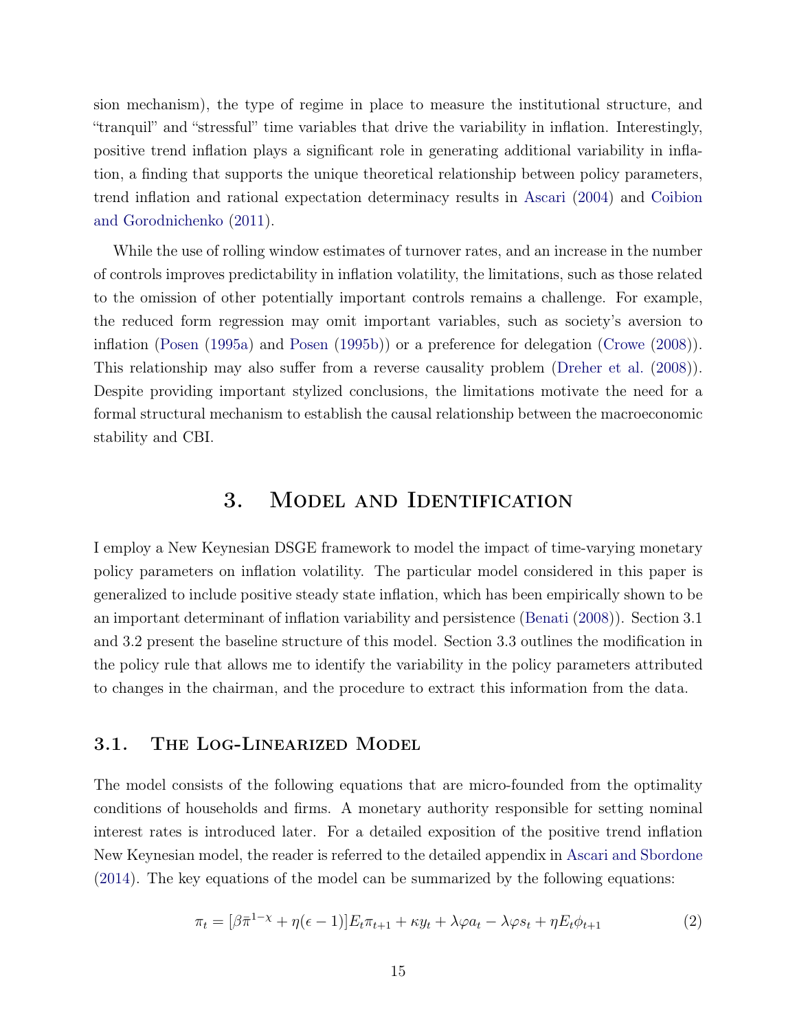sion mechanism), the type of regime in place to measure the institutional structure, and "tranquil" and "stressful" time variables that drive the variability in inflation. Interestingly, positive trend inflation plays a significant role in generating additional variability in inflation, a finding that supports the unique theoretical relationship between policy parameters, trend inflation and rational expectation determinacy results in Ascari (2004) and Coibion and Gorodnichenko (2011).

While the use of rolling window estimates of turnover rates, and an increase in the number of controls improves predictability in inflation volatility, the limitations, such as those related to the omission of other potentially important controls remains a challenge. For example, the reduced form regression may omit important variables, such as society's aversion to inflation (Posen (1995a) and Posen (1995b)) or a preference for delegation (Crowe (2008)). This relationship may also suffer from a reverse causality problem (Dreher et al. (2008)). Despite providing important stylized conclusions, the limitations motivate the need for a formal structural mechanism to establish the causal relationship between the macroeconomic stability and CBI.

# 3. Model and Identification

I employ a New Keynesian DSGE framework to model the impact of time-varying monetary policy parameters on inflation volatility. The particular model considered in this paper is generalized to include positive steady state inflation, which has been empirically shown to be an important determinant of inflation variability and persistence (Benati (2008)). Section 3.1 and 3.2 present the baseline structure of this model. Section 3.3 outlines the modification in the policy rule that allows me to identify the variability in the policy parameters attributed to changes in the chairman, and the procedure to extract this information from the data.

## 3.1. The Log-Linearized Model

The model consists of the following equations that are micro-founded from the optimality conditions of households and firms. A monetary authority responsible for setting nominal interest rates is introduced later. For a detailed exposition of the positive trend inflation New Keynesian model, the reader is referred to the detailed appendix in Ascari and Sbordone (2014). The key equations of the model can be summarized by the following equations:

$$\pi_t = [\beta\bar{\pi}^{1-\chi} + \eta(\epsilon - 1)]E_t\pi_{t+1} + \kappa y_t + \lambda\varphi a_t - \lambda\varphi s_t + \eta E_t\phi_{t+1} \tag{2}$$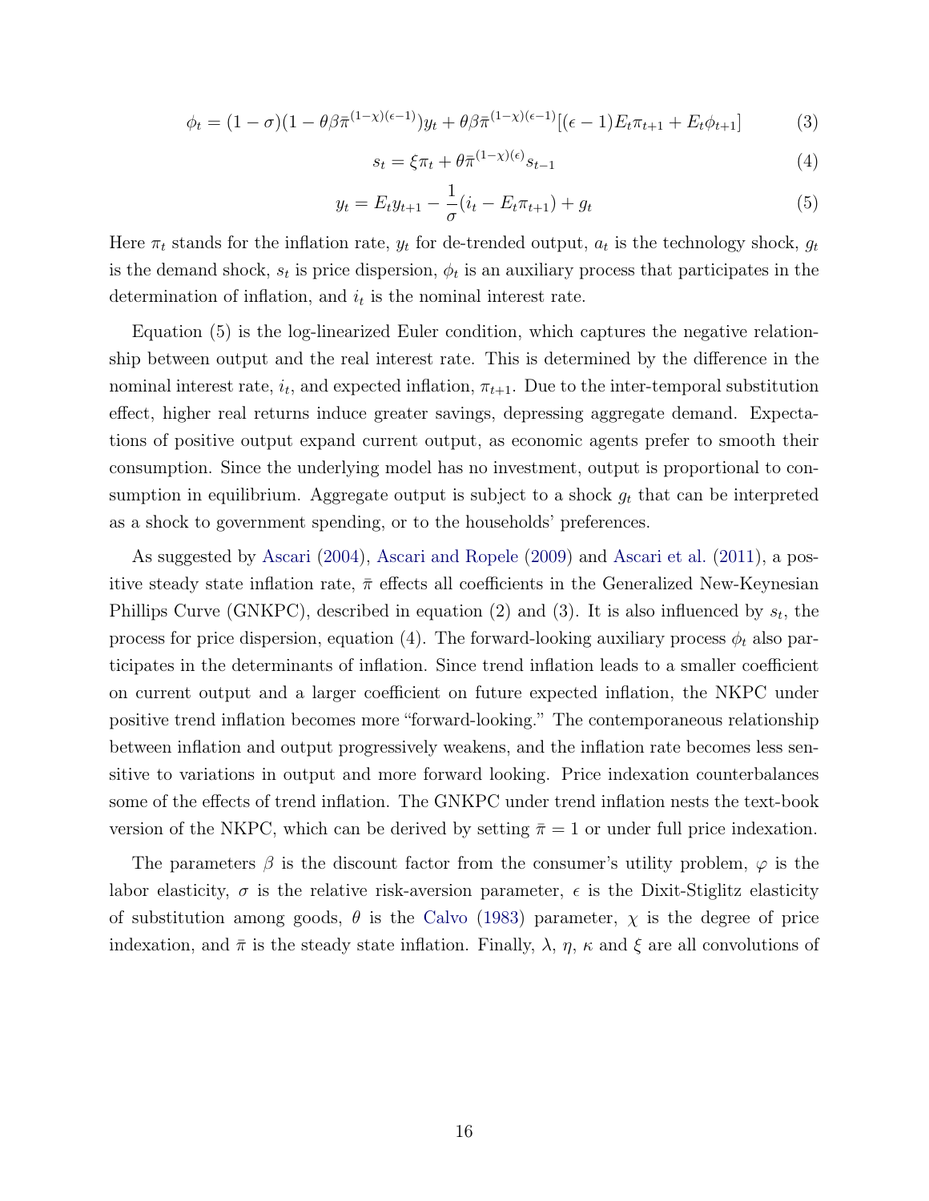$$\phi_t = (1-\sigma)(1-\theta\beta\bar{\pi}^{(1-\chi)(\epsilon-1)})y_t + \theta\beta\bar{\pi}^{(1-\chi)(\epsilon-1)}[(\epsilon-1)E_t\pi_{t+1} + E_t\phi_{t+1}] \tag{3}$$

$$s_t = \xi\pi_t + \theta\bar{\pi}^{(1-\chi)(\epsilon)}s_{t-1} \tag{4}$$

$$y_t = E_t y_{t+1} - \frac{1}{\sigma}(i_t - E_t\pi_{t+1}) + g_t \tag{5}$$

Here $\pi_t$ stands for the inflation rate, $y_t$ for de-trended output, $a_t$ is the technology shock, $g_t$ is the demand shock, $s_t$ is price dispersion, $\phi_t$ is an auxiliary process that participates in the determination of inflation, and $i_t$ is the nominal interest rate.

Equation (5) is the log-linearized Euler condition, which captures the negative relationship between output and the real interest rate. This is determined by the difference in the nominal interest rate, $i_t$, and expected inflation, $\pi_{t+1}$. Due to the inter-temporal substitution effect, higher real returns induce greater savings, depressing aggregate demand. Expectations of positive output expand current output, as economic agents prefer to smooth their consumption. Since the underlying model has no investment, output is proportional to consumption in equilibrium. Aggregate output is subject to a shock $g_t$ that can be interpreted as a shock to government spending, or to the households' preferences.

As suggested by Ascari (2004), Ascari and Ropele (2009) and Ascari et al. (2011), a positive steady state inflation rate, $\bar{\pi}$ effects all coefficients in the Generalized New-Keynesian Phillips Curve (GNKPC), described in equation (2) and (3). It is also influenced by $s_t$, the process for price dispersion, equation (4). The forward-looking auxiliary process $\phi_t$ also participates in the determinants of inflation. Since trend inflation leads to a smaller coefficient on current output and a larger coefficient on future expected inflation, the NKPC under positive trend inflation becomes more "forward-looking." The contemporaneous relationship between inflation and output progressively weakens, and the inflation rate becomes less sensitive to variations in output and more forward looking. Price indexation counterbalances some of the effects of trend inflation. The GNKPC under trend inflation nests the text-book version of the NKPC, which can be derived by setting $\bar{\pi} = 1$ or under full price indexation.

The parameters $\beta$ is the discount factor from the consumer's utility problem, $\varphi$ is the labor elasticity, $\sigma$ is the relative risk-aversion parameter, $\epsilon$ is the Dixit-Stiglitz elasticity of substitution among goods, $\theta$ is the Calvo (1983) parameter, $\chi$ is the degree of price indexation, and $\bar{\pi}$ is the steady state inflation. Finally, $\lambda$, $\eta$, $\kappa$ and $\xi$ are all convolutions of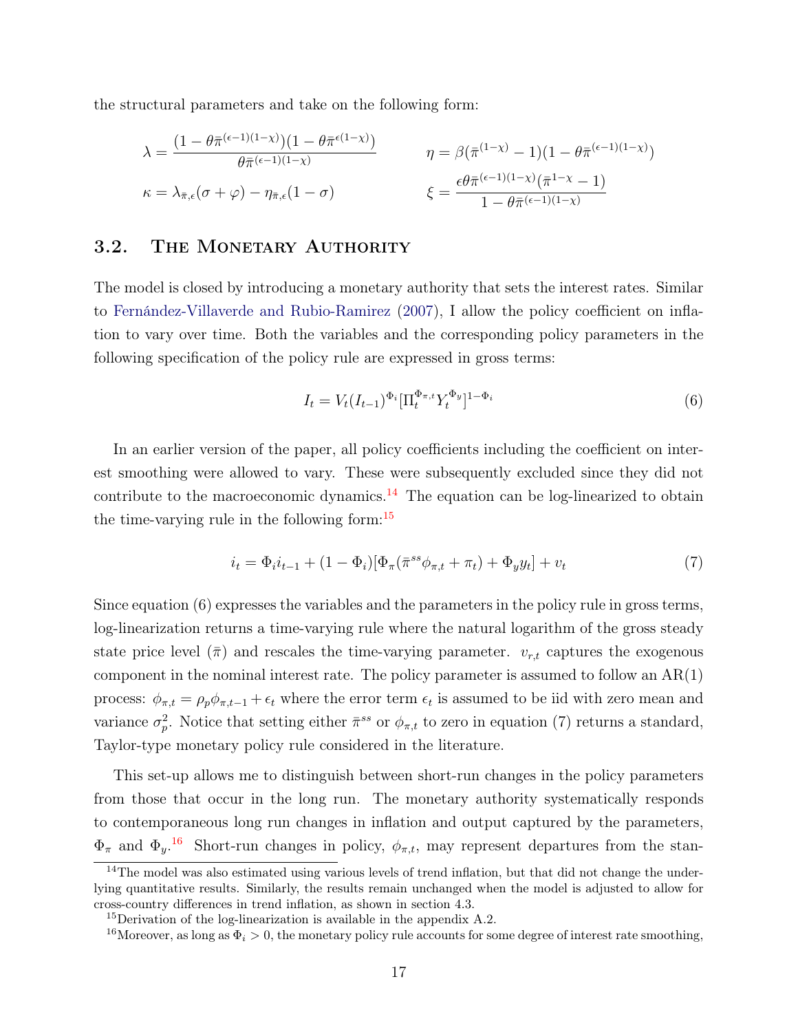the structural parameters and take on the following form:

$$\lambda = \frac{(1-\theta\bar{\pi}^{(\epsilon-1)(1-\chi)})(1-\theta\bar{\pi}^{\epsilon(1-\chi)})}{\theta\bar{\pi}^{(\epsilon-1)(1-\chi)}} \qquad \eta = \beta(\bar{\pi}^{(1-\chi)}-1)(1-\theta\bar{\pi}^{(\epsilon-1)(1-\chi)})$$

$$\kappa = \lambda_{\bar{\pi},\epsilon}(\sigma+\varphi) - \eta_{\bar{\pi},\epsilon}(1-\sigma) \qquad \xi = \frac{\epsilon\theta\bar{\pi}^{(\epsilon-1)(1-\chi)}(\bar{\pi}^{1-\chi}-1)}{1-\theta\bar{\pi}^{(\epsilon-1)(1-\chi)}}$$

## 3.2. The Monetary Authority

The model is closed by introducing a monetary authority that sets the interest rates. Similar to Fernández-Villaverde and Rubio-Ramirez (2007), I allow the policy coefficient on inflation to vary over time. Both the variables and the corresponding policy parameters in the following specification of the policy rule are expressed in gross terms:

$$I_t = V_t(I_{t-1})^{\Phi_i}[\Pi_t^{\Phi_{\pi,t}} Y_t^{\Phi_y}]^{1-\Phi_i} \tag{6}$$

In an earlier version of the paper, all policy coefficients including the coefficient on interest smoothing were allowed to vary. These were subsequently excluded since they did not contribute to the macroeconomic dynamics.[14] The equation can be log-linearized to obtain the time-varying rule in the following form:[15]

$$i_t = \Phi_i i_{t-1} + (1-\Phi_i)[\Phi_\pi(\bar{\pi}^{ss}\phi_{\pi,t} + \pi_t) + \Phi_y y_t] + v_t \tag{7}$$

Since equation (6) expresses the variables and the parameters in the policy rule in gross terms, log-linearization returns a time-varying rule where the natural logarithm of the gross steady state price level ($\bar{\pi}$) and rescales the time-varying parameter. $v_{r,t}$ captures the exogenous component in the nominal interest rate. The policy parameter is assumed to follow an AR(1) process: $\phi_{\pi,t} = \rho_p\phi_{\pi,t-1} + \epsilon_t$ where the error term $\epsilon_t$ is assumed to be iid with zero mean and variance $\sigma_p^2$. Notice that setting either $\bar{\pi}^{ss}$ or $\phi_{\pi,t}$ to zero in equation (7) returns a standard, Taylor-type monetary policy rule considered in the literature.

This set-up allows me to distinguish between short-run changes in the policy parameters from those that occur in the long run. The monetary authority systematically responds to contemporaneous long run changes in inflation and output captured by the parameters, $\Phi_\pi$ and $\Phi_y$.[16] Short-run changes in policy, $\phi_{\pi,t}$, may represent departures from the stan-

[14] The model was also estimated using various levels of trend inflation, but that did not change the underlying quantitative results. Similarly, the results remain unchanged when the model is adjusted to allow for cross-country differences in trend inflation, as shown in section 4.3.

[15] Derivation of the log-linearization is available in the appendix A.2.

[16] Moreover, as long as $\Phi_i > 0$, the monetary policy rule accounts for some degree of interest rate smoothing,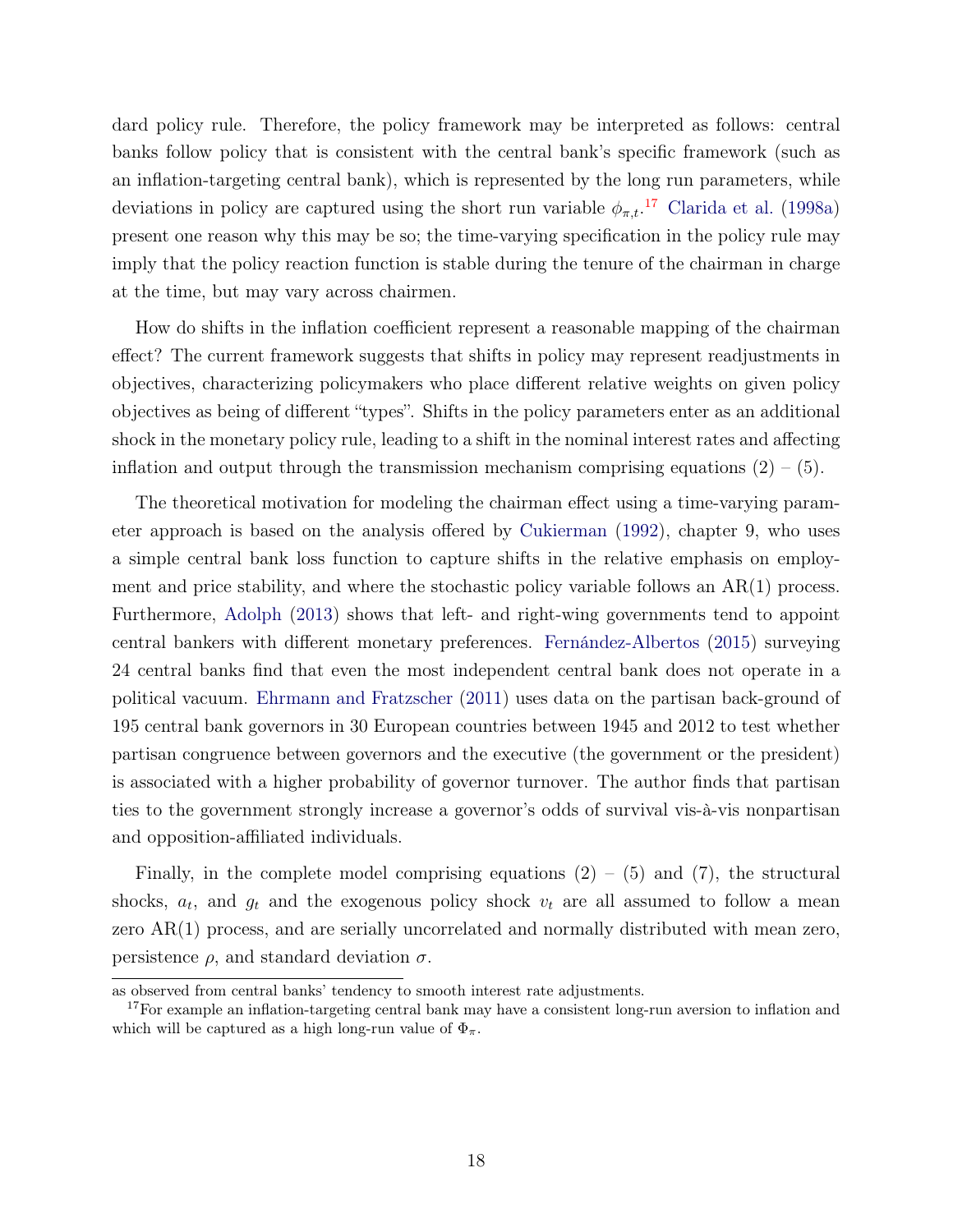dard policy rule. Therefore, the policy framework may be interpreted as follows: central banks follow policy that is consistent with the central bank's specific framework (such as an inflation-targeting central bank), which is represented by the long run parameters, while deviations in policy are captured using the short run variable $\phi_{\pi,t}$.[17] Clarida et al. (1998a) present one reason why this may be so; the time-varying specification in the policy rule may imply that the policy reaction function is stable during the tenure of the chairman in charge at the time, but may vary across chairmen.

How do shifts in the inflation coefficient represent a reasonable mapping of the chairman effect? The current framework suggests that shifts in policy may represent readjustments in objectives, characterizing policymakers who place different relative weights on given policy objectives as being of different "types". Shifts in the policy parameters enter as an additional shock in the monetary policy rule, leading to a shift in the nominal interest rates and affecting inflation and output through the transmission mechanism comprising equations (2) – (5).

The theoretical motivation for modeling the chairman effect using a time-varying parameter approach is based on the analysis offered by Cukierman (1992), chapter 9, who uses a simple central bank loss function to capture shifts in the relative emphasis on employment and price stability, and where the stochastic policy variable follows an AR(1) process. Furthermore, Adolph (2013) shows that left- and right-wing governments tend to appoint central bankers with different monetary preferences. Fernández-Albertos (2015) surveying 24 central banks find that even the most independent central bank does not operate in a political vacuum. Ehrmann and Fratzscher (2011) uses data on the partisan back-ground of 195 central bank governors in 30 European countries between 1945 and 2012 to test whether partisan congruence between governors and the executive (the government or the president) is associated with a higher probability of governor turnover. The author finds that partisan ties to the government strongly increase a governor's odds of survival vis-à-vis nonpartisan and opposition-affiliated individuals.

Finally, in the complete model comprising equations (2) – (5) and (7), the structural shocks, $a_t$, and $g_t$ and the exogenous policy shock $v_t$ are all assumed to follow a mean zero AR(1) process, and are serially uncorrelated and normally distributed with mean zero, persistence $\rho$, and standard deviation $\sigma$.

---

as observed from central banks' tendency to smooth interest rate adjustments.

[17] For example an inflation-targeting central bank may have a consistent long-run aversion to inflation and which will be captured as a high long-run value of $\Phi_{\pi}$.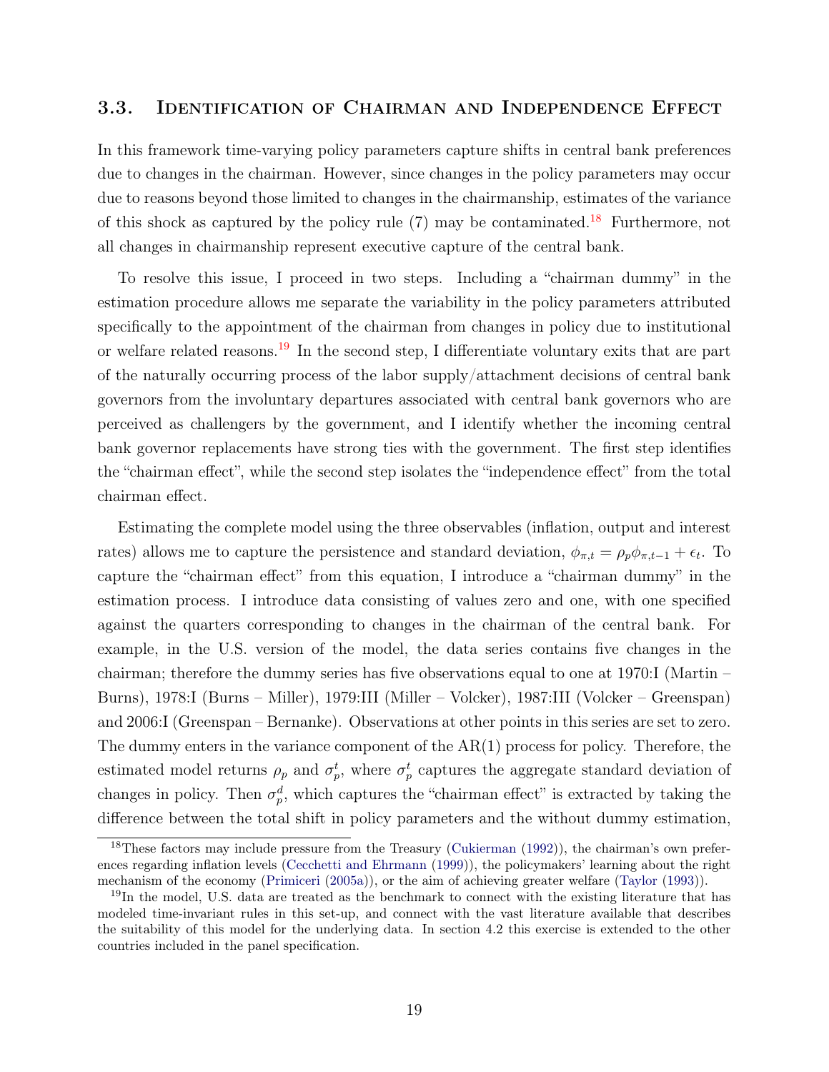### 3.3. Identification of Chairman and Independence Effect

In this framework time-varying policy parameters capture shifts in central bank preferences due to changes in the chairman. However, since changes in the policy parameters may occur due to reasons beyond those limited to changes in the chairmanship, estimates of the variance of this shock as captured by the policy rule (7) may be contaminated.[18] Furthermore, not all changes in chairmanship represent executive capture of the central bank.

To resolve this issue, I proceed in two steps. Including a "chairman dummy" in the estimation procedure allows me separate the variability in the policy parameters attributed specifically to the appointment of the chairman from changes in policy due to institutional or welfare related reasons.[19] In the second step, I differentiate voluntary exits that are part of the naturally occurring process of the labor supply/attachment decisions of central bank governors from the involuntary departures associated with central bank governors who are perceived as challengers by the government, and I identify whether the incoming central bank governor replacements have strong ties with the government. The first step identifies the "chairman effect", while the second step isolates the "independence effect" from the total chairman effect.

Estimating the complete model using the three observables (inflation, output and interest rates) allows me to capture the persistence and standard deviation, $\phi_{\pi,t} = \rho_p \phi_{\pi,t-1} + \epsilon_t$. To capture the "chairman effect" from this equation, I introduce a "chairman dummy" in the estimation process. I introduce data consisting of values zero and one, with one specified against the quarters corresponding to changes in the chairman of the central bank. For example, in the U.S. version of the model, the data series contains five changes in the chairman; therefore the dummy series has five observations equal to one at 1970:I (Martin – Burns), 1978:I (Burns – Miller), 1979:III (Miller – Volcker), 1987:III (Volcker – Greenspan) and 2006:I (Greenspan – Bernanke). Observations at other points in this series are set to zero. The dummy enters in the variance component of the AR(1) process for policy. Therefore, the estimated model returns $\rho_p$ and $\sigma_p^t$, where $\sigma_p^t$ captures the aggregate standard deviation of changes in policy. Then $\sigma_p^d$, which captures the "chairman effect" is extracted by taking the difference between the total shift in policy parameters and the without dummy estimation,

---

[18] These factors may include pressure from the Treasury (Cukierman (1992)), the chairman's own preferences regarding inflation levels (Cecchetti and Ehrmann (1999)), the policymakers' learning about the right mechanism of the economy (Primiceri (2005a)), or the aim of achieving greater welfare (Taylor (1993)).

[19] In the model, U.S. data are treated as the benchmark to connect with the existing literature that has modeled time-invariant rules in this set-up, and connect with the vast literature available that describes the suitability of this model for the underlying data. In section 4.2 this exercise is extended to the other countries included in the panel specification.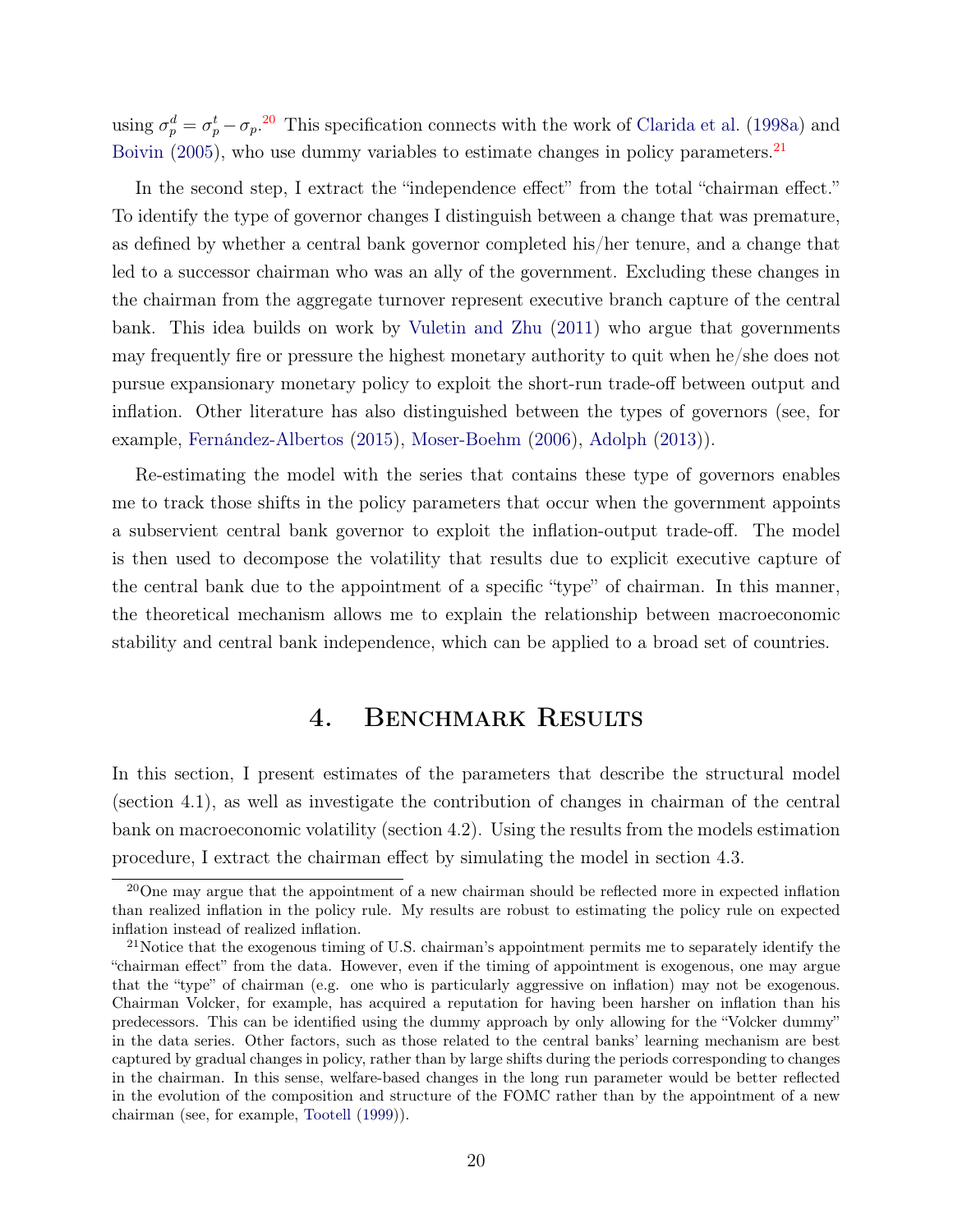using $\sigma_p^d = \sigma_p^t - \sigma_p$.[20] This specification connects with the work of Clarida et al. (1998a) and Boivin (2005), who use dummy variables to estimate changes in policy parameters.[21]

In the second step, I extract the "independence effect" from the total "chairman effect." To identify the type of governor changes I distinguish between a change that was premature, as defined by whether a central bank governor completed his/her tenure, and a change that led to a successor chairman who was an ally of the government. Excluding these changes in the chairman from the aggregate turnover represent executive branch capture of the central bank. This idea builds on work by Vuletin and Zhu (2011) who argue that governments may frequently fire or pressure the highest monetary authority to quit when he/she does not pursue expansionary monetary policy to exploit the short-run trade-off between output and inflation. Other literature has also distinguished between the types of governors (see, for example, Fernández-Albertos (2015), Moser-Boehm (2006), Adolph (2013)).

Re-estimating the model with the series that contains these type of governors enables me to track those shifts in the policy parameters that occur when the government appoints a subservient central bank governor to exploit the inflation-output trade-off. The model is then used to decompose the volatility that results due to explicit executive capture of the central bank due to the appointment of a specific "type" of chairman. In this manner, the theoretical mechanism allows me to explain the relationship between macroeconomic stability and central bank independence, which can be applied to a broad set of countries.

# 4. Benchmark Results

In this section, I present estimates of the parameters that describe the structural model (section 4.1), as well as investigate the contribution of changes in chairman of the central bank on macroeconomic volatility (section 4.2). Using the results from the models estimation procedure, I extract the chairman effect by simulating the model in section 4.3.

[20] One may argue that the appointment of a new chairman should be reflected more in expected inflation than realized inflation in the policy rule. My results are robust to estimating the policy rule on expected inflation instead of realized inflation.

[21] Notice that the exogenous timing of U.S. chairman's appointment permits me to separately identify the "chairman effect" from the data. However, even if the timing of appointment is exogenous, one may argue that the "type" of chairman (e.g. one who is particularly aggressive on inflation) may not be exogenous. Chairman Volcker, for example, has acquired a reputation for having been harsher on inflation than his predecessors. This can be identified using the dummy approach by only allowing for the "Volcker dummy" in the data series. Other factors, such as those related to the central banks' learning mechanism are best captured by gradual changes in policy, rather than by large shifts during the periods corresponding to changes in the chairman. In this sense, welfare-based changes in the long run parameter would be better reflected in the evolution of the composition and structure of the FOMC rather than by the appointment of a new chairman (see, for example, Tootell (1999)).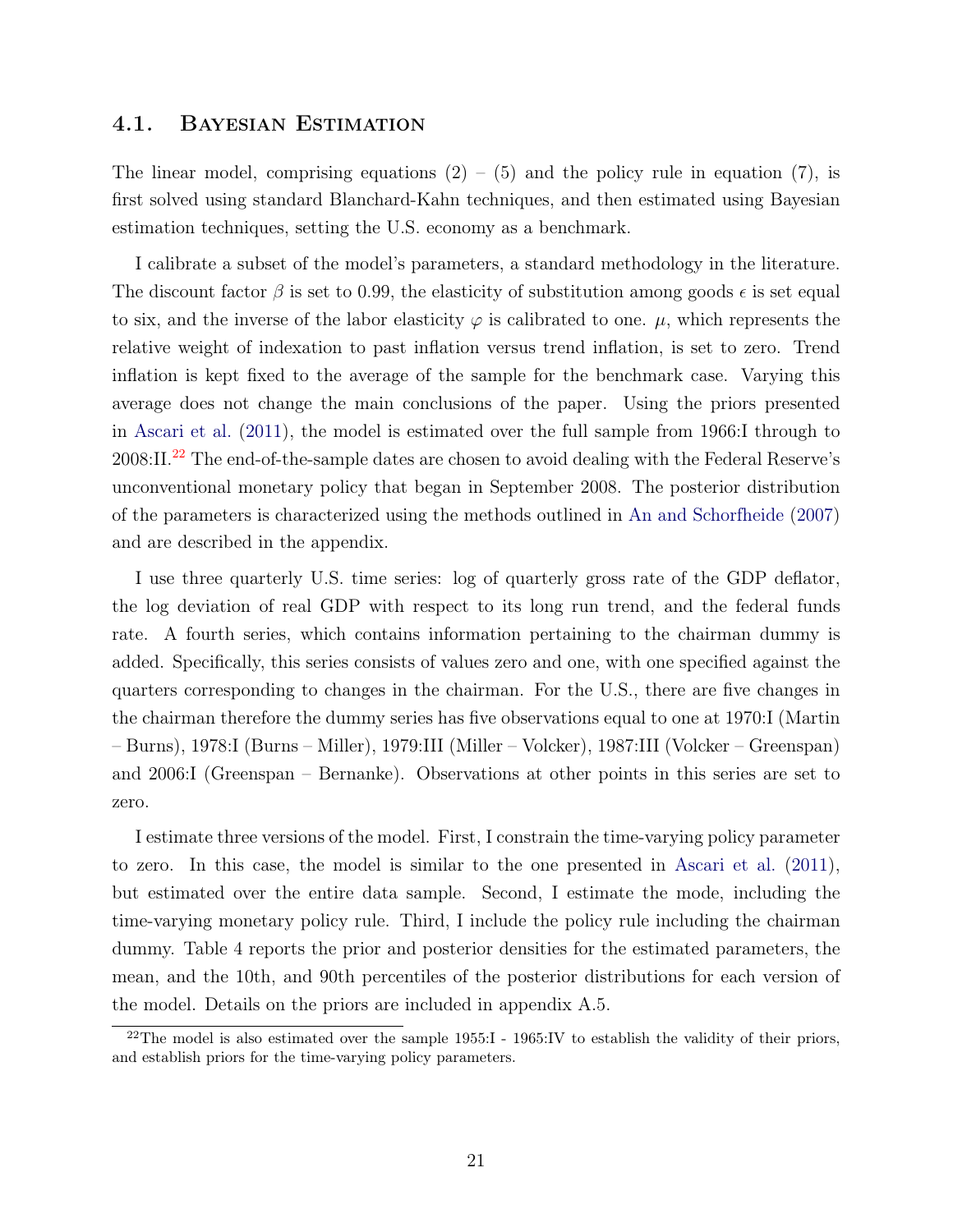### 4.1. Bayesian Estimation

The linear model, comprising equations (2) – (5) and the policy rule in equation (7), is first solved using standard Blanchard-Kahn techniques, and then estimated using Bayesian estimation techniques, setting the U.S. economy as a benchmark.

I calibrate a subset of the model's parameters, a standard methodology in the literature. The discount factor $\beta$ is set to 0.99, the elasticity of substitution among goods $\epsilon$ is set equal to six, and the inverse of the labor elasticity $\varphi$ is calibrated to one. $\mu$, which represents the relative weight of indexation to past inflation versus trend inflation, is set to zero. Trend inflation is kept fixed to the average of the sample for the benchmark case. Varying this average does not change the main conclusions of the paper. Using the priors presented in Ascari et al. (2011), the model is estimated over the full sample from 1966:I through to 2008:II.[22] The end-of-the-sample dates are chosen to avoid dealing with the Federal Reserve's unconventional monetary policy that began in September 2008. The posterior distribution of the parameters is characterized using the methods outlined in An and Schorfheide (2007) and are described in the appendix.

I use three quarterly U.S. time series: log of quarterly gross rate of the GDP deflator, the log deviation of real GDP with respect to its long run trend, and the federal funds rate. A fourth series, which contains information pertaining to the chairman dummy is added. Specifically, this series consists of values zero and one, with one specified against the quarters corresponding to changes in the chairman. For the U.S., there are five changes in the chairman therefore the dummy series has five observations equal to one at 1970:I (Martin – Burns), 1978:I (Burns – Miller), 1979:III (Miller – Volcker), 1987:III (Volcker – Greenspan) and 2006:I (Greenspan – Bernanke). Observations at other points in this series are set to zero.

I estimate three versions of the model. First, I constrain the time-varying policy parameter to zero. In this case, the model is similar to the one presented in Ascari et al. (2011), but estimated over the entire data sample. Second, I estimate the mode, including the time-varying monetary policy rule. Third, I include the policy rule including the chairman dummy. Table 4 reports the prior and posterior densities for the estimated parameters, the mean, and the 10th, and 90th percentiles of the posterior distributions for each version of the model. Details on the priors are included in appendix A.5.

[22] The model is also estimated over the sample 1955:I - 1965:IV to establish the validity of their priors, and establish priors for the time-varying policy parameters.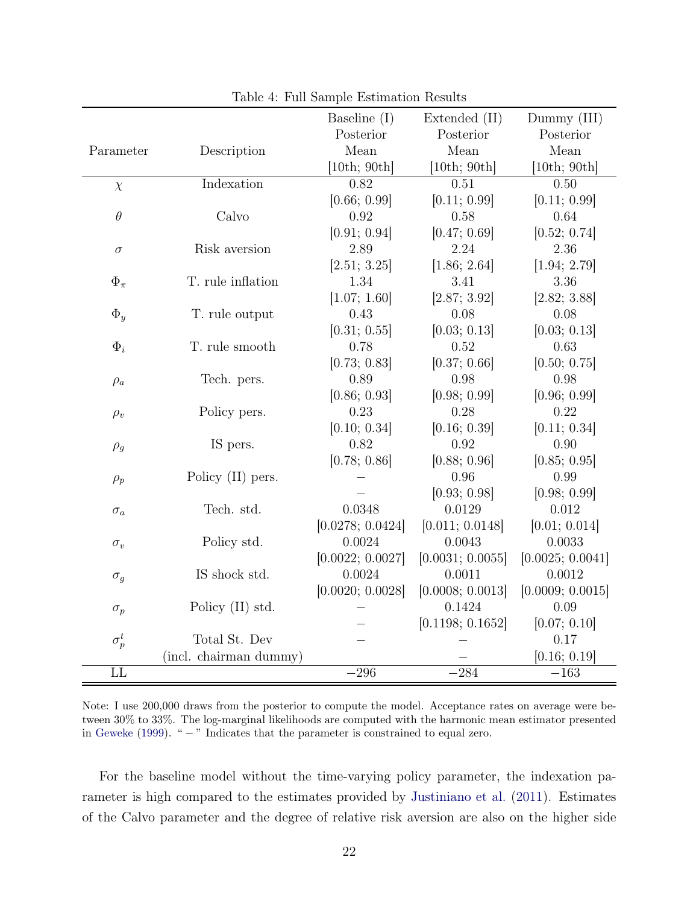Table 4: Full Sample Estimation Results

| Parameter | Description | Baseline (I) Posterior Mean [10th; 90th] | Extended (II) Posterior Mean [10th; 90th] | Dummy (III) Posterior Mean [10th; 90th] |
|---|---|---|---|---|
| $\chi$ | Indexation | 0.82 | 0.51 | 0.50 |
| | | [0.66; 0.99] | [0.11; 0.99] | [0.11; 0.99] |
| $\theta$ | Calvo | 0.92 | 0.58 | 0.64 |
| | | [0.91; 0.94] | [0.47; 0.69] | [0.52; 0.74] |
| $\sigma$ | Risk aversion | 2.89 | 2.24 | 2.36 |
| | | [2.51; 3.25] | [1.86; 2.64] | [1.94; 2.79] |
| $\Phi_\pi$ | T. rule inflation | 1.34 | 3.41 | 3.36 |
| | | [1.07; 1.60] | [2.87; 3.92] | [2.82; 3.88] |
| $\Phi_y$ | T. rule output | 0.43 | 0.08 | 0.08 |
| | | [0.31; 0.55] | [0.03; 0.13] | [0.03; 0.13] |
| $\Phi_i$ | T. rule smooth | 0.78 | 0.52 | 0.63 |
| | | [0.73; 0.83] | [0.37; 0.66] | [0.50; 0.75] |
| $\rho_a$ | Tech. pers. | 0.89 | 0.98 | 0.98 |
| | | [0.86; 0.93] | [0.98; 0.99] | [0.96; 0.99] |
| $\rho_v$ | Policy pers. | 0.23 | 0.28 | 0.22 |
| | | [0.10; 0.34] | [0.16; 0.39] | [0.11; 0.34] |
| $\rho_g$ | IS pers. | 0.82 | 0.92 | 0.90 |
| | | [0.78; 0.86] | [0.88; 0.96] | [0.85; 0.95] |
| $\rho_p$ | Policy (II) pers. | – | 0.96 | 0.99 |
| | | – | [0.93; 0.98] | [0.98; 0.99] |
| $\sigma_a$ | Tech. std. | 0.0348 | 0.0129 | 0.012 |
| | | [0.0278; 0.0424] | [0.011; 0.0148] | [0.01; 0.014] |
| $\sigma_v$ | Policy std. | 0.0024 | 0.0043 | 0.0033 |
| | | [0.0022; 0.0027] | [0.0031; 0.0055] | [0.0025; 0.0041] |
| $\sigma_g$ | IS shock std. | 0.0024 | 0.0011 | 0.0012 |
| | | [0.0020; 0.0028] | [0.0008; 0.0013] | [0.0009; 0.0015] |
| $\sigma_p$ | Policy (II) std. | – | 0.1424 | 0.09 |
| | | – | [0.1198; 0.1652] | [0.07; 0.10] |
| $\sigma_p^t$ | Total St. Dev | – | – | 0.17 |
| | (incl. chairman dummy) | | – | [0.16; 0.19] |
| LL | | −296 | −284 | −163 |

Note: I use 200,000 draws from the posterior to compute the model. Acceptance rates on average were between 30% to 33%. The log-marginal likelihoods are computed with the harmonic mean estimator presented in Geweke (1999). " – " Indicates that the parameter is constrained to equal zero.

For the baseline model without the time-varying policy parameter, the indexation parameter is high compared to the estimates provided by Justiniano et al. (2011). Estimates of the Calvo parameter and the degree of relative risk aversion are also on the higher side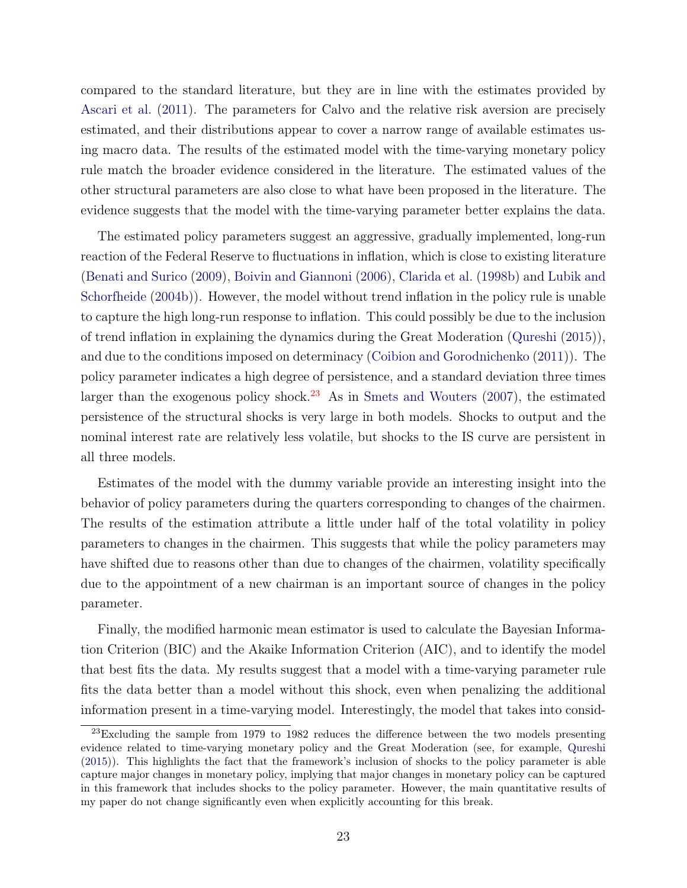compared to the standard literature, but they are in line with the estimates provided by Ascari et al. (2011). The parameters for Calvo and the relative risk aversion are precisely estimated, and their distributions appear to cover a narrow range of available estimates using macro data. The results of the estimated model with the time-varying monetary policy rule match the broader evidence considered in the literature. The estimated values of the other structural parameters are also close to what have been proposed in the literature. The evidence suggests that the model with the time-varying parameter better explains the data.

The estimated policy parameters suggest an aggressive, gradually implemented, long-run reaction of the Federal Reserve to fluctuations in inflation, which is close to existing literature (Benati and Surico (2009), Boivin and Giannoni (2006), Clarida et al. (1998b) and Lubik and Schorfheide (2004b)). However, the model without trend inflation in the policy rule is unable to capture the high long-run response to inflation. This could possibly be due to the inclusion of trend inflation in explaining the dynamics during the Great Moderation (Qureshi (2015)), and due to the conditions imposed on determinacy (Coibion and Gorodnichenko (2011)). The policy parameter indicates a high degree of persistence, and a standard deviation three times larger than the exogenous policy shock.[23] As in Smets and Wouters (2007), the estimated persistence of the structural shocks is very large in both models. Shocks to output and the nominal interest rate are relatively less volatile, but shocks to the IS curve are persistent in all three models.

Estimates of the model with the dummy variable provide an interesting insight into the behavior of policy parameters during the quarters corresponding to changes of the chairmen. The results of the estimation attribute a little under half of the total volatility in policy parameters to changes in the chairmen. This suggests that while the policy parameters may have shifted due to reasons other than due to changes of the chairmen, volatility specifically due to the appointment of a new chairman is an important source of changes in the policy parameter.

Finally, the modified harmonic mean estimator is used to calculate the Bayesian Information Criterion (BIC) and the Akaike Information Criterion (AIC), and to identify the model that best fits the data. My results suggest that a model with a time-varying parameter rule fits the data better than a model without this shock, even when penalizing the additional information present in a time-varying model. Interestingly, the model that takes into consid-

[23] Excluding the sample from 1979 to 1982 reduces the difference between the two models presenting evidence related to time-varying monetary policy and the Great Moderation (see, for example, Qureshi (2015)). This highlights the fact that the framework's inclusion of shocks to the policy parameter is able capture major changes in monetary policy, implying that major changes in monetary policy can be captured in this framework that includes shocks to the policy parameter. However, the main quantitative results of my paper do not change significantly even when explicitly accounting for this break.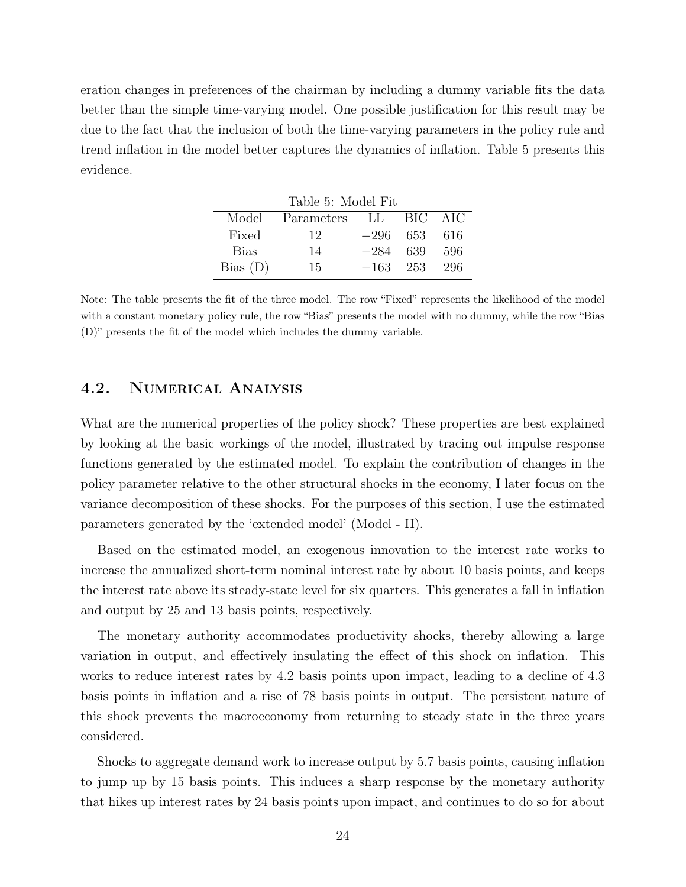eration changes in preferences of the chairman by including a dummy variable fits the data better than the simple time-varying model. One possible justification for this result may be due to the fact that the inclusion of both the time-varying parameters in the policy rule and trend inflation in the model better captures the dynamics of inflation. Table 5 presents this evidence.

Table 5: Model Fit

| Model | Parameters | LL | BIC | AIC |
|---|---|---|---|---|
| Fixed | 12 | $-296$ | 653 | 616 |
| Bias | 14 | $-284$ | 639 | 596 |
| Bias (D) | 15 | $-163$ | 253 | 296 |

Note: The table presents the fit of the three model. The row "Fixed" represents the likelihood of the model with a constant monetary policy rule, the row "Bias" presents the model with no dummy, while the row "Bias (D)" presents the fit of the model which includes the dummy variable.

## 4.2. Numerical Analysis

What are the numerical properties of the policy shock? These properties are best explained by looking at the basic workings of the model, illustrated by tracing out impulse response functions generated by the estimated model. To explain the contribution of changes in the policy parameter relative to the other structural shocks in the economy, I later focus on the variance decomposition of these shocks. For the purposes of this section, I use the estimated parameters generated by the 'extended model' (Model - II).

Based on the estimated model, an exogenous innovation to the interest rate works to increase the annualized short-term nominal interest rate by about 10 basis points, and keeps the interest rate above its steady-state level for six quarters. This generates a fall in inflation and output by 25 and 13 basis points, respectively.

The monetary authority accommodates productivity shocks, thereby allowing a large variation in output, and effectively insulating the effect of this shock on inflation. This works to reduce interest rates by 4.2 basis points upon impact, leading to a decline of 4.3 basis points in inflation and a rise of 78 basis points in output. The persistent nature of this shock prevents the macroeconomy from returning to steady state in the three years considered.

Shocks to aggregate demand work to increase output by 5.7 basis points, causing inflation to jump up by 15 basis points. This induces a sharp response by the monetary authority that hikes up interest rates by 24 basis points upon impact, and continues to do so for about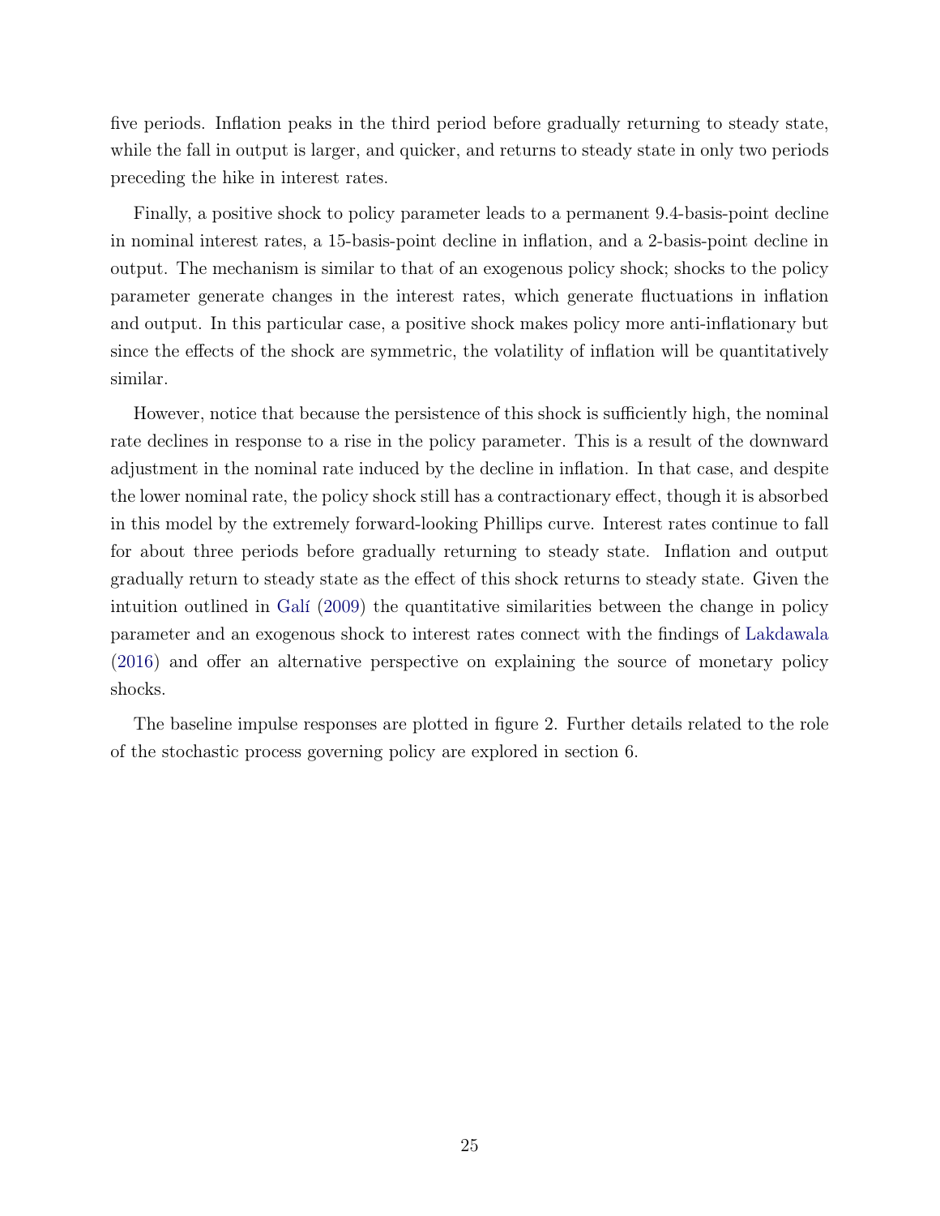five periods. Inflation peaks in the third period before gradually returning to steady state, while the fall in output is larger, and quicker, and returns to steady state in only two periods preceding the hike in interest rates.

Finally, a positive shock to policy parameter leads to a permanent 9.4-basis-point decline in nominal interest rates, a 15-basis-point decline in inflation, and a 2-basis-point decline in output. The mechanism is similar to that of an exogenous policy shock; shocks to the policy parameter generate changes in the interest rates, which generate fluctuations in inflation and output. In this particular case, a positive shock makes policy more anti-inflationary but since the effects of the shock are symmetric, the volatility of inflation will be quantitatively similar.

However, notice that because the persistence of this shock is sufficiently high, the nominal rate declines in response to a rise in the policy parameter. This is a result of the downward adjustment in the nominal rate induced by the decline in inflation. In that case, and despite the lower nominal rate, the policy shock still has a contractionary effect, though it is absorbed in this model by the extremely forward-looking Phillips curve. Interest rates continue to fall for about three periods before gradually returning to steady state. Inflation and output gradually return to steady state as the effect of this shock returns to steady state. Given the intuition outlined in Galí (2009) the quantitative similarities between the change in policy parameter and an exogenous shock to interest rates connect with the findings of Lakdawala (2016) and offer an alternative perspective on explaining the source of monetary policy shocks.

The baseline impulse responses are plotted in figure 2. Further details related to the role of the stochastic process governing policy are explored in section 6.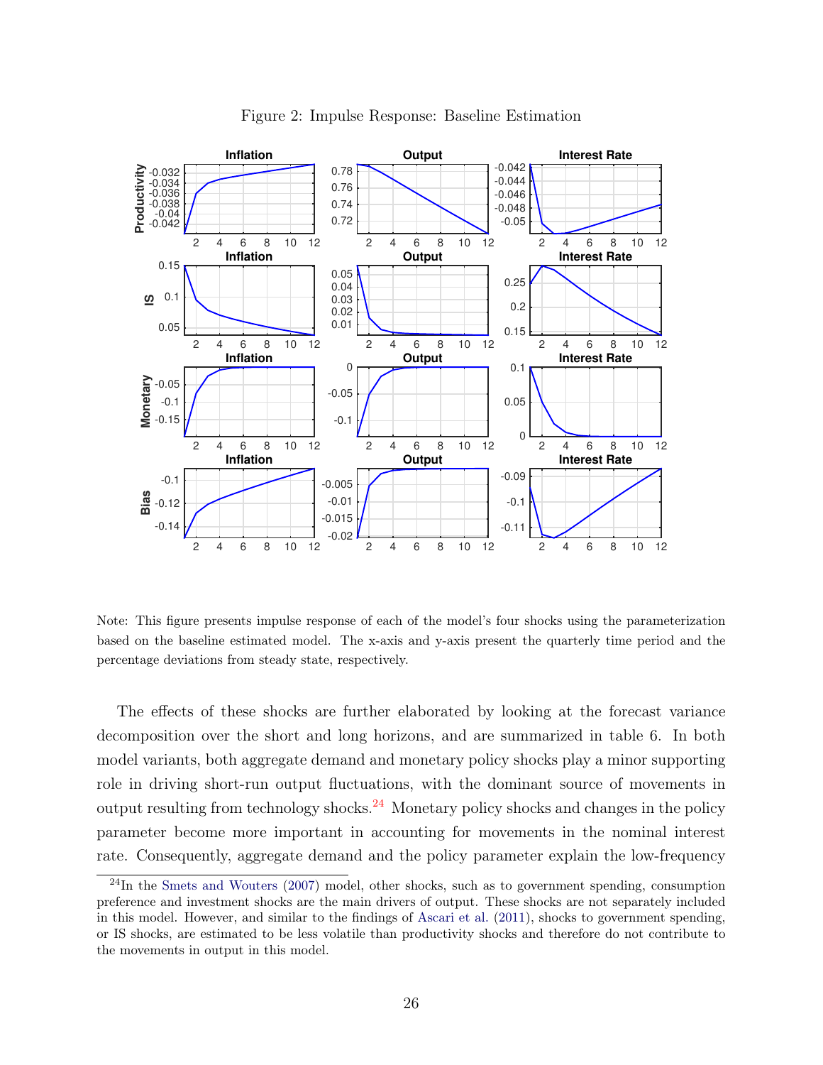Figure 2: Impulse Response: Baseline Estimation

Note: This figure presents impulse response of each of the model's four shocks using the parameterization based on the baseline estimated model. The x-axis and y-axis present the quarterly time period and the percentage deviations from steady state, respectively.

The effects of these shocks are further elaborated by looking at the forecast variance decomposition over the short and long horizons, and are summarized in table 6. In both model variants, both aggregate demand and monetary policy shocks play a minor supporting role in driving short-run output fluctuations, with the dominant source of movements in output resulting from technology shocks.[24] Monetary policy shocks and changes in the policy parameter become more important in accounting for movements in the nominal interest rate. Consequently, aggregate demand and the policy parameter explain the low-frequency

[24] In the Smets and Wouters (2007) model, other shocks, such as to government spending, consumption preference and investment shocks are the main drivers of output. These shocks are not separately included in this model. However, and similar to the findings of Ascari et al. (2011), shocks to government spending, or IS shocks, are estimated to be less volatile than productivity shocks and therefore do not contribute to the movements in output in this model.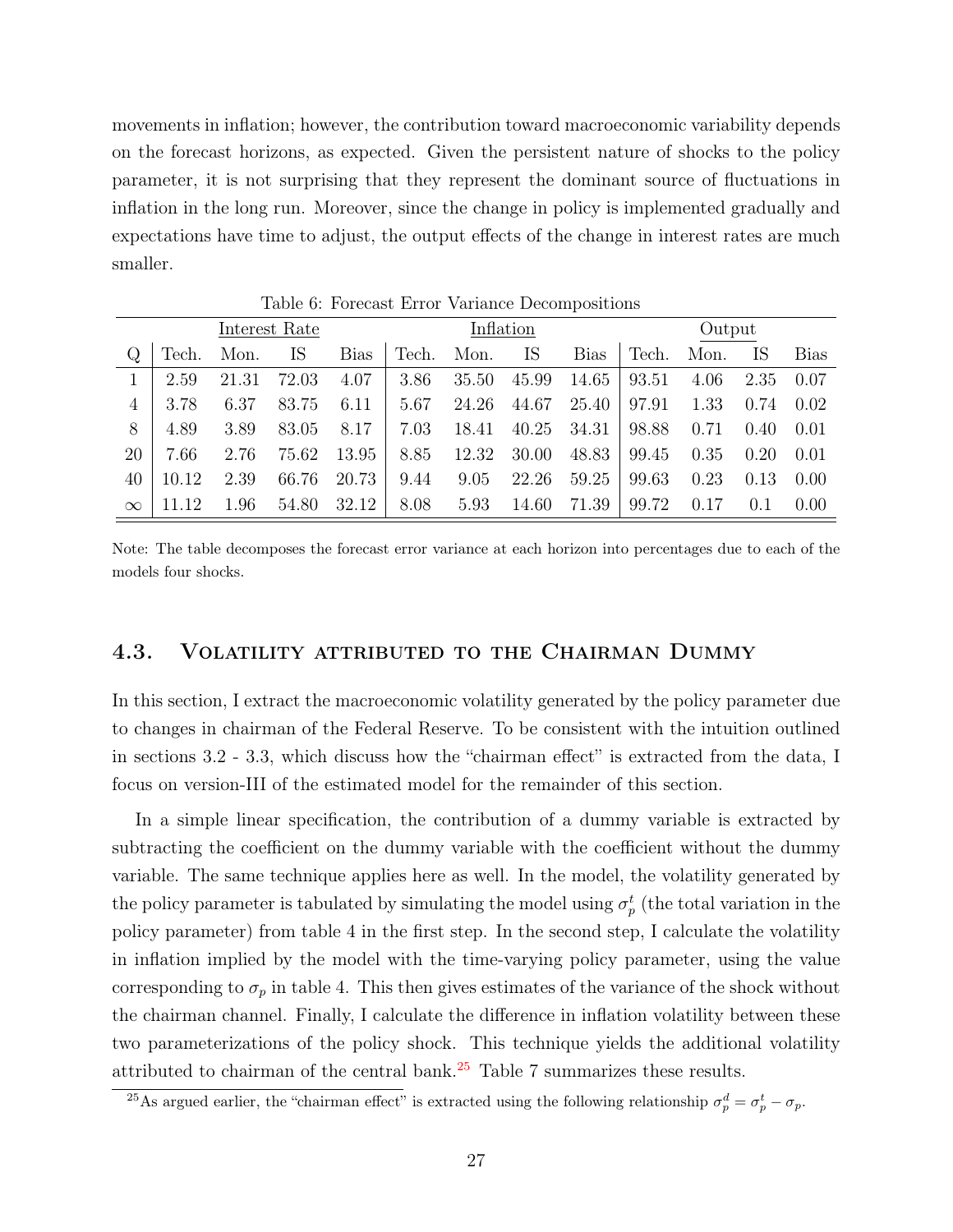movements in inflation; however, the contribution toward macroeconomic variability depends on the forecast horizons, as expected. Given the persistent nature of shocks to the policy parameter, it is not surprising that they represent the dominant source of fluctuations in inflation in the long run. Moreover, since the change in policy is implemented gradually and expectations have time to adjust, the output effects of the change in interest rates are much smaller.

Table 6: Forecast Error Variance Decompositions

| | Interest Rate | | | | Inflation | | | | Output | | | |
|---|---|---|---|---|---|---|---|---|---|---|---|---|
| Q | Tech. | Mon. | IS | Bias | Tech. | Mon. | IS | Bias | Tech. | Mon. | IS | Bias |
| 1 | 2.59 | 21.31 | 72.03 | 4.07 | 3.86 | 35.50 | 45.99 | 14.65 | 93.51 | 4.06 | 2.35 | 0.07 |
| 4 | 3.78 | 6.37 | 83.75 | 6.11 | 5.67 | 24.26 | 44.67 | 25.40 | 97.91 | 1.33 | 0.74 | 0.02 |
| 8 | 4.89 | 3.89 | 83.05 | 8.17 | 7.03 | 18.41 | 40.25 | 34.31 | 98.88 | 0.71 | 0.40 | 0.01 |
| 20 | 7.66 | 2.76 | 75.62 | 13.95 | 8.85 | 12.32 | 30.00 | 48.83 | 99.45 | 0.35 | 0.20 | 0.01 |
| 40 | 10.12 | 2.39 | 66.76 | 20.73 | 9.44 | 9.05 | 22.26 | 59.25 | 99.63 | 0.23 | 0.13 | 0.00 |
| $\infty$ | 11.12 | 1.96 | 54.80 | 32.12 | 8.08 | 5.93 | 14.60 | 71.39 | 99.72 | 0.17 | 0.1 | 0.00 |

Note: The table decomposes the forecast error variance at each horizon into percentages due to each of the models four shocks.

## 4.3. Volatility attributed to the Chairman Dummy

In this section, I extract the macroeconomic volatility generated by the policy parameter due to changes in chairman of the Federal Reserve. To be consistent with the intuition outlined in sections 3.2 - 3.3, which discuss how the "chairman effect" is extracted from the data, I focus on version-III of the estimated model for the remainder of this section.

In a simple linear specification, the contribution of a dummy variable is extracted by subtracting the coefficient on the dummy variable with the coefficient without the dummy variable. The same technique applies here as well. In the model, the volatility generated by the policy parameter is tabulated by simulating the model using $\sigma_p^t$ (the total variation in the policy parameter) from table 4 in the first step. In the second step, I calculate the volatility in inflation implied by the model with the time-varying policy parameter, using the value corresponding to $\sigma_p$ in table 4. This then gives estimates of the variance of the shock without the chairman channel. Finally, I calculate the difference in inflation volatility between these two parameterizations of the policy shock. This technique yields the additional volatility attributed to chairman of the central bank.[25] Table 7 summarizes these results.

[25] As argued earlier, the "chairman effect" is extracted using the following relationship $\sigma_p^d = \sigma_p^t - \sigma_p$.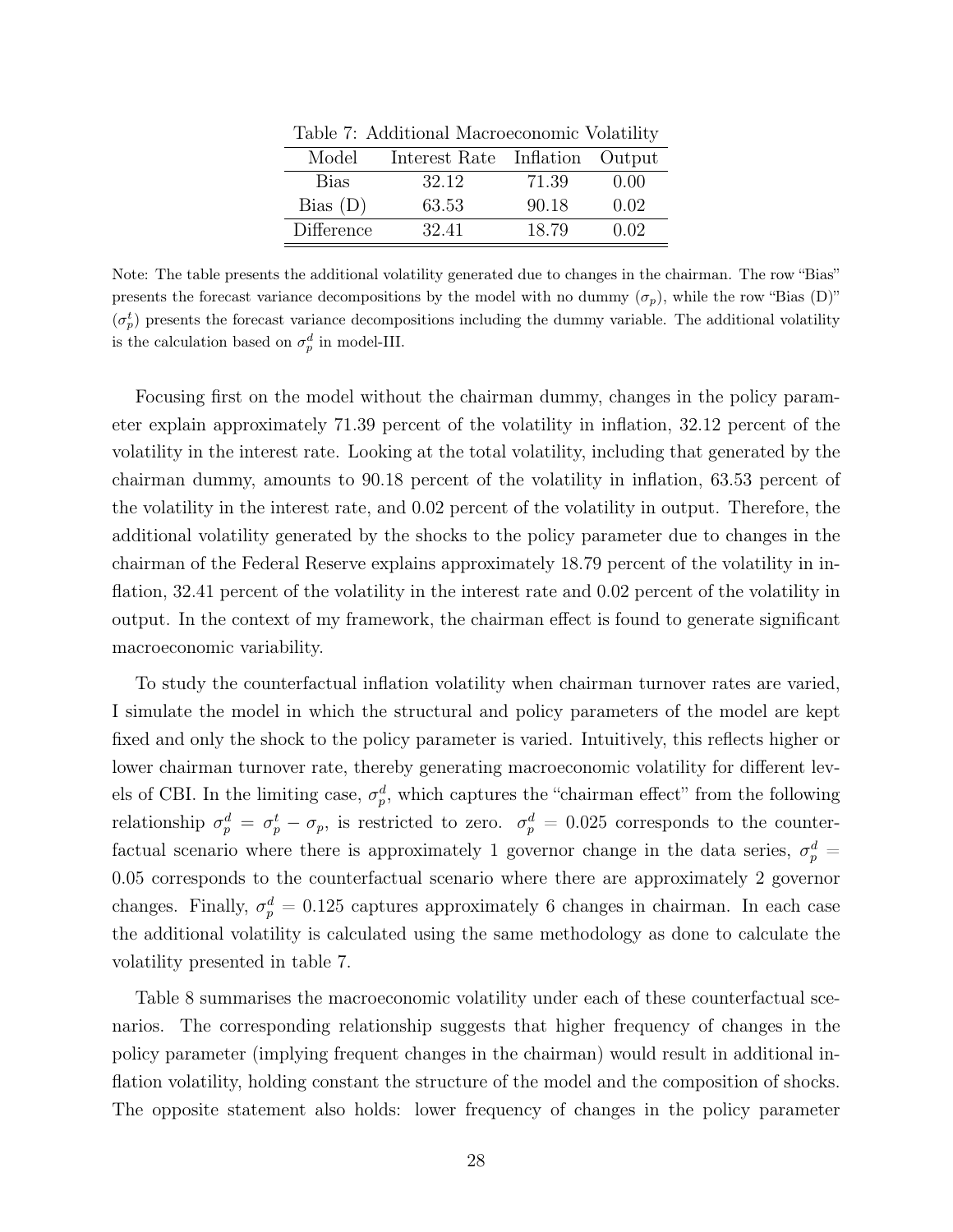Table 7: Additional Macroeconomic Volatility

| Model | Interest Rate | Inflation | Output |
|---|---|---|---|
| Bias | 32.12 | 71.39 | 0.00 |
| Bias (D) | 63.53 | 90.18 | 0.02 |
| Difference | 32.41 | 18.79 | 0.02 |

Note: The table presents the additional volatility generated due to changes in the chairman. The row "Bias" presents the forecast variance decompositions by the model with no dummy ($\sigma_p$), while the row "Bias (D)" ($\sigma_p^t$) presents the forecast variance decompositions including the dummy variable. The additional volatility is the calculation based on $\sigma_p^d$ in model-III.

Focusing first on the model without the chairman dummy, changes in the policy parameter explain approximately 71.39 percent of the volatility in inflation, 32.12 percent of the volatility in the interest rate. Looking at the total volatility, including that generated by the chairman dummy, amounts to 90.18 percent of the volatility in inflation, 63.53 percent of the volatility in the interest rate, and 0.02 percent of the volatility in output. Therefore, the additional volatility generated by the shocks to the policy parameter due to changes in the chairman of the Federal Reserve explains approximately 18.79 percent of the volatility in inflation, 32.41 percent of the volatility in the interest rate and 0.02 percent of the volatility in output. In the context of my framework, the chairman effect is found to generate significant macroeconomic variability.

To study the counterfactual inflation volatility when chairman turnover rates are varied, I simulate the model in which the structural and policy parameters of the model are kept fixed and only the shock to the policy parameter is varied. Intuitively, this reflects higher or lower chairman turnover rate, thereby generating macroeconomic volatility for different levels of CBI. In the limiting case, $\sigma_p^d$, which captures the "chairman effect" from the following relationship $\sigma_p^d = \sigma_p^t - \sigma_p$, is restricted to zero. $\sigma_p^d = 0.025$ corresponds to the counterfactual scenario where there is approximately 1 governor change in the data series, $\sigma_p^d = 0.05$ corresponds to the counterfactual scenario where there are approximately 2 governor changes. Finally, $\sigma_p^d = 0.125$ captures approximately 6 changes in chairman. In each case the additional volatility is calculated using the same methodology as done to calculate the volatility presented in table 7.

Table 8 summarises the macroeconomic volatility under each of these counterfactual scenarios. The corresponding relationship suggests that higher frequency of changes in the policy parameter (implying frequent changes in the chairman) would result in additional inflation volatility, holding constant the structure of the model and the composition of shocks. The opposite statement also holds: lower frequency of changes in the policy parameter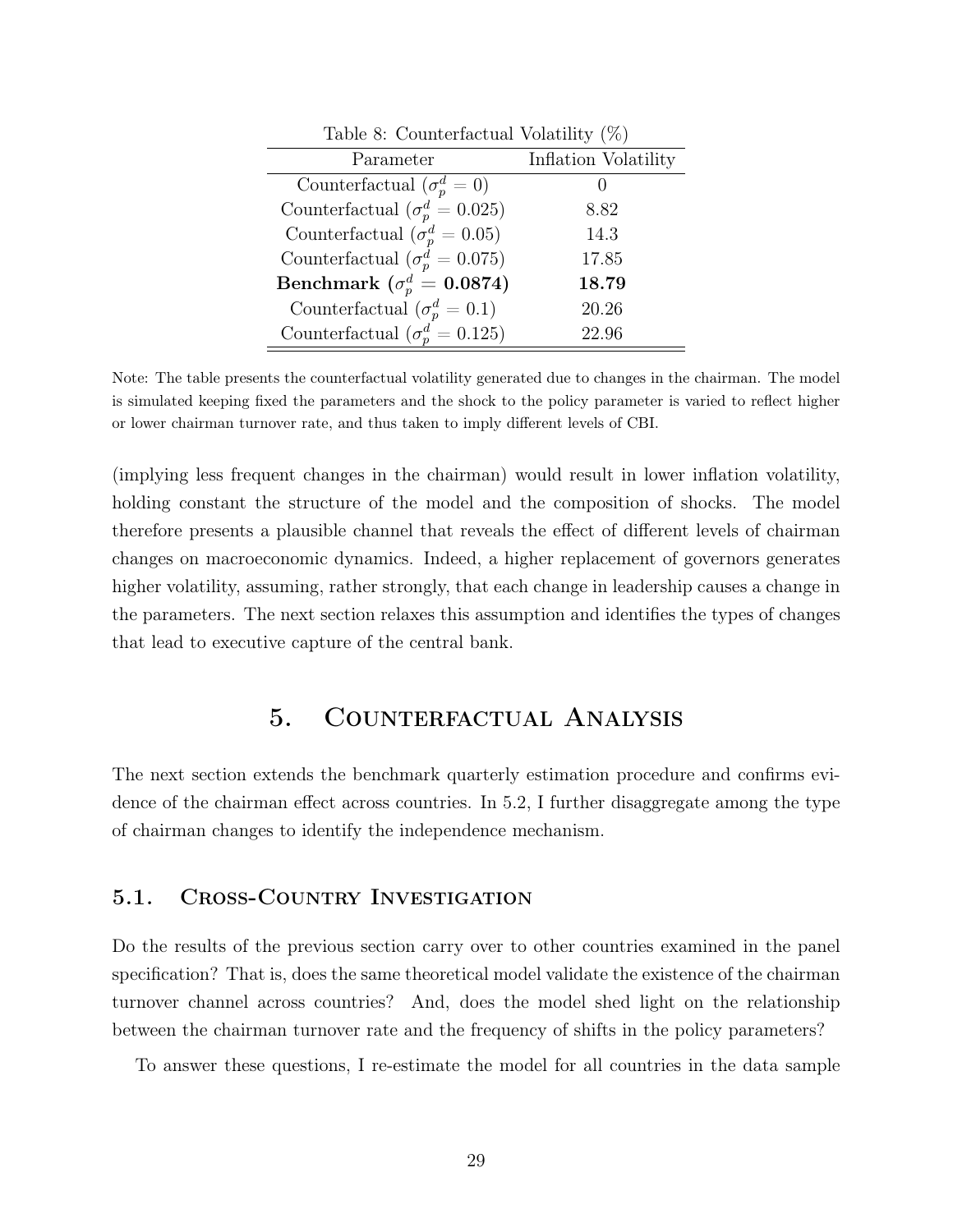Table 8: Counterfactual Volatility (%)

| Parameter | Inflation Volatility |
|---|---|
| Counterfactual ($\sigma_p^d = 0$) | 0 |
| Counterfactual ($\sigma_p^d = 0.025$) | 8.82 |
| Counterfactual ($\sigma_p^d = 0.05$) | 14.3 |
| Counterfactual ($\sigma_p^d = 0.075$) | 17.85 |
| **Benchmark ($\sigma_p^d = \mathbf{0.0874}$)** | **18.79** |
| Counterfactual ($\sigma_p^d = 0.1$) | 20.26 |
| Counterfactual ($\sigma_p^d = 0.125$) | 22.96 |

Note: The table presents the counterfactual volatility generated due to changes in the chairman. The model is simulated keeping fixed the parameters and the shock to the policy parameter is varied to reflect higher or lower chairman turnover rate, and thus taken to imply different levels of CBI.

(implying less frequent changes in the chairman) would result in lower inflation volatility, holding constant the structure of the model and the composition of shocks. The model therefore presents a plausible channel that reveals the effect of different levels of chairman changes on macroeconomic dynamics. Indeed, a higher replacement of governors generates higher volatility, assuming, rather strongly, that each change in leadership causes a change in the parameters. The next section relaxes this assumption and identifies the types of changes that lead to executive capture of the central bank.

# 5. Counterfactual Analysis

The next section extends the benchmark quarterly estimation procedure and confirms evidence of the chairman effect across countries. In 5.2, I further disaggregate among the type of chairman changes to identify the independence mechanism.

## 5.1. Cross-Country Investigation

Do the results of the previous section carry over to other countries examined in the panel specification? That is, does the same theoretical model validate the existence of the chairman turnover channel across countries? And, does the model shed light on the relationship between the chairman turnover rate and the frequency of shifts in the policy parameters?

To answer these questions, I re-estimate the model for all countries in the data sample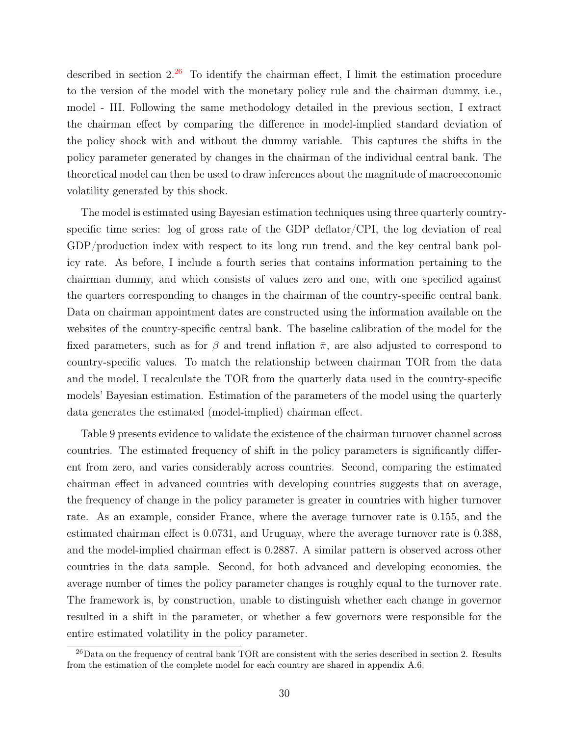described in section 2.[26] To identify the chairman effect, I limit the estimation procedure to the version of the model with the monetary policy rule and the chairman dummy, i.e., model - III. Following the same methodology detailed in the previous section, I extract the chairman effect by comparing the difference in model-implied standard deviation of the policy shock with and without the dummy variable. This captures the shifts in the policy parameter generated by changes in the chairman of the individual central bank. The theoretical model can then be used to draw inferences about the magnitude of macroeconomic volatility generated by this shock.

The model is estimated using Bayesian estimation techniques using three quarterly country-specific time series: log of gross rate of the GDP deflator/CPI, the log deviation of real GDP/production index with respect to its long run trend, and the key central bank policy rate. As before, I include a fourth series that contains information pertaining to the chairman dummy, and which consists of values zero and one, with one specified against the quarters corresponding to changes in the chairman of the country-specific central bank. Data on chairman appointment dates are constructed using the information available on the websites of the country-specific central bank. The baseline calibration of the model for the fixed parameters, such as for $\beta$ and trend inflation $\bar{\pi}$, are also adjusted to correspond to country-specific values. To match the relationship between chairman TOR from the data and the model, I recalculate the TOR from the quarterly data used in the country-specific models' Bayesian estimation. Estimation of the parameters of the model using the quarterly data generates the estimated (model-implied) chairman effect.

Table 9 presents evidence to validate the existence of the chairman turnover channel across countries. The estimated frequency of shift in the policy parameters is significantly different from zero, and varies considerably across countries. Second, comparing the estimated chairman effect in advanced countries with developing countries suggests that on average, the frequency of change in the policy parameter is greater in countries with higher turnover rate. As an example, consider France, where the average turnover rate is 0.155, and the estimated chairman effect is 0.0731, and Uruguay, where the average turnover rate is 0.388, and the model-implied chairman effect is 0.2887. A similar pattern is observed across other countries in the data sample. Second, for both advanced and developing economies, the average number of times the policy parameter changes is roughly equal to the turnover rate. The framework is, by construction, unable to distinguish whether each change in governor resulted in a shift in the parameter, or whether a few governors were responsible for the entire estimated volatility in the policy parameter.

[26] Data on the frequency of central bank TOR are consistent with the series described in section 2. Results from the estimation of the complete model for each country are shared in appendix A.6.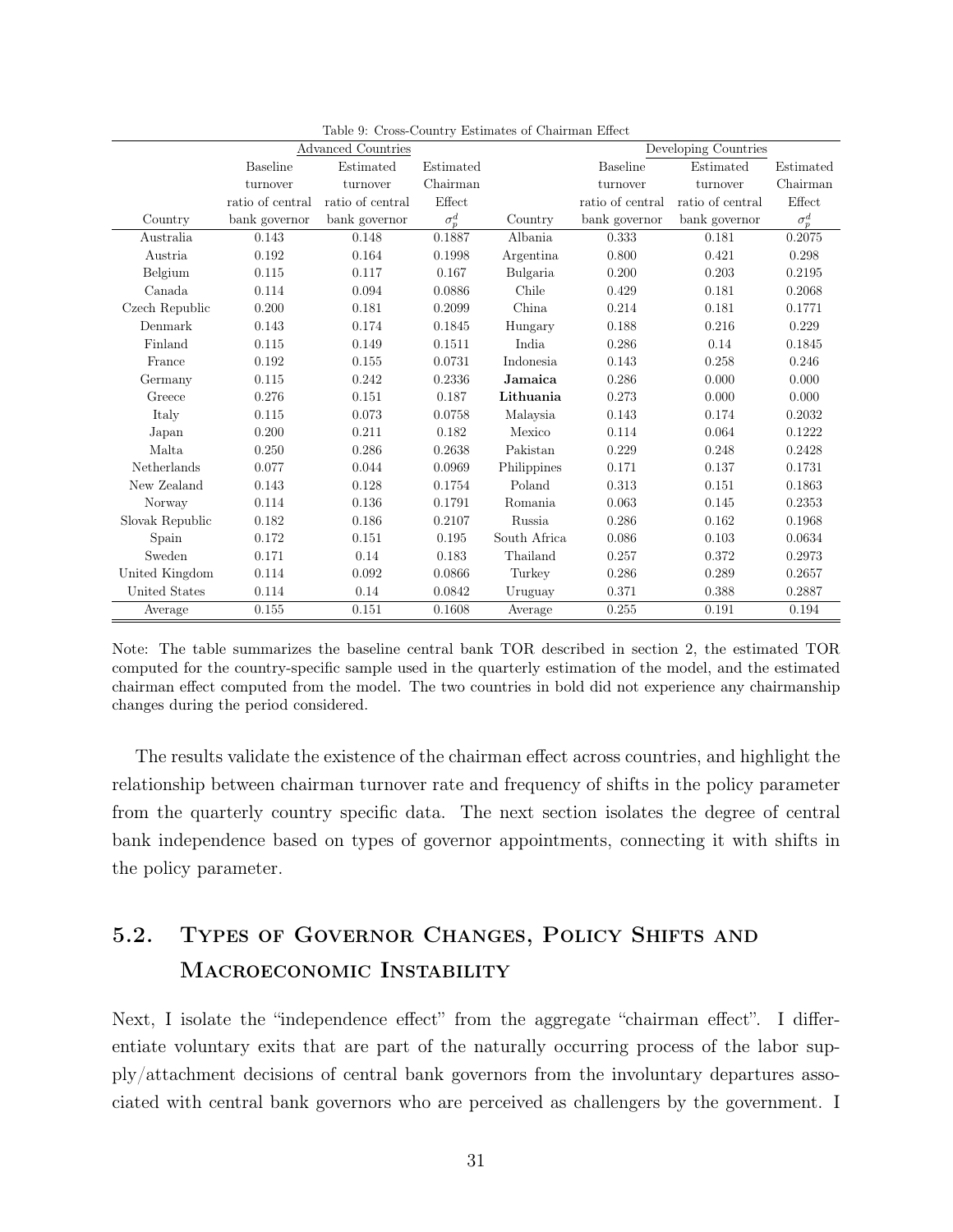Table 9: Cross-Country Estimates of Chairman Effect

| | Advanced Countries | | | | Developing Countries | | |
|---|---|---|---|---|---|---|---|
| Country | Baseline turnover ratio of central bank governor | Estimated turnover ratio of central bank governor | Estimated Chairman Effect $\sigma_p^d$ | Country | Baseline turnover ratio of central bank governor | Estimated turnover ratio of central bank governor | Estimated Chairman Effect $\sigma_p^d$ |
| Australia | 0.143 | 0.148 | 0.1887 | Albania | 0.333 | 0.181 | 0.2075 |
| Austria | 0.192 | 0.164 | 0.1998 | Argentina | 0.800 | 0.421 | 0.298 |
| Belgium | 0.115 | 0.117 | 0.167 | Bulgaria | 0.200 | 0.203 | 0.2195 |
| Canada | 0.114 | 0.094 | 0.0886 | Chile | 0.429 | 0.181 | 0.2068 |
| Czech Republic | 0.200 | 0.181 | 0.2099 | China | 0.214 | 0.181 | 0.1771 |
| Denmark | 0.143 | 0.174 | 0.1845 | Hungary | 0.188 | 0.216 | 0.229 |
| Finland | 0.115 | 0.149 | 0.1511 | India | 0.286 | 0.14 | 0.1845 |
| France | 0.192 | 0.155 | 0.0731 | Indonesia | 0.143 | 0.258 | 0.246 |
| Germany | 0.115 | 0.242 | 0.2336 | **Jamaica** | 0.286 | 0.000 | 0.000 |
| Greece | 0.276 | 0.151 | 0.187 | **Lithuania** | 0.273 | 0.000 | 0.000 |
| Italy | 0.115 | 0.073 | 0.0758 | Malaysia | 0.143 | 0.174 | 0.2032 |
| Japan | 0.200 | 0.211 | 0.182 | Mexico | 0.114 | 0.064 | 0.1222 |
| Malta | 0.250 | 0.286 | 0.2638 | Pakistan | 0.229 | 0.248 | 0.2428 |
| Netherlands | 0.077 | 0.044 | 0.0969 | Philippines | 0.171 | 0.137 | 0.1731 |
| New Zealand | 0.143 | 0.128 | 0.1754 | Poland | 0.313 | 0.151 | 0.1863 |
| Norway | 0.114 | 0.136 | 0.1791 | Romania | 0.063 | 0.145 | 0.2353 |
| Slovak Republic | 0.182 | 0.186 | 0.2107 | Russia | 0.286 | 0.162 | 0.1968 |
| Spain | 0.172 | 0.151 | 0.195 | South Africa | 0.086 | 0.103 | 0.0634 |
| Sweden | 0.171 | 0.14 | 0.183 | Thailand | 0.257 | 0.372 | 0.2973 |
| United Kingdom | 0.114 | 0.092 | 0.0866 | Turkey | 0.286 | 0.289 | 0.2657 |
| United States | 0.114 | 0.14 | 0.0842 | Uruguay | 0.371 | 0.388 | 0.2887 |
| Average | 0.155 | 0.151 | 0.1608 | Average | 0.255 | 0.191 | 0.194 |

Note: The table summarizes the baseline central bank TOR described in section 2, the estimated TOR computed for the country-specific sample used in the quarterly estimation of the model, and the estimated chairman effect computed from the model. The two countries in bold did not experience any chairmanship changes during the period considered.

The results validate the existence of the chairman effect across countries, and highlight the relationship between chairman turnover rate and frequency of shifts in the policy parameter from the quarterly country specific data. The next section isolates the degree of central bank independence based on types of governor appointments, connecting it with shifts in the policy parameter.

## 5.2. Types of Governor Changes, Policy Shifts and Macroeconomic Instability

Next, I isolate the "independence effect" from the aggregate "chairman effect". I differentiate voluntary exits that are part of the naturally occurring process of the labor supply/attachment decisions of central bank governors from the involuntary departures associated with central bank governors who are perceived as challengers by the government. I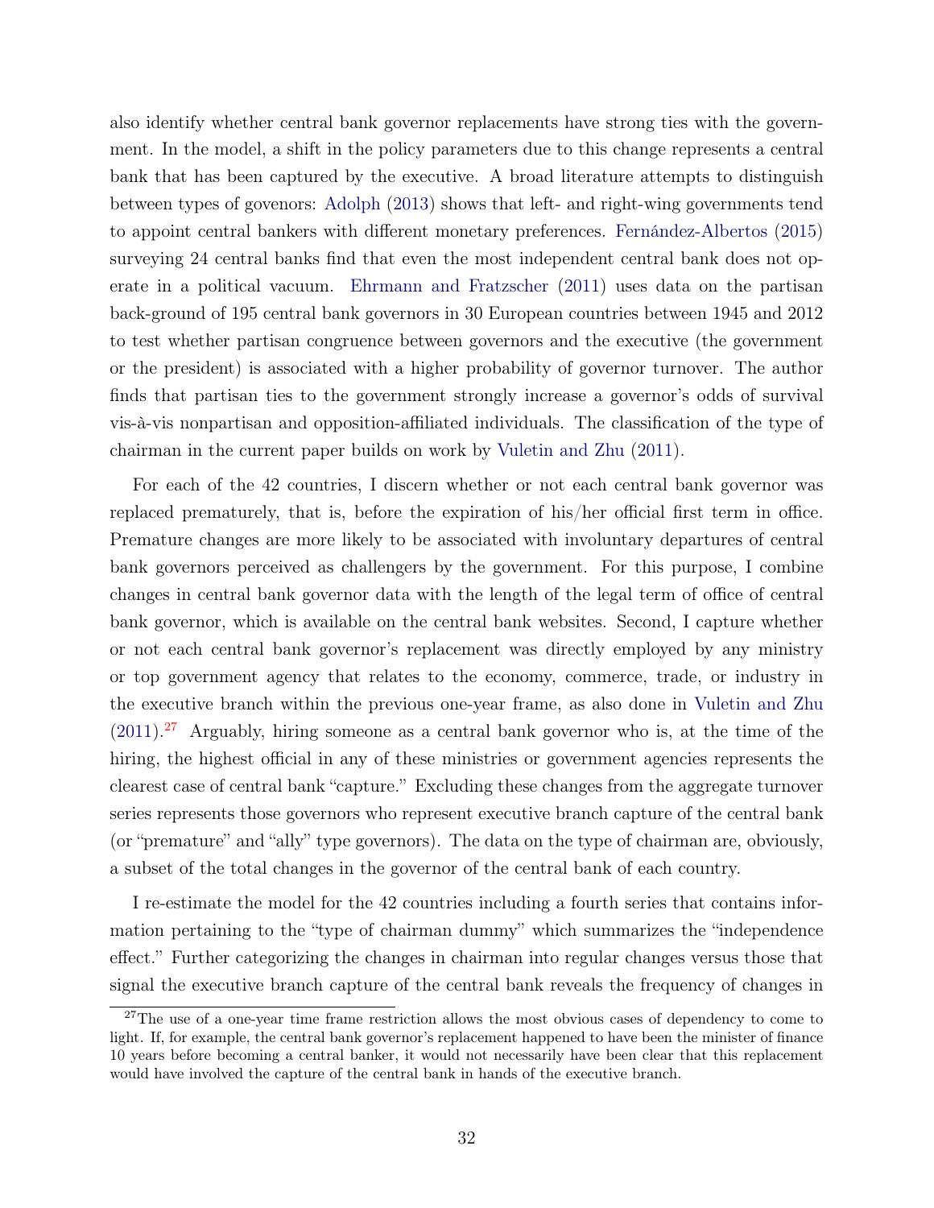also identify whether central bank governor replacements have strong ties with the government. In the model, a shift in the policy parameters due to this change represents a central bank that has been captured by the executive. A broad literature attempts to distinguish between types of govenors: Adolph (2013) shows that left- and right-wing governments tend to appoint central bankers with different monetary preferences. Fernández-Albertos (2015) surveying 24 central banks find that even the most independent central bank does not operate in a political vacuum. Ehrmann and Fratzscher (2011) uses data on the partisan back-ground of 195 central bank governors in 30 European countries between 1945 and 2012 to test whether partisan congruence between governors and the executive (the government or the president) is associated with a higher probability of governor turnover. The author finds that partisan ties to the government strongly increase a governor's odds of survival vis-à-vis nonpartisan and opposition-affiliated individuals. The classification of the type of chairman in the current paper builds on work by Vuletin and Zhu (2011).

For each of the 42 countries, I discern whether or not each central bank governor was replaced prematurely, that is, before the expiration of his/her official first term in office. Premature changes are more likely to be associated with involuntary departures of central bank governors perceived as challengers by the government. For this purpose, I combine changes in central bank governor data with the length of the legal term of office of central bank governor, which is available on the central bank websites. Second, I capture whether or not each central bank governor's replacement was directly employed by any ministry or top government agency that relates to the economy, commerce, trade, or industry in the executive branch within the previous one-year frame, as also done in Vuletin and Zhu (2011).[27] Arguably, hiring someone as a central bank governor who is, at the time of the hiring, the highest official in any of these ministries or government agencies represents the clearest case of central bank "capture." Excluding these changes from the aggregate turnover series represents those governors who represent executive branch capture of the central bank (or "premature" and "ally" type governors). The data on the type of chairman are, obviously, a subset of the total changes in the governor of the central bank of each country.

I re-estimate the model for the 42 countries including a fourth series that contains information pertaining to the "type of chairman dummy" which summarizes the "independence effect." Further categorizing the changes in chairman into regular changes versus those that signal the executive branch capture of the central bank reveals the frequency of changes in

[27] The use of a one-year time frame restriction allows the most obvious cases of dependency to come to light. If, for example, the central bank governor's replacement happened to have been the minister of finance 10 years before becoming a central banker, it would not necessarily have been clear that this replacement would have involved the capture of the central bank in hands of the executive branch.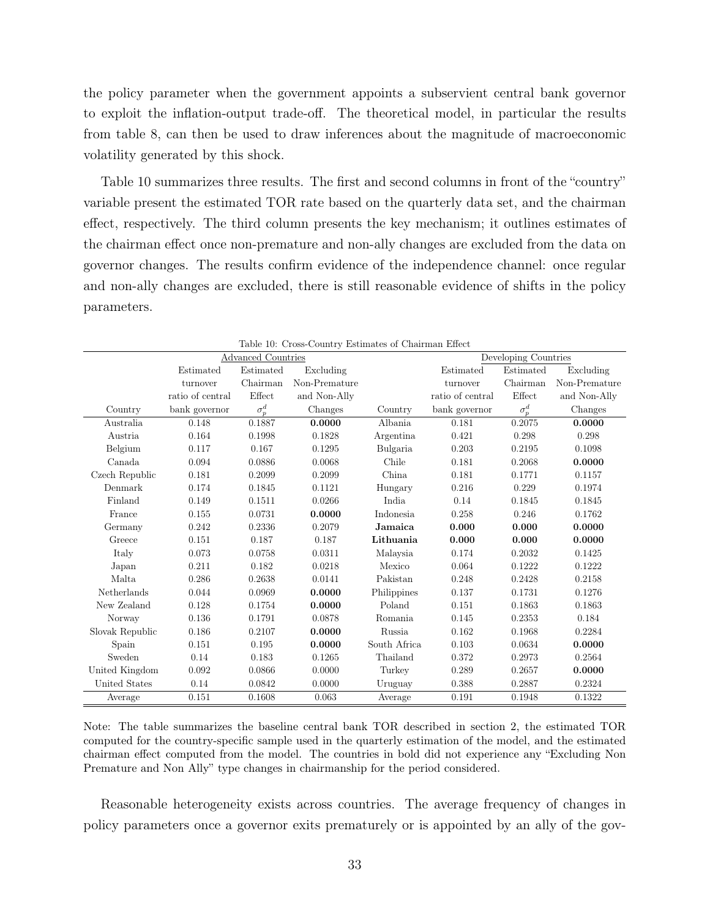the policy parameter when the government appoints a subservient central bank governor to exploit the inflation-output trade-off. The theoretical model, in particular the results from table 8, can then be used to draw inferences about the magnitude of macroeconomic volatility generated by this shock.

Table 10 summarizes three results. The first and second columns in front of the "country" variable present the estimated TOR rate based on the quarterly data set, and the chairman effect, respectively. The third column presents the key mechanism; it outlines estimates of the chairman effect once non-premature and non-ally changes are excluded from the data on governor changes. The results confirm evidence of the independence channel: once regular and non-ally changes are excluded, there is still reasonable evidence of shifts in the policy parameters.

Table 10: Cross-Country Estimates of Chairman Effect

| | Advanced Countries | | | | Developing Countries | | |
|---|---|---|---|---|---|---|---|
| Country | Estimated turnover ratio of central bank governor | Estimated Chairman Effect $\sigma_p^d$ | Excluding Non-Premature and Non-Ally Changes | Country | Estimated turnover ratio of central bank governor | Estimated Chairman Effect $\sigma_p^d$ | Excluding Non-Premature and Non-Ally Changes |
| Australia | 0.148 | 0.1887 | **0.0000** | Albania | 0.181 | 0.2075 | **0.0000** |
| Austria | 0.164 | 0.1998 | 0.1828 | Argentina | 0.421 | 0.298 | 0.298 |
| Belgium | 0.117 | 0.167 | 0.1295 | Bulgaria | 0.203 | 0.2195 | 0.1098 |
| Canada | 0.094 | 0.0886 | 0.0068 | Chile | 0.181 | 0.2068 | **0.0000** |
| Czech Republic | 0.181 | 0.2099 | 0.2099 | China | 0.181 | 0.1771 | 0.1157 |
| Denmark | 0.174 | 0.1845 | 0.1121 | Hungary | 0.216 | 0.229 | 0.1974 |
| Finland | 0.149 | 0.1511 | 0.0266 | India | 0.14 | 0.1845 | 0.1845 |
| France | 0.155 | 0.0731 | **0.0000** | Indonesia | 0.258 | 0.246 | 0.1762 |
| Germany | 0.242 | 0.2336 | 0.2079 | **Jamaica** | **0.000** | **0.000** | **0.0000** |
| Greece | 0.151 | 0.187 | 0.187 | **Lithuania** | **0.000** | **0.000** | **0.0000** |
| Italy | 0.073 | 0.0758 | 0.0311 | Malaysia | 0.174 | 0.2032 | 0.1425 |
| Japan | 0.211 | 0.182 | 0.0218 | Mexico | 0.064 | 0.1222 | 0.1222 |
| Malta | 0.286 | 0.2638 | 0.0141 | Pakistan | 0.248 | 0.2428 | 0.2158 |
| Netherlands | 0.044 | 0.0969 | **0.0000** | Philippines | 0.137 | 0.1731 | 0.1276 |
| New Zealand | 0.128 | 0.1754 | **0.0000** | Poland | 0.151 | 0.1863 | 0.1863 |
| Norway | 0.136 | 0.1791 | 0.0878 | Romania | 0.145 | 0.2353 | 0.184 |
| Slovak Republic | 0.186 | 0.2107 | **0.0000** | Russia | 0.162 | 0.1968 | 0.2284 |
| Spain | 0.151 | 0.195 | **0.0000** | South Africa | 0.103 | 0.0634 | **0.0000** |
| Sweden | 0.14 | 0.183 | 0.1265 | Thailand | 0.372 | 0.2973 | 0.2564 |
| United Kingdom | 0.092 | 0.0866 | 0.0000 | Turkey | 0.289 | 0.2657 | **0.0000** |
| United States | 0.14 | 0.0842 | 0.0000 | Uruguay | 0.388 | 0.2887 | 0.2324 |
| Average | 0.151 | 0.1608 | 0.063 | Average | 0.191 | 0.1948 | 0.1322 |

Note: The table summarizes the baseline central bank TOR described in section 2, the estimated TOR computed for the country-specific sample used in the quarterly estimation of the model, and the estimated chairman effect computed from the model. The countries in bold did not experience any "Excluding Non Premature and Non Ally" type changes in chairmanship for the period considered.

Reasonable heterogeneity exists across countries. The average frequency of changes in policy parameters once a governor exits prematurely or is appointed by an ally of the gov-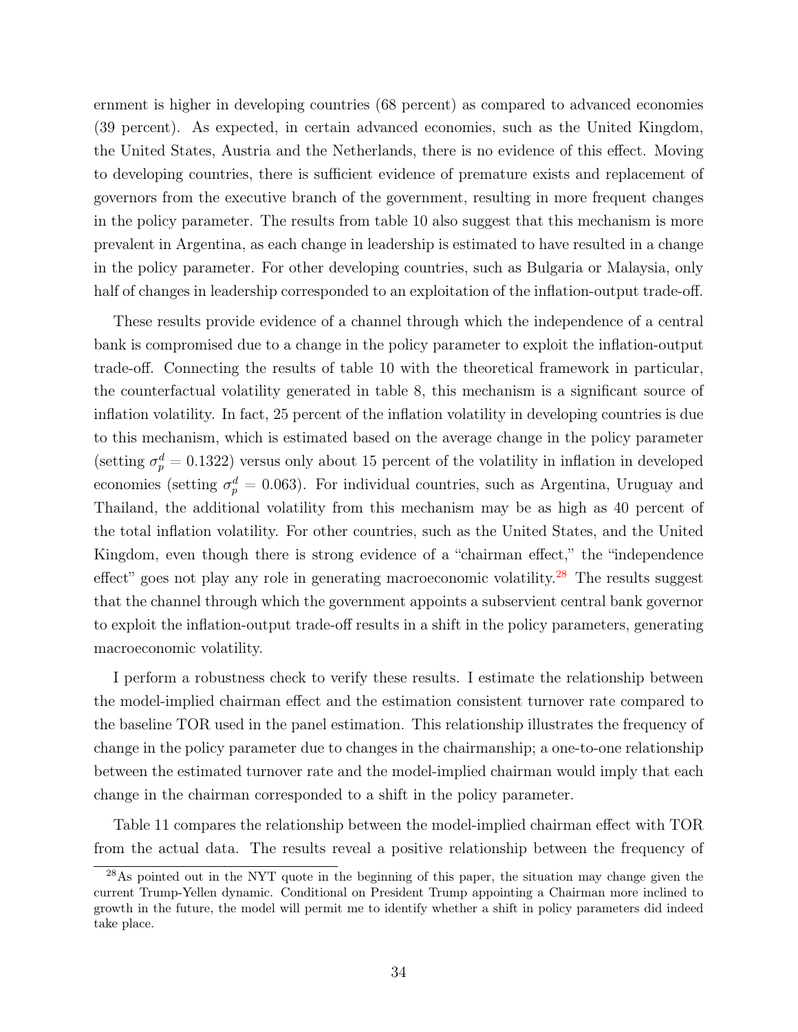ernment is higher in developing countries (68 percent) as compared to advanced economies (39 percent). As expected, in certain advanced economies, such as the United Kingdom, the United States, Austria and the Netherlands, there is no evidence of this effect. Moving to developing countries, there is sufficient evidence of premature exists and replacement of governors from the executive branch of the government, resulting in more frequent changes in the policy parameter. The results from table 10 also suggest that this mechanism is more prevalent in Argentina, as each change in leadership is estimated to have resulted in a change in the policy parameter. For other developing countries, such as Bulgaria or Malaysia, only half of changes in leadership corresponded to an exploitation of the inflation-output trade-off.

These results provide evidence of a channel through which the independence of a central bank is compromised due to a change in the policy parameter to exploit the inflation-output trade-off. Connecting the results of table 10 with the theoretical framework in particular, the counterfactual volatility generated in table 8, this mechanism is a significant source of inflation volatility. In fact, 25 percent of the inflation volatility in developing countries is due to this mechanism, which is estimated based on the average change in the policy parameter (setting $\sigma_p^d = 0.1322$) versus only about 15 percent of the volatility in inflation in developed economies (setting $\sigma_p^d = 0.063$). For individual countries, such as Argentina, Uruguay and Thailand, the additional volatility from this mechanism may be as high as 40 percent of the total inflation volatility. For other countries, such as the United States, and the United Kingdom, even though there is strong evidence of a "chairman effect," the "independence effect" goes not play any role in generating macroeconomic volatility.[28] The results suggest that the channel through which the government appoints a subservient central bank governor to exploit the inflation-output trade-off results in a shift in the policy parameters, generating macroeconomic volatility.

I perform a robustness check to verify these results. I estimate the relationship between the model-implied chairman effect and the estimation consistent turnover rate compared to the baseline TOR used in the panel estimation. This relationship illustrates the frequency of change in the policy parameter due to changes in the chairmanship; a one-to-one relationship between the estimated turnover rate and the model-implied chairman would imply that each change in the chairman corresponded to a shift in the policy parameter.

Table 11 compares the relationship between the model-implied chairman effect with TOR from the actual data. The results reveal a positive relationship between the frequency of

[28]As pointed out in the NYT quote in the beginning of this paper, the situation may change given the current Trump-Yellen dynamic. Conditional on President Trump appointing a Chairman more inclined to growth in the future, the model will permit me to identify whether a shift in policy parameters did indeed take place.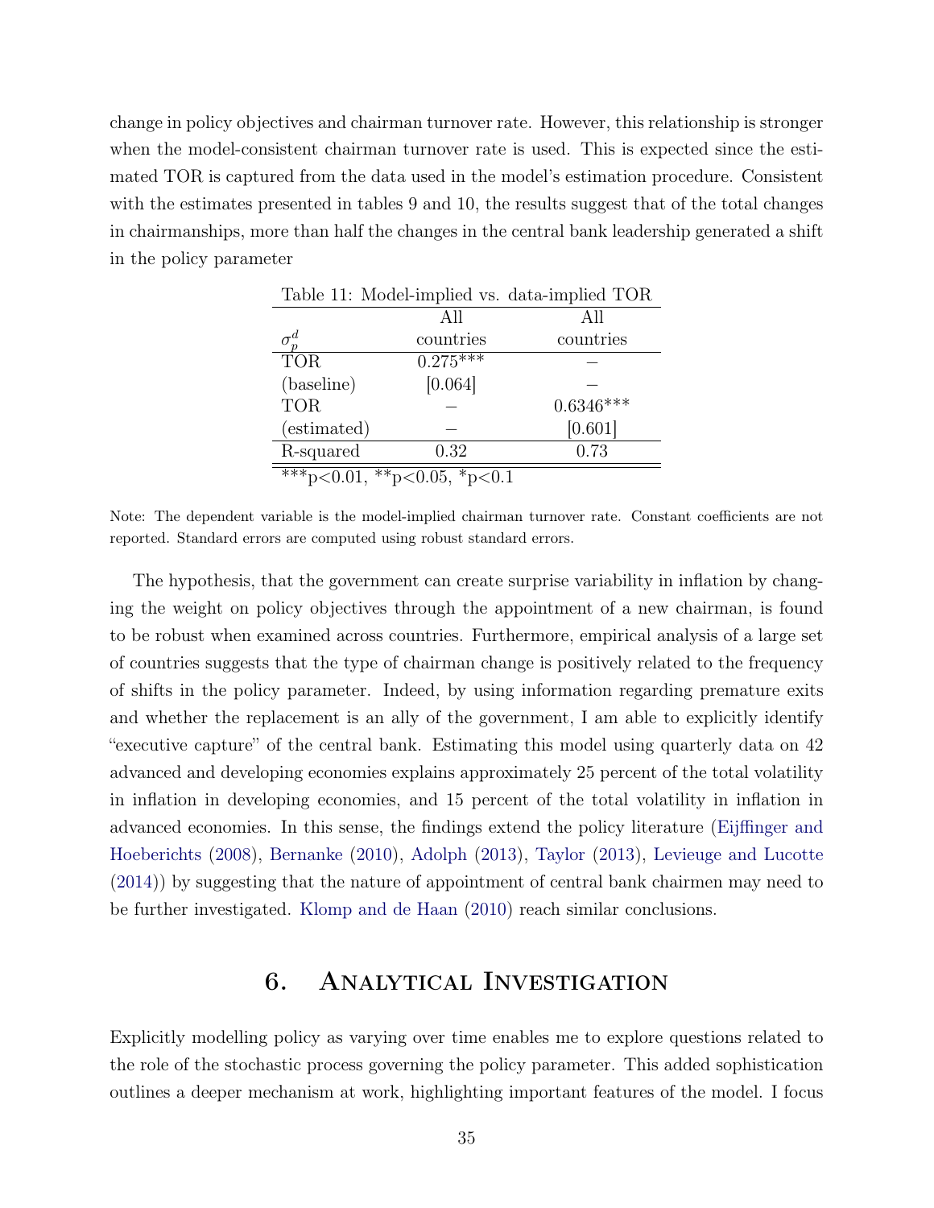change in policy objectives and chairman turnover rate. However, this relationship is stronger when the model-consistent chairman turnover rate is used. This is expected since the estimated TOR is captured from the data used in the model's estimation procedure. Consistent with the estimates presented in tables 9 and 10, the results suggest that of the total changes in chairmanships, more than half the changes in the central bank leadership generated a shift in the policy parameter

Table 11: Model-implied vs. data-implied TOR

| $\sigma_p^d$ | All countries | All countries |
|---|---|---|
| TOR | 0.275*** | – |
| (baseline) | [0.064] | – |
| TOR | – | 0.6346*** |
| (estimated) | – | [0.601] |
| R-squared | 0.32 | 0.73 |

***p<0.01, **p<0.05, *p<0.1

Note: The dependent variable is the model-implied chairman turnover rate. Constant coefficients are not reported. Standard errors are computed using robust standard errors.

The hypothesis, that the government can create surprise variability in inflation by changing the weight on policy objectives through the appointment of a new chairman, is found to be robust when examined across countries. Furthermore, empirical analysis of a large set of countries suggests that the type of chairman change is positively related to the frequency of shifts in the policy parameter. Indeed, by using information regarding premature exits and whether the replacement is an ally of the government, I am able to explicitly identify "executive capture" of the central bank. Estimating this model using quarterly data on 42 advanced and developing economies explains approximately 25 percent of the total volatility in inflation in developing economies, and 15 percent of the total volatility in inflation in advanced economies. In this sense, the findings extend the policy literature (Eijffinger and Hoeberichts (2008), Bernanke (2010), Adolph (2013), Taylor (2013), Levieuge and Lucotte (2014)) by suggesting that the nature of appointment of central bank chairmen may need to be further investigated. Klomp and de Haan (2010) reach similar conclusions.

# 6. Analytical Investigation

Explicitly modelling policy as varying over time enables me to explore questions related to the role of the stochastic process governing the policy parameter. This added sophistication outlines a deeper mechanism at work, highlighting important features of the model. I focus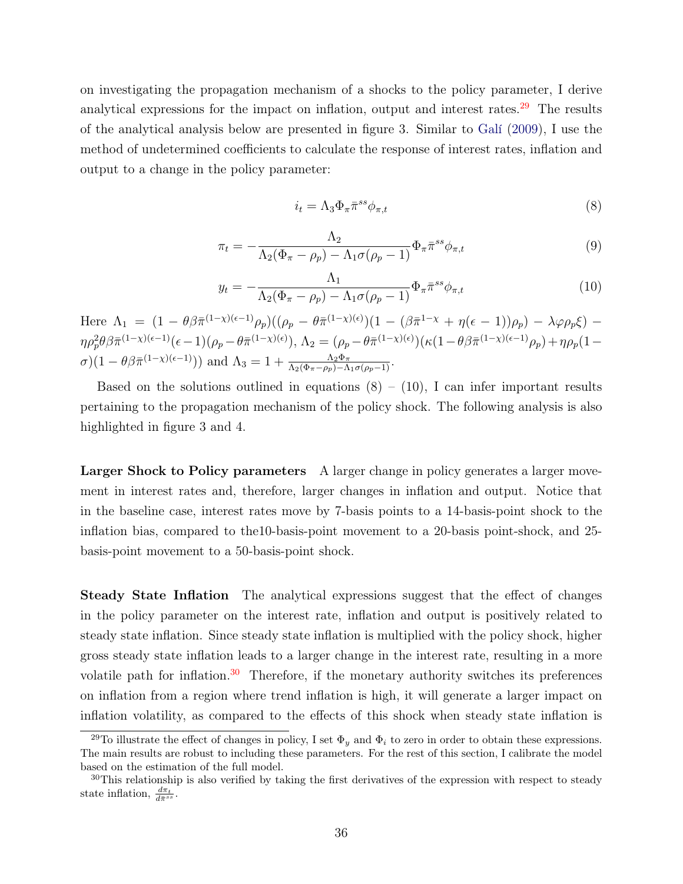on investigating the propagation mechanism of a shocks to the policy parameter, I derive analytical expressions for the impact on inflation, output and interest rates.[29] The results of the analytical analysis below are presented in figure 3. Similar to Galí (2009), I use the method of undetermined coefficients to calculate the response of interest rates, inflation and output to a change in the policy parameter:

$$i_t = \Lambda_3 \Phi_\pi \bar{\pi}^{ss} \phi_{\pi,t} \tag{8}$$

$$\pi_t = -\frac{\Lambda_2}{\Lambda_2(\Phi_\pi - \rho_p) - \Lambda_1 \sigma(\rho_p - 1)} \Phi_\pi \bar{\pi}^{ss} \phi_{\pi,t} \tag{9}$$

$$y_t = -\frac{\Lambda_1}{\Lambda_2(\Phi_\pi - \rho_p) - \Lambda_1 \sigma(\rho_p - 1)} \Phi_\pi \bar{\pi}^{ss} \phi_{\pi,t} \tag{10}$$

Here $\Lambda_1 = (1 - \theta\beta\bar{\pi}^{(1-\chi)(\epsilon-1)}\rho_p)((\rho_p - \theta\bar{\pi}^{(1-\chi)(\epsilon)})(1 - (\beta\bar{\pi}^{1-\chi} + \eta(\epsilon - 1))\rho_p) - \lambda\varphi\rho_p\xi) - \eta\rho_p^2\theta\beta\bar{\pi}^{(1-\chi)(\epsilon-1)}(\epsilon-1)(\rho_p - \theta\bar{\pi}^{(1-\chi)(\epsilon)})$, $\Lambda_2 = (\rho_p - \theta\bar{\pi}^{(1-\chi)(\epsilon)})(\kappa(1 - \theta\beta\bar{\pi}^{(1-\chi)(\epsilon-1)}\rho_p) + \eta\rho_p(1 - \sigma)(1 - \theta\beta\bar{\pi}^{(1-\chi)(\epsilon-1)}))$ and $\Lambda_3 = 1 + \frac{\Lambda_2\Phi_\pi}{\Lambda_2(\Phi_\pi - \rho_p) - \Lambda_1\sigma(\rho_p - 1)}$.

Based on the solutions outlined in equations (8) – (10), I can infer important results pertaining to the propagation mechanism of the policy shock. The following analysis is also highlighted in figure 3 and 4.

**Larger Shock to Policy parameters** A larger change in policy generates a larger movement in interest rates and, therefore, larger changes in inflation and output. Notice that in the baseline case, interest rates move by 7-basis points to a 14-basis-point shock to the inflation bias, compared to the10-basis-point movement to a 20-basis point-shock, and 25-basis-point movement to a 50-basis-point shock.

**Steady State Inflation** The analytical expressions suggest that the effect of changes in the policy parameter on the interest rate, inflation and output is positively related to steady state inflation. Since steady state inflation is multiplied with the policy shock, higher gross steady state inflation leads to a larger change in the interest rate, resulting in a more volatile path for inflation.[30] Therefore, if the monetary authority switches its preferences on inflation from a region where trend inflation is high, it will generate a larger impact on inflation volatility, as compared to the effects of this shock when steady state inflation is

[29] To illustrate the effect of changes in policy, I set $\Phi_y$ and $\Phi_i$ to zero in order to obtain these expressions. The main results are robust to including these parameters. For the rest of this section, I calibrate the model based on the estimation of the full model.

[30] This relationship is also verified by taking the first derivatives of the expression with respect to steady state inflation, $\frac{d\pi_t}{d\bar{\pi}^{ss}}$.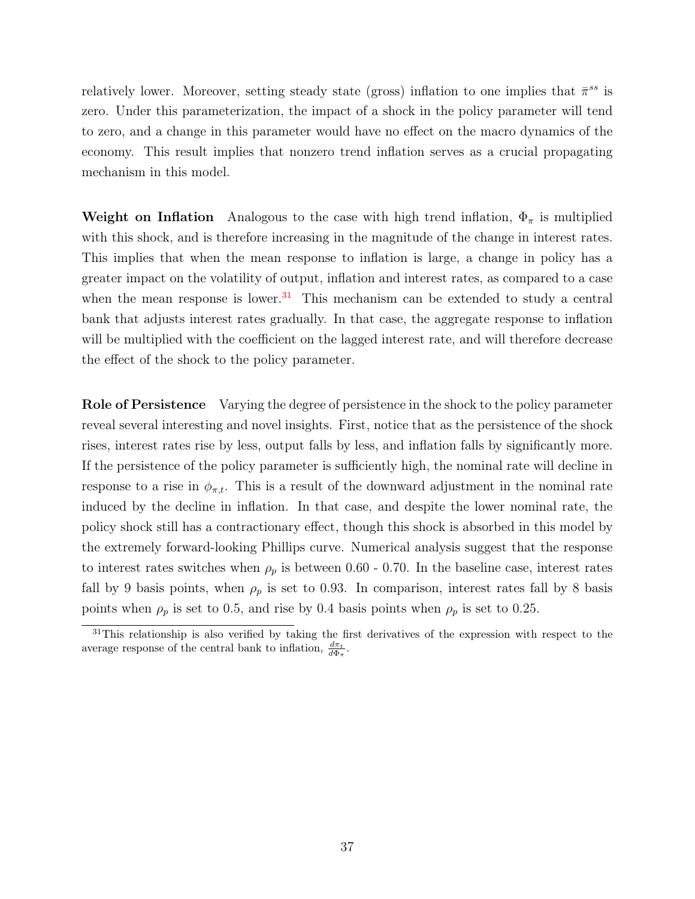relatively lower. Moreover, setting steady state (gross) inflation to one implies that $\bar{\pi}^{ss}$ is zero. Under this parameterization, the impact of a shock in the policy parameter will tend to zero, and a change in this parameter would have no effect on the macro dynamics of the economy. This result implies that nonzero trend inflation serves as a crucial propagating mechanism in this model.

**Weight on Inflation** Analogous to the case with high trend inflation, $\Phi_\pi$ is multiplied with this shock, and is therefore increasing in the magnitude of the change in interest rates. This implies that when the mean response to inflation is large, a change in policy has a greater impact on the volatility of output, inflation and interest rates, as compared to a case when the mean response is lower.[31] This mechanism can be extended to study a central bank that adjusts interest rates gradually. In that case, the aggregate response to inflation will be multiplied with the coefficient on the lagged interest rate, and will therefore decrease the effect of the shock to the policy parameter.

**Role of Persistence** Varying the degree of persistence in the shock to the policy parameter reveal several interesting and novel insights. First, notice that as the persistence of the shock rises, interest rates rise by less, output falls by less, and inflation falls by significantly more. If the persistence of the policy parameter is sufficiently high, the nominal rate will decline in response to a rise in $\phi_{\pi,t}$. This is a result of the downward adjustment in the nominal rate induced by the decline in inflation. In that case, and despite the lower nominal rate, the policy shock still has a contractionary effect, though this shock is absorbed in this model by the extremely forward-looking Phillips curve. Numerical analysis suggest that the response to interest rates switches when $\rho_p$ is between 0.60 - 0.70. In the baseline case, interest rates fall by 9 basis points, when $\rho_p$ is set to 0.93. In comparison, interest rates fall by 8 basis points when $\rho_p$ is set to 0.5, and rise by 0.4 basis points when $\rho_p$ is set to 0.25.

[31] This relationship is also verified by taking the first derivatives of the expression with respect to the average response of the central bank to inflation, $\frac{d\pi_t}{d\Phi_\pi}$.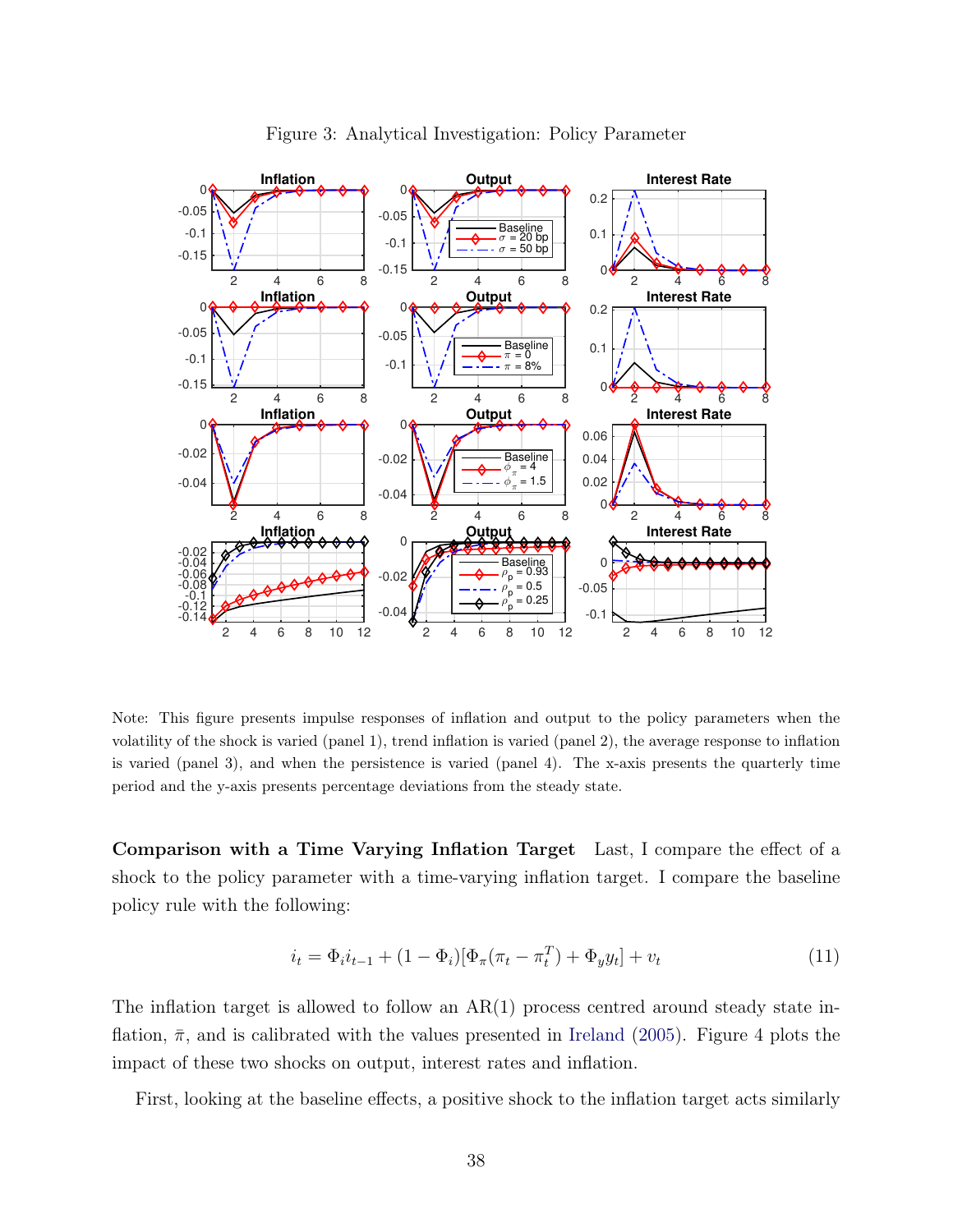Figure 3: Analytical Investigation: Policy Parameter

Note: This figure presents impulse responses of inflation and output to the policy parameters when the volatility of the shock is varied (panel 1), trend inflation is varied (panel 2), the average response to inflation is varied (panel 3), and when the persistence is varied (panel 4). The x-axis presents the quarterly time period and the y-axis presents percentage deviations from the steady state.

**Comparison with a Time Varying Inflation Target** Last, I compare the effect of a shock to the policy parameter with a time-varying inflation target. I compare the baseline policy rule with the following:

$$i_t = \Phi_i i_{t-1} + (1 - \Phi_i)[\Phi_\pi(\pi_t - \pi_t^T) + \Phi_y y_t] + v_t \tag{11}$$

The inflation target is allowed to follow an AR(1) process centred around steady state inflation, $\bar{\pi}$, and is calibrated with the values presented in Ireland (2005). Figure 4 plots the impact of these two shocks on output, interest rates and inflation.

First, looking at the baseline effects, a positive shock to the inflation target acts similarly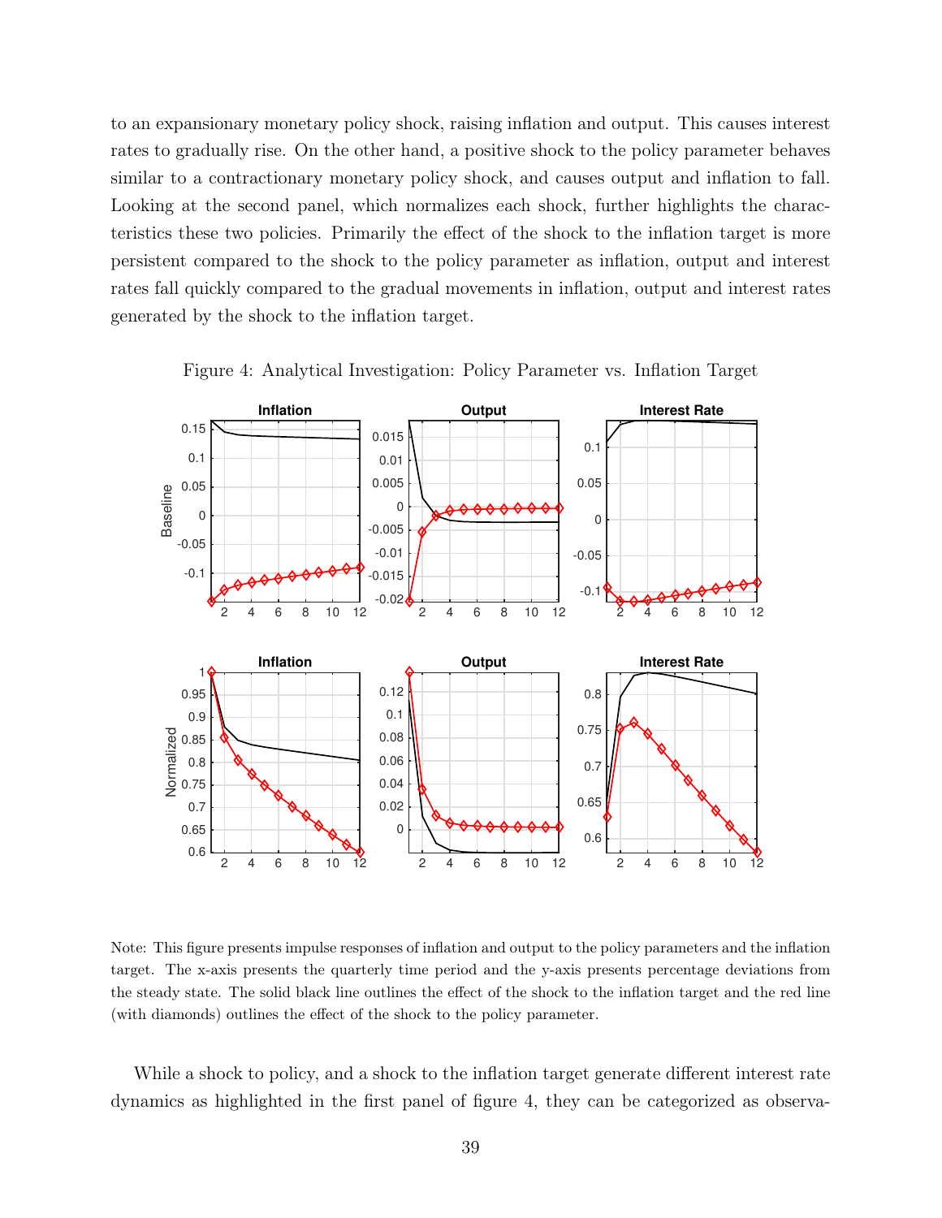to an expansionary monetary policy shock, raising inflation and output. This causes interest rates to gradually rise. On the other hand, a positive shock to the policy parameter behaves similar to a contractionary monetary policy shock, and causes output and inflation to fall. Looking at the second panel, which normalizes each shock, further highlights the characteristics these two policies. Primarily the effect of the shock to the inflation target is more persistent compared to the shock to the policy parameter as inflation, output and interest rates fall quickly compared to the gradual movements in inflation, output and interest rates generated by the shock to the inflation target.

Figure 4: Analytical Investigation: Policy Parameter vs. Inflation Target

Note: This figure presents impulse responses of inflation and output to the policy parameters and the inflation target. The x-axis presents the quarterly time period and the y-axis presents percentage deviations from the steady state. The solid black line outlines the effect of the shock to the inflation target and the red line (with diamonds) outlines the effect of the shock to the policy parameter.

While a shock to policy, and a shock to the inflation target generate different interest rate dynamics as highlighted in the first panel of figure 4, they can be categorized as observa-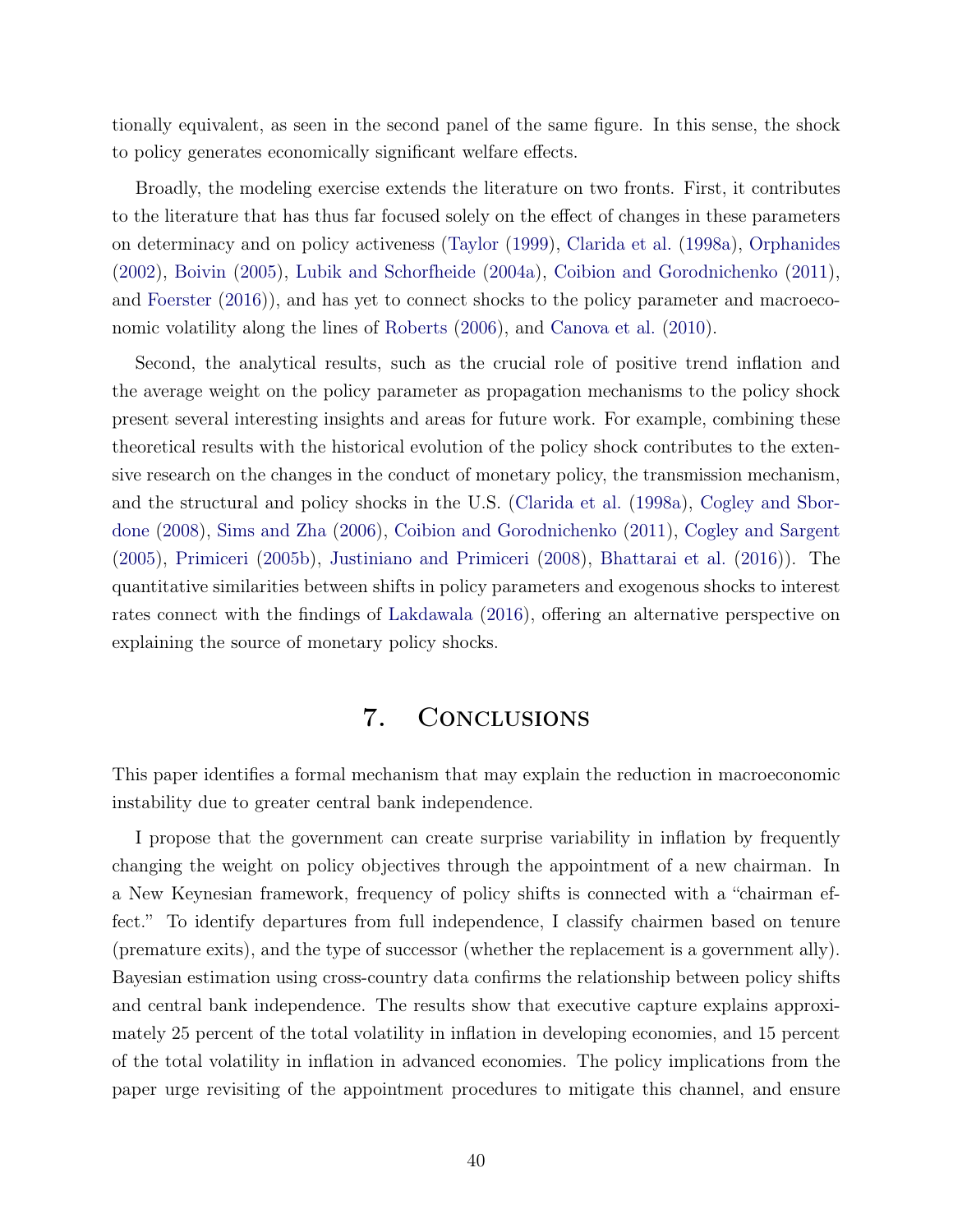tionally equivalent, as seen in the second panel of the same figure. In this sense, the shock to policy generates economically significant welfare effects.

Broadly, the modeling exercise extends the literature on two fronts. First, it contributes to the literature that has thus far focused solely on the effect of changes in these parameters on determinacy and on policy activeness (Taylor (1999), Clarida et al. (1998a), Orphanides (2002), Boivin (2005), Lubik and Schorfheide (2004a), Coibion and Gorodnichenko (2011), and Foerster (2016)), and has yet to connect shocks to the policy parameter and macroeconomic volatility along the lines of Roberts (2006), and Canova et al. (2010).

Second, the analytical results, such as the crucial role of positive trend inflation and the average weight on the policy parameter as propagation mechanisms to the policy shock present several interesting insights and areas for future work. For example, combining these theoretical results with the historical evolution of the policy shock contributes to the extensive research on the changes in the conduct of monetary policy, the transmission mechanism, and the structural and policy shocks in the U.S. (Clarida et al. (1998a), Cogley and Sbordone (2008), Sims and Zha (2006), Coibion and Gorodnichenko (2011), Cogley and Sargent (2005), Primiceri (2005b), Justiniano and Primiceri (2008), Bhattarai et al. (2016)). The quantitative similarities between shifts in policy parameters and exogenous shocks to interest rates connect with the findings of Lakdawala (2016), offering an alternative perspective on explaining the source of monetary policy shocks.

# 7. Conclusions

This paper identifies a formal mechanism that may explain the reduction in macroeconomic instability due to greater central bank independence.

I propose that the government can create surprise variability in inflation by frequently changing the weight on policy objectives through the appointment of a new chairman. In a New Keynesian framework, frequency of policy shifts is connected with a "chairman effect." To identify departures from full independence, I classify chairmen based on tenure (premature exits), and the type of successor (whether the replacement is a government ally). Bayesian estimation using cross-country data confirms the relationship between policy shifts and central bank independence. The results show that executive capture explains approximately 25 percent of the total volatility in inflation in developing economies, and 15 percent of the total volatility in inflation in advanced economies. The policy implications from the paper urge revisiting of the appointment procedures to mitigate this channel, and ensure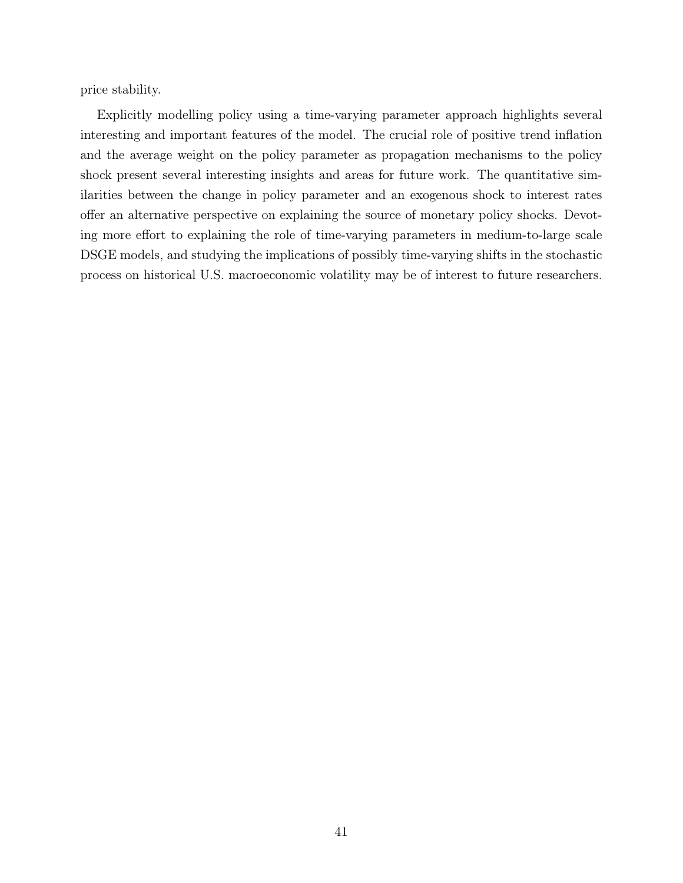price stability.

Explicitly modelling policy using a time-varying parameter approach highlights several interesting and important features of the model. The crucial role of positive trend inflation and the average weight on the policy parameter as propagation mechanisms to the policy shock present several interesting insights and areas for future work. The quantitative similarities between the change in policy parameter and an exogenous shock to interest rates offer an alternative perspective on explaining the source of monetary policy shocks. Devoting more effort to explaining the role of time-varying parameters in medium-to-large scale DSGE models, and studying the implications of possibly time-varying shifts in the stochastic process on historical U.S. macroeconomic volatility may be of interest to future researchers.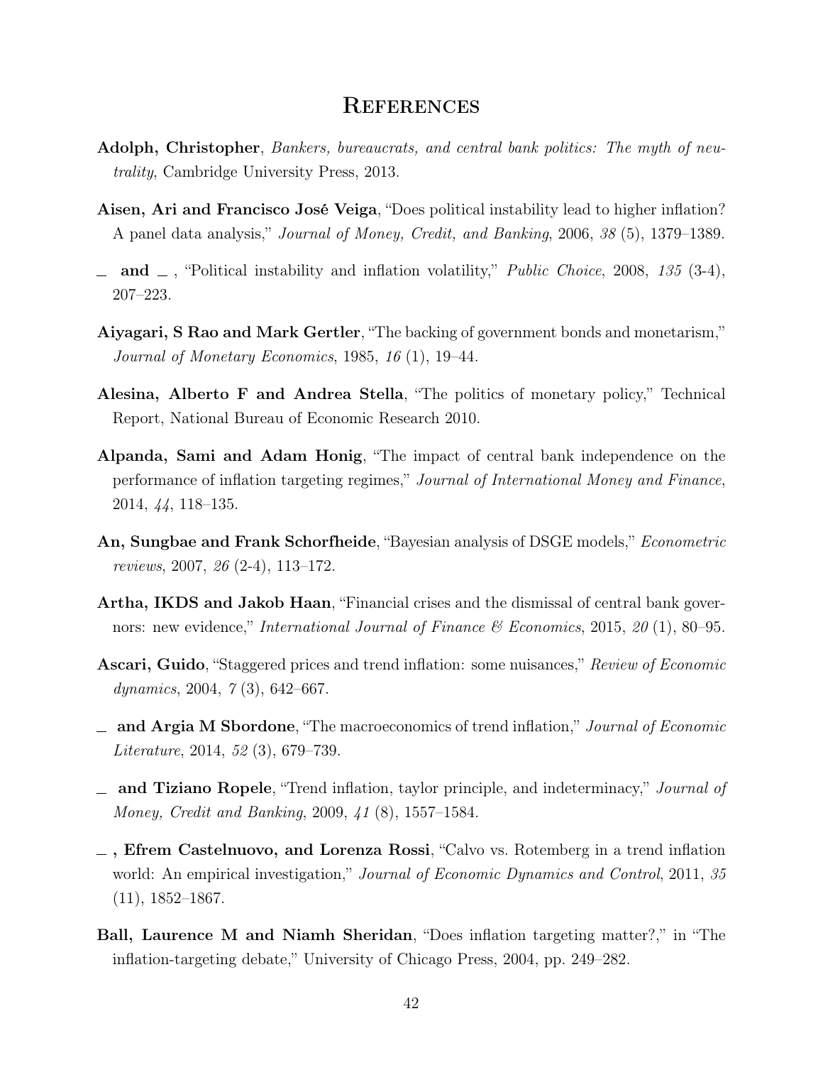# References

**Adolph, Christopher**, *Bankers, bureaucrats, and central bank politics: The myth of neutrality*, Cambridge University Press, 2013.

**Aisen, Ari and Francisco José Veiga**, "Does political instability lead to higher inflation? A panel data analysis," *Journal of Money, Credit, and Banking*, 2006, *38* (5), 1379–1389.

**\_ and \_** , "Political instability and inflation volatility," *Public Choice*, 2008, *135* (3-4), 207–223.

**Aiyagari, S Rao and Mark Gertler**, "The backing of government bonds and monetarism," *Journal of Monetary Economics*, 1985, *16* (1), 19–44.

**Alesina, Alberto F and Andrea Stella**, "The politics of monetary policy," Technical Report, National Bureau of Economic Research 2010.

**Alpanda, Sami and Adam Honig**, "The impact of central bank independence on the performance of inflation targeting regimes," *Journal of International Money and Finance*, 2014, *44*, 118–135.

**An, Sungbae and Frank Schorfheide**, "Bayesian analysis of DSGE models," *Econometric reviews*, 2007, *26* (2-4), 113–172.

**Artha, IKDS and Jakob Haan**, "Financial crises and the dismissal of central bank governors: new evidence," *International Journal of Finance & Economics*, 2015, *20* (1), 80–95.

**Ascari, Guido**, "Staggered prices and trend inflation: some nuisances," *Review of Economic dynamics*, 2004, *7* (3), 642–667.

**\_ and Argia M Sbordone**, "The macroeconomics of trend inflation," *Journal of Economic Literature*, 2014, *52* (3), 679–739.

**\_ and Tiziano Ropele**, "Trend inflation, taylor principle, and indeterminacy," *Journal of Money, Credit and Banking*, 2009, *41* (8), 1557–1584.

**\_ , Efrem Castelnuovo, and Lorenza Rossi**, "Calvo vs. Rotemberg in a trend inflation world: An empirical investigation," *Journal of Economic Dynamics and Control*, 2011, *35* (11), 1852–1867.

**Ball, Laurence M and Niamh Sheridan**, "Does inflation targeting matter?," in "The inflation-targeting debate," University of Chicago Press, 2004, pp. 249–282.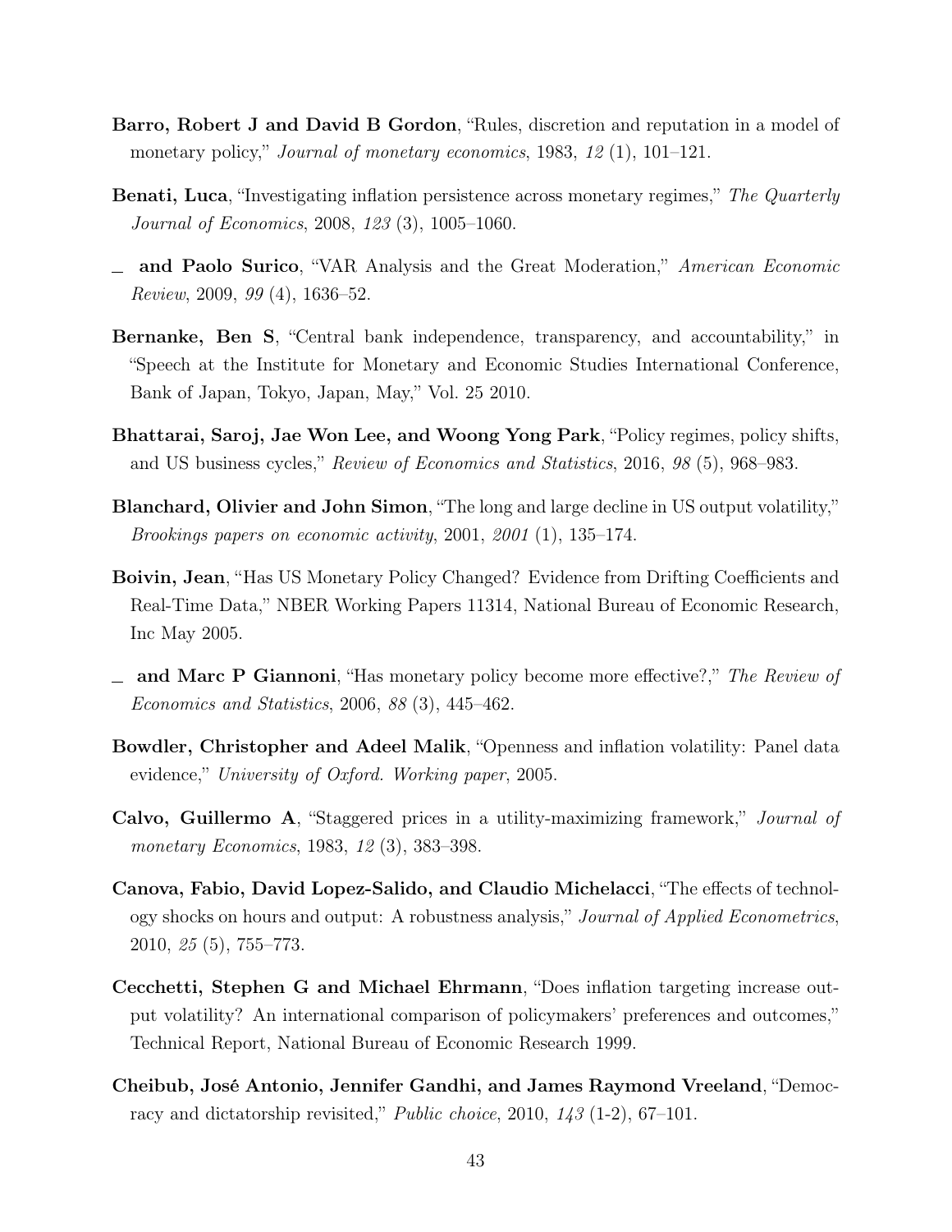**Barro, Robert J and David B Gordon**, "Rules, discretion and reputation in a model of monetary policy," *Journal of monetary economics*, 1983, *12* (1), 101–121.

**Benati, Luca**, "Investigating inflation persistence across monetary regimes," *The Quarterly Journal of Economics*, 2008, *123* (3), 1005–1060.

— **and Paolo Surico**, "VAR Analysis and the Great Moderation," *American Economic Review*, 2009, *99* (4), 1636–52.

**Bernanke, Ben S**, "Central bank independence, transparency, and accountability," in "Speech at the Institute for Monetary and Economic Studies International Conference, Bank of Japan, Tokyo, Japan, May," Vol. 25 2010.

**Bhattarai, Saroj, Jae Won Lee, and Woong Yong Park**, "Policy regimes, policy shifts, and US business cycles," *Review of Economics and Statistics*, 2016, *98* (5), 968–983.

**Blanchard, Olivier and John Simon**, "The long and large decline in US output volatility," *Brookings papers on economic activity*, 2001, *2001* (1), 135–174.

**Boivin, Jean**, "Has US Monetary Policy Changed? Evidence from Drifting Coefficients and Real-Time Data," NBER Working Papers 11314, National Bureau of Economic Research, Inc May 2005.

— **and Marc P Giannoni**, "Has monetary policy become more effective?," *The Review of Economics and Statistics*, 2006, *88* (3), 445–462.

**Bowdler, Christopher and Adeel Malik**, "Openness and inflation volatility: Panel data evidence," *University of Oxford. Working paper*, 2005.

**Calvo, Guillermo A**, "Staggered prices in a utility-maximizing framework," *Journal of monetary Economics*, 1983, *12* (3), 383–398.

**Canova, Fabio, David Lopez-Salido, and Claudio Michelacci**, "The effects of technology shocks on hours and output: A robustness analysis," *Journal of Applied Econometrics*, 2010, *25* (5), 755–773.

**Cecchetti, Stephen G and Michael Ehrmann**, "Does inflation targeting increase output volatility? An international comparison of policymakers' preferences and outcomes," Technical Report, National Bureau of Economic Research 1999.

**Cheibub, José Antonio, Jennifer Gandhi, and James Raymond Vreeland**, "Democracy and dictatorship revisited," *Public choice*, 2010, *143* (1-2), 67–101.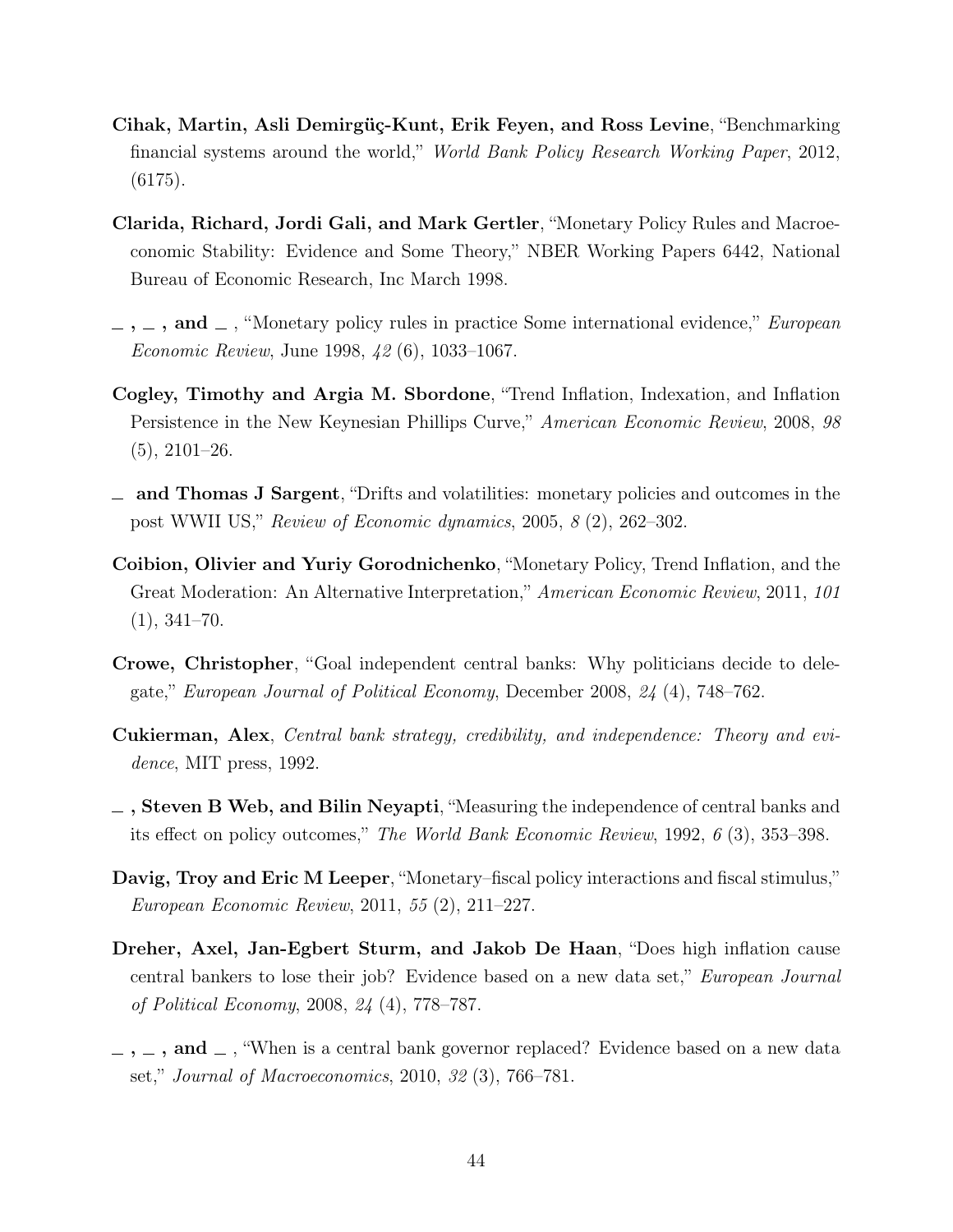**Cihak, Martin, Asli Demirgüç-Kunt, Erik Feyen, and Ross Levine**, "Benchmarking financial systems around the world," *World Bank Policy Research Working Paper*, 2012, (6175).

**Clarida, Richard, Jordi Gali, and Mark Gertler**, "Monetary Policy Rules and Macroeconomic Stability: Evidence and Some Theory," NBER Working Papers 6442, National Bureau of Economic Research, Inc March 1998.

**\_ , \_ , and \_** , "Monetary policy rules in practice Some international evidence," *European Economic Review*, June 1998, *42* (6), 1033–1067.

**Cogley, Timothy and Argia M. Sbordone**, "Trend Inflation, Indexation, and Inflation Persistence in the New Keynesian Phillips Curve," *American Economic Review*, 2008, *98* (5), 2101–26.

**\_ and Thomas J Sargent**, "Drifts and volatilities: monetary policies and outcomes in the post WWII US," *Review of Economic dynamics*, 2005, *8* (2), 262–302.

**Coibion, Olivier and Yuriy Gorodnichenko**, "Monetary Policy, Trend Inflation, and the Great Moderation: An Alternative Interpretation," *American Economic Review*, 2011, *101* (1), 341–70.

**Crowe, Christopher**, "Goal independent central banks: Why politicians decide to delegate," *European Journal of Political Economy*, December 2008, *24* (4), 748–762.

**Cukierman, Alex**, *Central bank strategy, credibility, and independence: Theory and evidence*, MIT press, 1992.

**\_ , Steven B Web, and Bilin Neyapti**, "Measuring the independence of central banks and its effect on policy outcomes," *The World Bank Economic Review*, 1992, *6* (3), 353–398.

**Davig, Troy and Eric M Leeper**, "Monetary–fiscal policy interactions and fiscal stimulus," *European Economic Review*, 2011, *55* (2), 211–227.

**Dreher, Axel, Jan-Egbert Sturm, and Jakob De Haan**, "Does high inflation cause central bankers to lose their job? Evidence based on a new data set," *European Journal of Political Economy*, 2008, *24* (4), 778–787.

**\_ , \_ , and \_** , "When is a central bank governor replaced? Evidence based on a new data set," *Journal of Macroeconomics*, 2010, *32* (3), 766–781.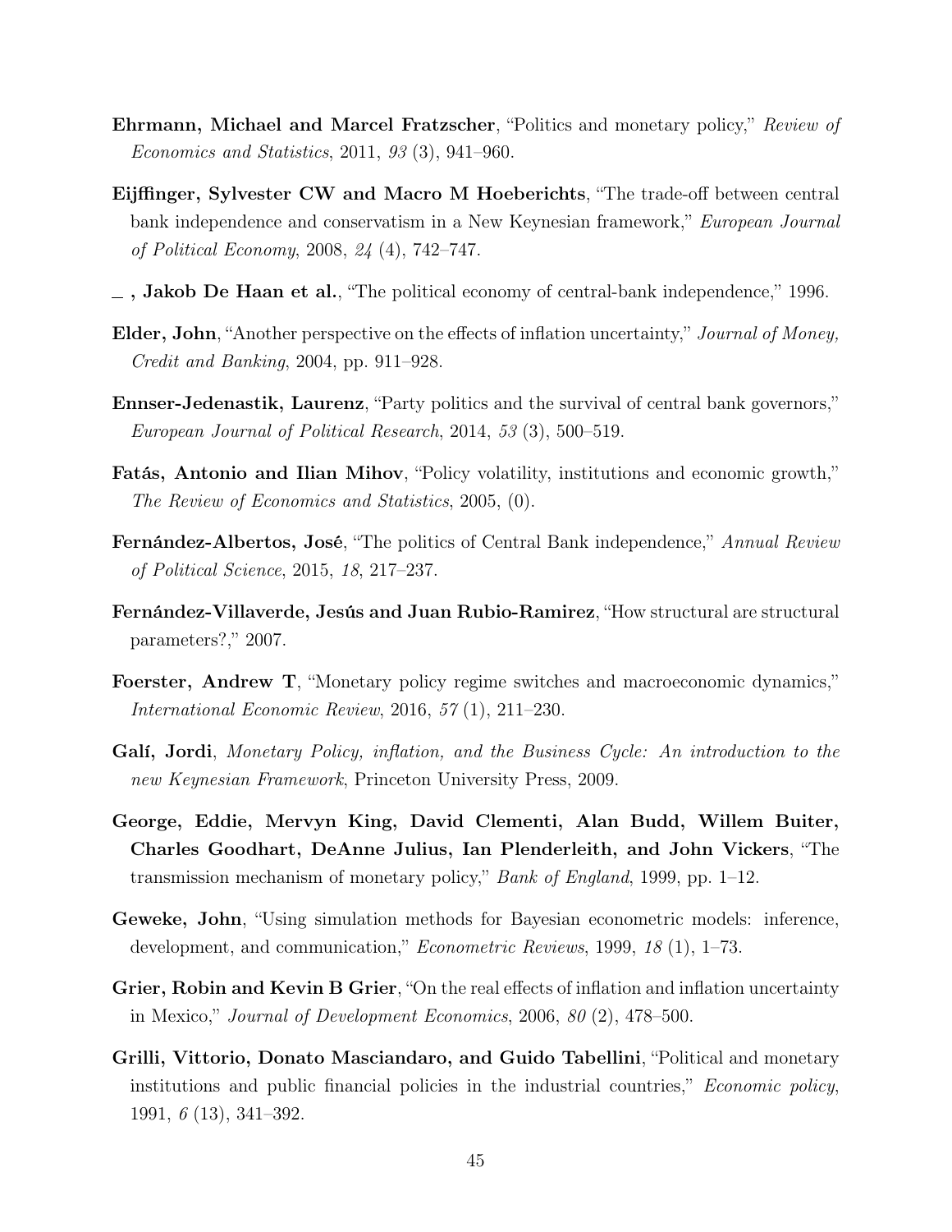**Ehrmann, Michael and Marcel Fratzscher**, "Politics and monetary policy," *Review of Economics and Statistics*, 2011, *93* (3), 941–960.

**Eijffinger, Sylvester CW and Macro M Hoeberichts**, "The trade-off between central bank independence and conservatism in a New Keynesian framework," *European Journal of Political Economy*, 2008, *24* (4), 742–747.

**_ , Jakob De Haan et al.**, "The political economy of central-bank independence," 1996.

**Elder, John**, "Another perspective on the effects of inflation uncertainty," *Journal of Money, Credit and Banking*, 2004, pp. 911–928.

**Ennser-Jedenastik, Laurenz**, "Party politics and the survival of central bank governors," *European Journal of Political Research*, 2014, *53* (3), 500–519.

**Fatás, Antonio and Ilian Mihov**, "Policy volatility, institutions and economic growth," *The Review of Economics and Statistics*, 2005, (0).

**Fernández-Albertos, José**, "The politics of Central Bank independence," *Annual Review of Political Science*, 2015, *18*, 217–237.

**Fernández-Villaverde, Jesús and Juan Rubio-Ramirez**, "How structural are structural parameters?," 2007.

**Foerster, Andrew T**, "Monetary policy regime switches and macroeconomic dynamics," *International Economic Review*, 2016, *57* (1), 211–230.

**Galí, Jordi**, *Monetary Policy, inflation, and the Business Cycle: An introduction to the new Keynesian Framework*, Princeton University Press, 2009.

**George, Eddie, Mervyn King, David Clementi, Alan Budd, Willem Buiter, Charles Goodhart, DeAnne Julius, Ian Plenderleith, and John Vickers**, "The transmission mechanism of monetary policy," *Bank of England*, 1999, pp. 1–12.

**Geweke, John**, "Using simulation methods for Bayesian econometric models: inference, development, and communication," *Econometric Reviews*, 1999, *18* (1), 1–73.

**Grier, Robin and Kevin B Grier**, "On the real effects of inflation and inflation uncertainty in Mexico," *Journal of Development Economics*, 2006, *80* (2), 478–500.

**Grilli, Vittorio, Donato Masciandaro, and Guido Tabellini**, "Political and monetary institutions and public financial policies in the industrial countries," *Economic policy*, 1991, *6* (13), 341–392.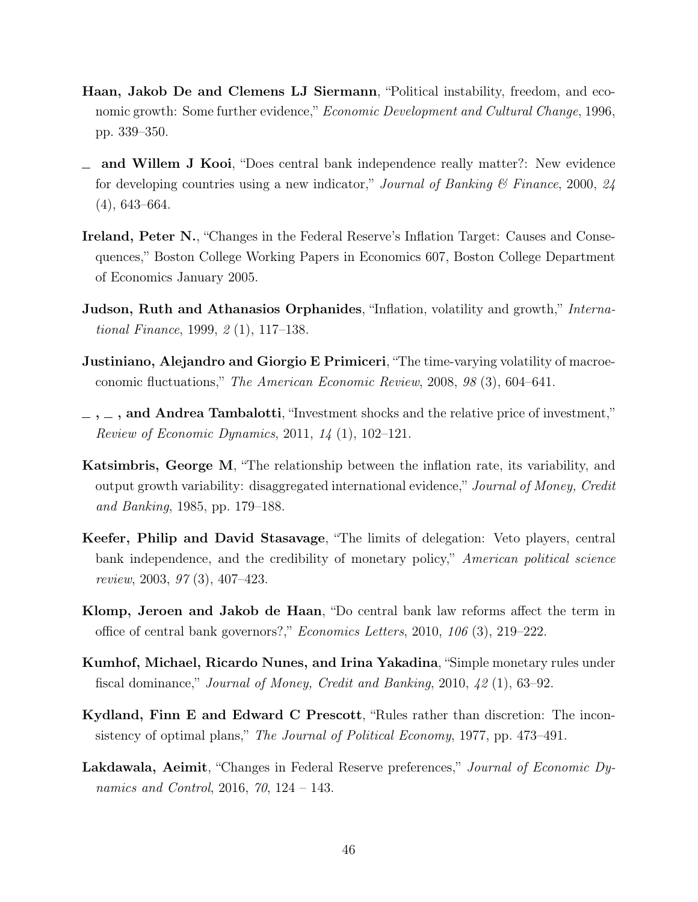**Haan, Jakob De and Clemens LJ Siermann**, "Political instability, freedom, and economic growth: Some further evidence," *Economic Development and Cultural Change*, 1996, pp. 339–350.

_ **and Willem J Kooi**, "Does central bank independence really matter?: New evidence for developing countries using a new indicator," *Journal of Banking & Finance*, 2000, *24* (4), 643–664.

**Ireland, Peter N.**, "Changes in the Federal Reserve's Inflation Target: Causes and Consequences," Boston College Working Papers in Economics 607, Boston College Department of Economics January 2005.

**Judson, Ruth and Athanasios Orphanides**, "Inflation, volatility and growth," *International Finance*, 1999, *2* (1), 117–138.

**Justiniano, Alejandro and Giorgio E Primiceri**, "The time-varying volatility of macroeconomic fluctuations," *The American Economic Review*, 2008, *98* (3), 604–641.

_ , _ , **and Andrea Tambalotti**, "Investment shocks and the relative price of investment," *Review of Economic Dynamics*, 2011, *14* (1), 102–121.

**Katsimbris, George M**, "The relationship between the inflation rate, its variability, and output growth variability: disaggregated international evidence," *Journal of Money, Credit and Banking*, 1985, pp. 179–188.

**Keefer, Philip and David Stasavage**, "The limits of delegation: Veto players, central bank independence, and the credibility of monetary policy," *American political science review*, 2003, *97* (3), 407–423.

**Klomp, Jeroen and Jakob de Haan**, "Do central bank law reforms affect the term in office of central bank governors?," *Economics Letters*, 2010, *106* (3), 219–222.

**Kumhof, Michael, Ricardo Nunes, and Irina Yakadina**, "Simple monetary rules under fiscal dominance," *Journal of Money, Credit and Banking*, 2010, *42* (1), 63–92.

**Kydland, Finn E and Edward C Prescott**, "Rules rather than discretion: The inconsistency of optimal plans," *The Journal of Political Economy*, 1977, pp. 473–491.

**Lakdawala, Aeimit**, "Changes in Federal Reserve preferences," *Journal of Economic Dynamics and Control*, 2016, *70*, 124 – 143.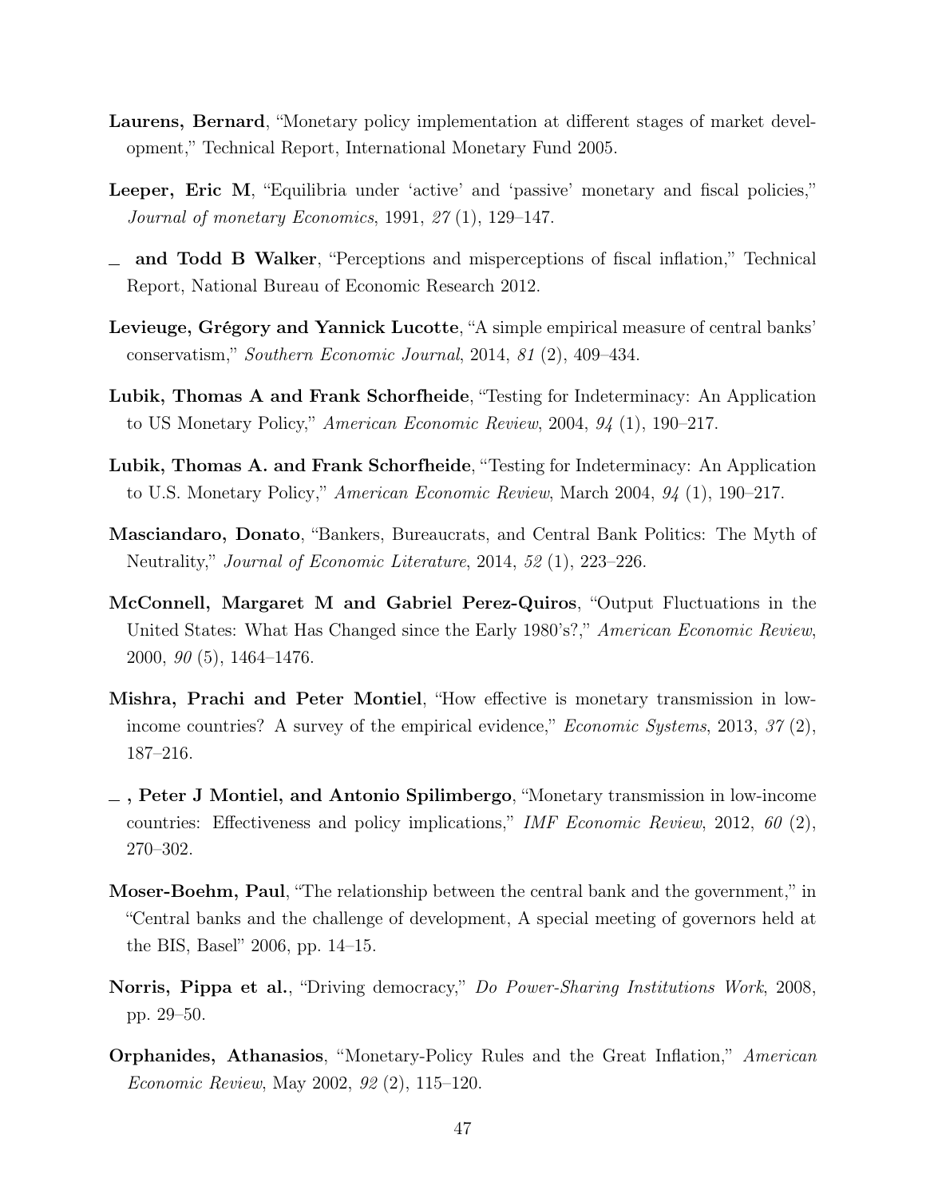**Laurens, Bernard**, "Monetary policy implementation at different stages of market development," Technical Report, International Monetary Fund 2005.

**Leeper, Eric M**, "Equilibria under 'active' and 'passive' monetary and fiscal policies," *Journal of monetary Economics*, 1991, *27* (1), 129–147.

**\_ and Todd B Walker**, "Perceptions and misperceptions of fiscal inflation," Technical Report, National Bureau of Economic Research 2012.

**Levieuge, Grégory and Yannick Lucotte**, "A simple empirical measure of central banks' conservatism," *Southern Economic Journal*, 2014, *81* (2), 409–434.

**Lubik, Thomas A and Frank Schorfheide**, "Testing for Indeterminacy: An Application to US Monetary Policy," *American Economic Review*, 2004, *94* (1), 190–217.

**Lubik, Thomas A. and Frank Schorfheide**, "Testing for Indeterminacy: An Application to U.S. Monetary Policy," *American Economic Review*, March 2004, *94* (1), 190–217.

**Masciandaro, Donato**, "Bankers, Bureaucrats, and Central Bank Politics: The Myth of Neutrality," *Journal of Economic Literature*, 2014, *52* (1), 223–226.

**McConnell, Margaret M and Gabriel Perez-Quiros**, "Output Fluctuations in the United States: What Has Changed since the Early 1980's?," *American Economic Review*, 2000, *90* (5), 1464–1476.

**Mishra, Prachi and Peter Montiel**, "How effective is monetary transmission in low-income countries? A survey of the empirical evidence," *Economic Systems*, 2013, *37* (2), 187–216.

**\_ , Peter J Montiel, and Antonio Spilimbergo**, "Monetary transmission in low-income countries: Effectiveness and policy implications," *IMF Economic Review*, 2012, *60* (2), 270–302.

**Moser-Boehm, Paul**, "The relationship between the central bank and the government," in "Central banks and the challenge of development, A special meeting of governors held at the BIS, Basel" 2006, pp. 14–15.

**Norris, Pippa et al.**, "Driving democracy," *Do Power-Sharing Institutions Work*, 2008, pp. 29–50.

**Orphanides, Athanasios**, "Monetary-Policy Rules and the Great Inflation," *American Economic Review*, May 2002, *92* (2), 115–120.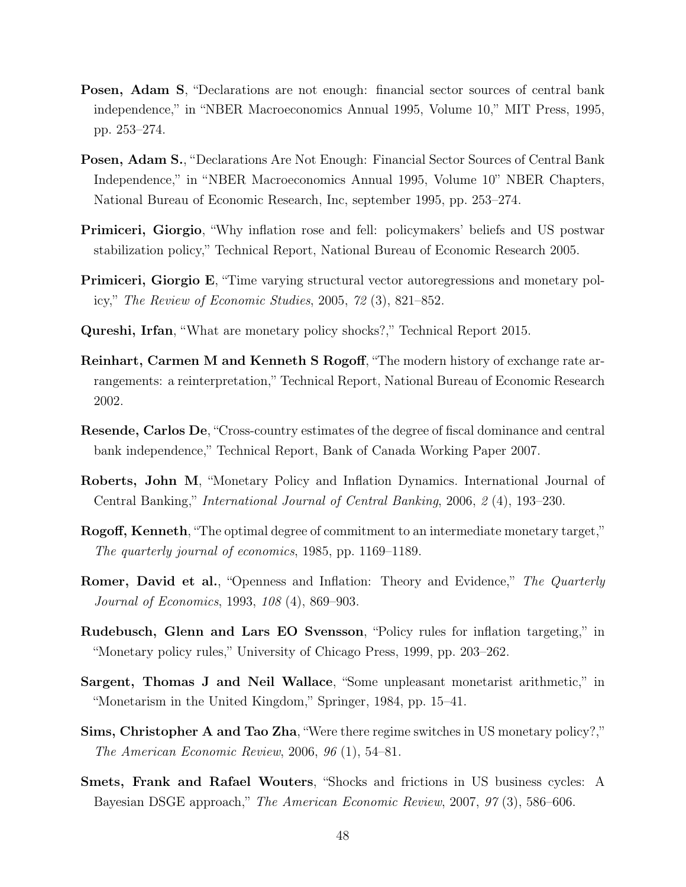**Posen, Adam S**, "Declarations are not enough: financial sector sources of central bank independence," in "NBER Macroeconomics Annual 1995, Volume 10," MIT Press, 1995, pp. 253–274.

**Posen, Adam S.**, "Declarations Are Not Enough: Financial Sector Sources of Central Bank Independence," in "NBER Macroeconomics Annual 1995, Volume 10" NBER Chapters, National Bureau of Economic Research, Inc, september 1995, pp. 253–274.

**Primiceri, Giorgio**, "Why inflation rose and fell: policymakers' beliefs and US postwar stabilization policy," Technical Report, National Bureau of Economic Research 2005.

**Primiceri, Giorgio E**, "Time varying structural vector autoregressions and monetary policy," *The Review of Economic Studies*, 2005, *72* (3), 821–852.

**Qureshi, Irfan**, "What are monetary policy shocks?," Technical Report 2015.

**Reinhart, Carmen M and Kenneth S Rogoff**, "The modern history of exchange rate arrangements: a reinterpretation," Technical Report, National Bureau of Economic Research 2002.

**Resende, Carlos De**, "Cross-country estimates of the degree of fiscal dominance and central bank independence," Technical Report, Bank of Canada Working Paper 2007.

**Roberts, John M**, "Monetary Policy and Inflation Dynamics. International Journal of Central Banking," *International Journal of Central Banking*, 2006, *2* (4), 193–230.

**Rogoff, Kenneth**, "The optimal degree of commitment to an intermediate monetary target," *The quarterly journal of economics*, 1985, pp. 1169–1189.

**Romer, David et al.**, "Openness and Inflation: Theory and Evidence," *The Quarterly Journal of Economics*, 1993, *108* (4), 869–903.

**Rudebusch, Glenn and Lars EO Svensson**, "Policy rules for inflation targeting," in "Monetary policy rules," University of Chicago Press, 1999, pp. 203–262.

**Sargent, Thomas J and Neil Wallace**, "Some unpleasant monetarist arithmetic," in "Monetarism in the United Kingdom," Springer, 1984, pp. 15–41.

**Sims, Christopher A and Tao Zha**, "Were there regime switches in US monetary policy?," *The American Economic Review*, 2006, *96* (1), 54–81.

**Smets, Frank and Rafael Wouters**, "Shocks and frictions in US business cycles: A Bayesian DSGE approach," *The American Economic Review*, 2007, *97* (3), 586–606.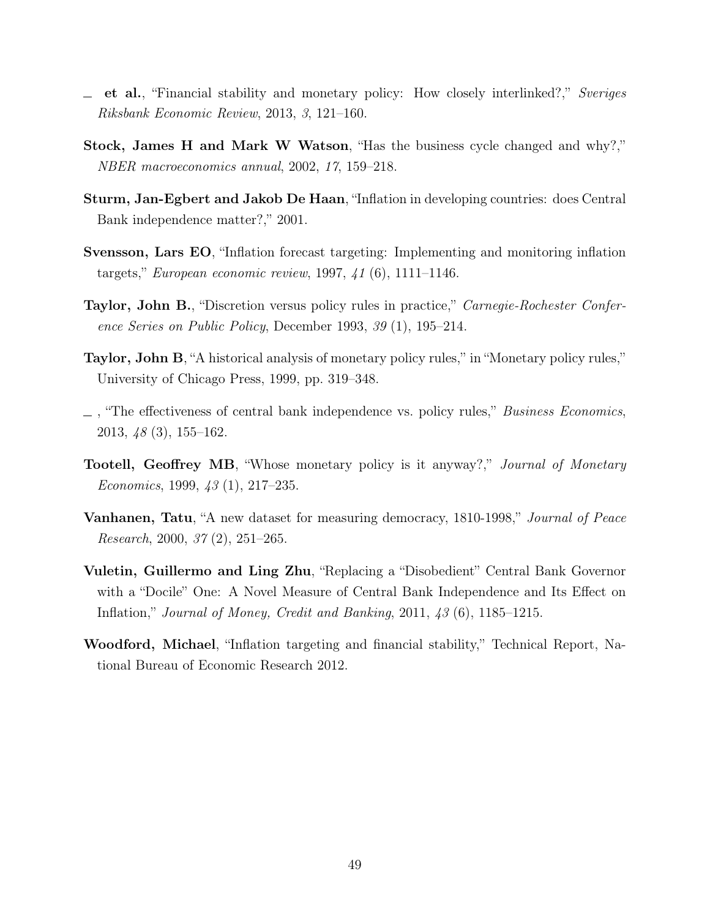_ **et al.**, "Financial stability and monetary policy: How closely interlinked?," *Sveriges Riksbank Economic Review*, 2013, *3*, 121–160.

**Stock, James H and Mark W Watson**, "Has the business cycle changed and why?," *NBER macroeconomics annual*, 2002, *17*, 159–218.

**Sturm, Jan-Egbert and Jakob De Haan**, "Inflation in developing countries: does Central Bank independence matter?," 2001.

**Svensson, Lars EO**, "Inflation forecast targeting: Implementing and monitoring inflation targets," *European economic review*, 1997, *41* (6), 1111–1146.

**Taylor, John B.**, "Discretion versus policy rules in practice," *Carnegie-Rochester Conference Series on Public Policy*, December 1993, *39* (1), 195–214.

**Taylor, John B**, "A historical analysis of monetary policy rules," in "Monetary policy rules," University of Chicago Press, 1999, pp. 319–348.

_ , "The effectiveness of central bank independence vs. policy rules," *Business Economics*, 2013, *48* (3), 155–162.

**Tootell, Geoffrey MB**, "Whose monetary policy is it anyway?," *Journal of Monetary Economics*, 1999, *43* (1), 217–235.

**Vanhanen, Tatu**, "A new dataset for measuring democracy, 1810-1998," *Journal of Peace Research*, 2000, *37* (2), 251–265.

**Vuletin, Guillermo and Ling Zhu**, "Replacing a "Disobedient" Central Bank Governor with a "Docile" One: A Novel Measure of Central Bank Independence and Its Effect on Inflation," *Journal of Money, Credit and Banking*, 2011, *43* (6), 1185–1215.

**Woodford, Michael**, "Inflation targeting and financial stability," Technical Report, National Bureau of Economic Research 2012.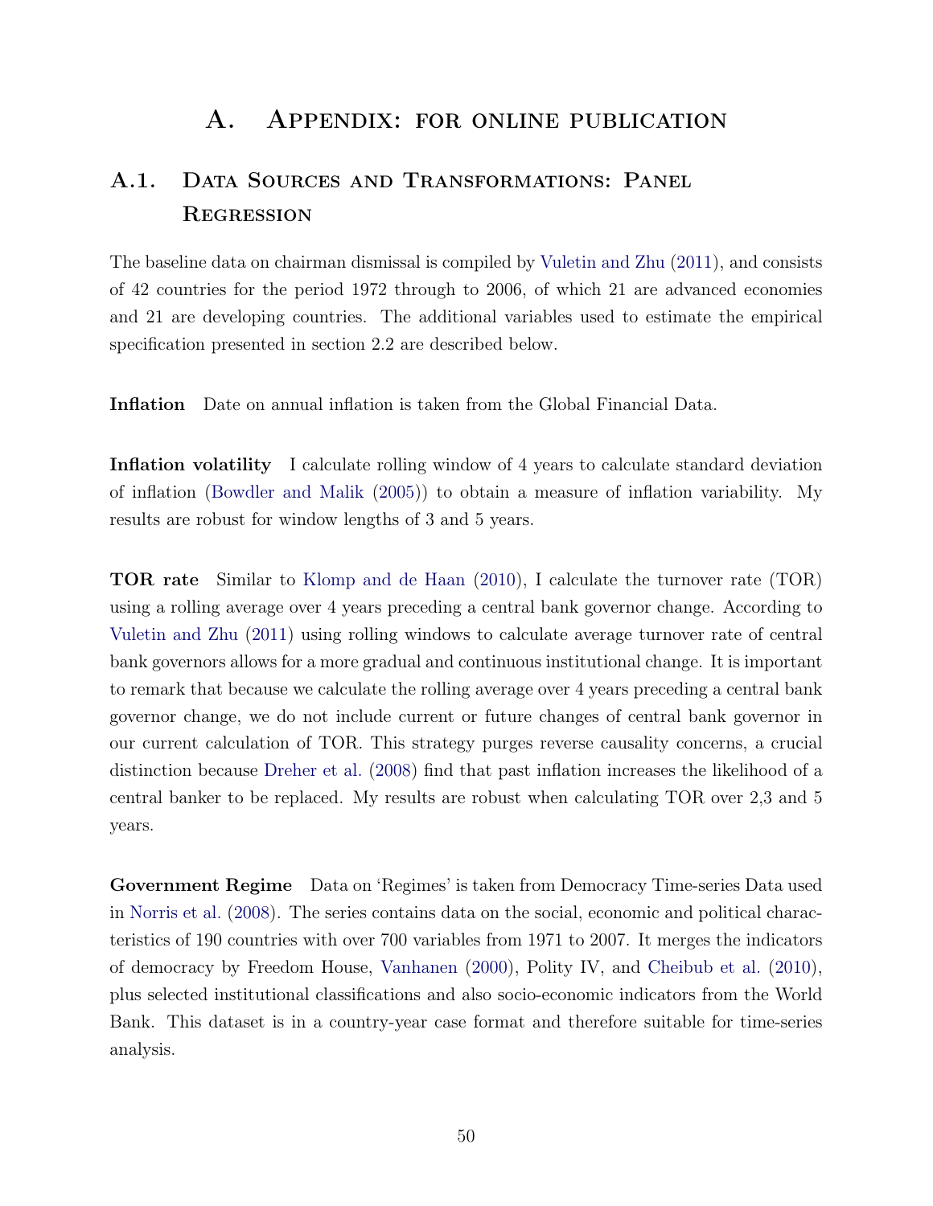# A. Appendix: for online publication

## A.1. Data Sources and Transformations: Panel Regression

The baseline data on chairman dismissal is compiled by Vuletin and Zhu (2011), and consists of 42 countries for the period 1972 through to 2006, of which 21 are advanced economies and 21 are developing countries. The additional variables used to estimate the empirical specification presented in section 2.2 are described below.

**Inflation** Date on annual inflation is taken from the Global Financial Data.

**Inflation volatility** I calculate rolling window of 4 years to calculate standard deviation of inflation (Bowdler and Malik (2005)) to obtain a measure of inflation variability. My results are robust for window lengths of 3 and 5 years.

**TOR rate** Similar to Klomp and de Haan (2010), I calculate the turnover rate (TOR) using a rolling average over 4 years preceding a central bank governor change. According to Vuletin and Zhu (2011) using rolling windows to calculate average turnover rate of central bank governors allows for a more gradual and continuous institutional change. It is important to remark that because we calculate the rolling average over 4 years preceding a central bank governor change, we do not include current or future changes of central bank governor in our current calculation of TOR. This strategy purges reverse causality concerns, a crucial distinction because Dreher et al. (2008) find that past inflation increases the likelihood of a central banker to be replaced. My results are robust when calculating TOR over 2,3 and 5 years.

**Government Regime** Data on 'Regimes' is taken from Democracy Time-series Data used in Norris et al. (2008). The series contains data on the social, economic and political characteristics of 190 countries with over 700 variables from 1971 to 2007. It merges the indicators of democracy by Freedom House, Vanhanen (2000), Polity IV, and Cheibub et al. (2010), plus selected institutional classifications and also socio-economic indicators from the World Bank. This dataset is in a country-year case format and therefore suitable for time-series analysis.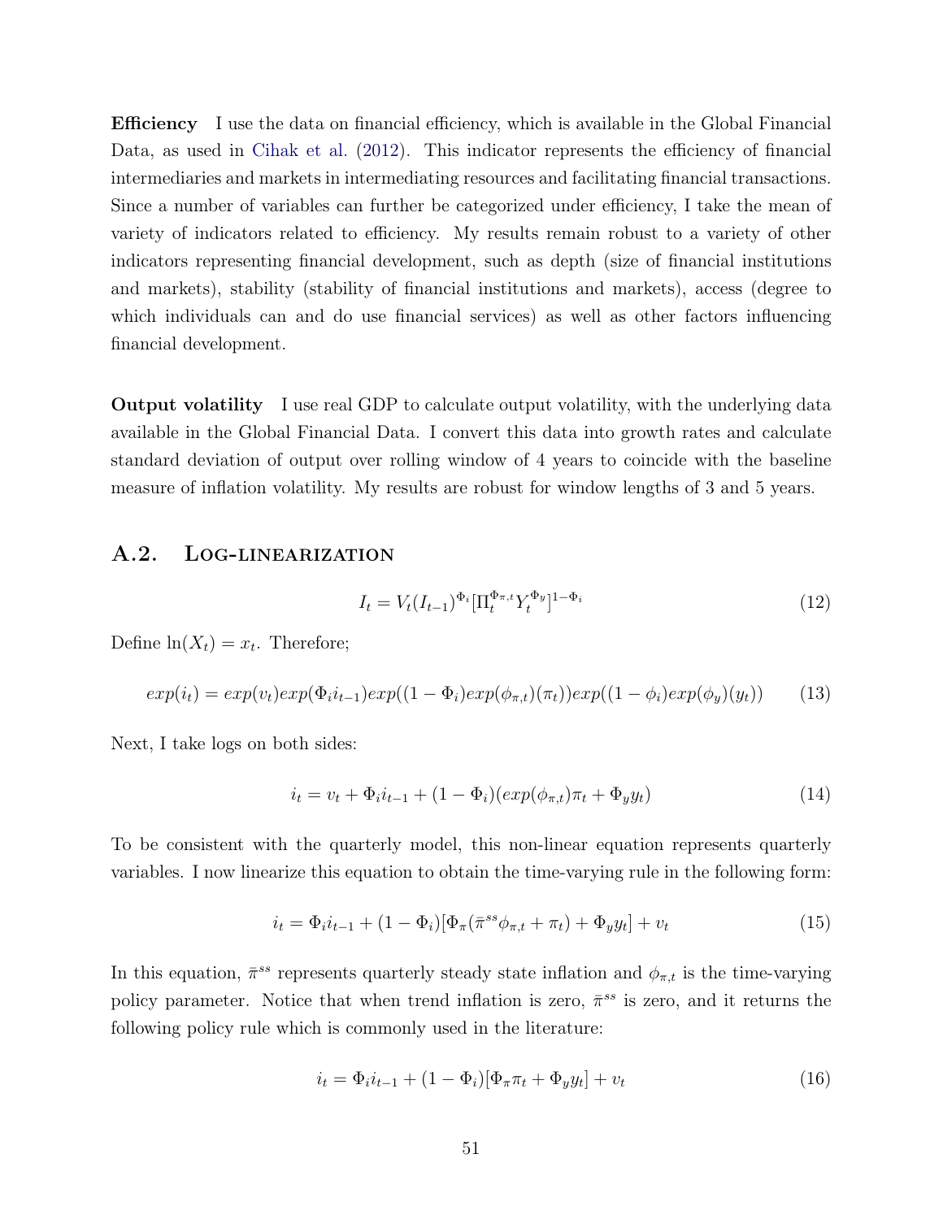**Efficiency** I use the data on financial efficiency, which is available in the Global Financial Data, as used in Cihak et al. (2012). This indicator represents the efficiency of financial intermediaries and markets in intermediating resources and facilitating financial transactions. Since a number of variables can further be categorized under efficiency, I take the mean of variety of indicators related to efficiency. My results remain robust to a variety of other indicators representing financial development, such as depth (size of financial institutions and markets), stability (stability of financial institutions and markets), access (degree to which individuals can and do use financial services) as well as other factors influencing financial development.

**Output volatility** I use real GDP to calculate output volatility, with the underlying data available in the Global Financial Data. I convert this data into growth rates and calculate standard deviation of output over rolling window of 4 years to coincide with the baseline measure of inflation volatility. My results are robust for window lengths of 3 and 5 years.

## A.2. Log-linearization

$$I_t = V_t(I_{t-1})^{\Phi_i}[\Pi_t^{\Phi_{\pi,t}} Y_t^{\Phi_y}]^{1-\Phi_i} \tag{12}$$

Define $\ln(X_t) = x_t$. Therefore;

$$exp(i_t) = exp(v_t)exp(\Phi_i i_{t-1})exp((1-\Phi_i)exp(\phi_{\pi,t})(\pi_t))exp((1-\phi_i)exp(\phi_y)(y_t)) \tag{13}$$

Next, I take logs on both sides:

$$i_t = v_t + \Phi_i i_{t-1} + (1-\Phi_i)(exp(\phi_{\pi,t})\pi_t + \Phi_y y_t) \tag{14}$$

To be consistent with the quarterly model, this non-linear equation represents quarterly variables. I now linearize this equation to obtain the time-varying rule in the following form:

$$i_t = \Phi_i i_{t-1} + (1-\Phi_i)[\Phi_\pi(\bar{\pi}^{ss}\phi_{\pi,t} + \pi_t) + \Phi_y y_t] + v_t \tag{15}$$

In this equation, $\bar{\pi}^{ss}$ represents quarterly steady state inflation and $\phi_{\pi,t}$ is the time-varying policy parameter. Notice that when trend inflation is zero, $\bar{\pi}^{ss}$ is zero, and it returns the following policy rule which is commonly used in the literature:

$$i_t = \Phi_i i_{t-1} + (1-\Phi_i)[\Phi_\pi \pi_t + \Phi_y y_t] + v_t \tag{16}$$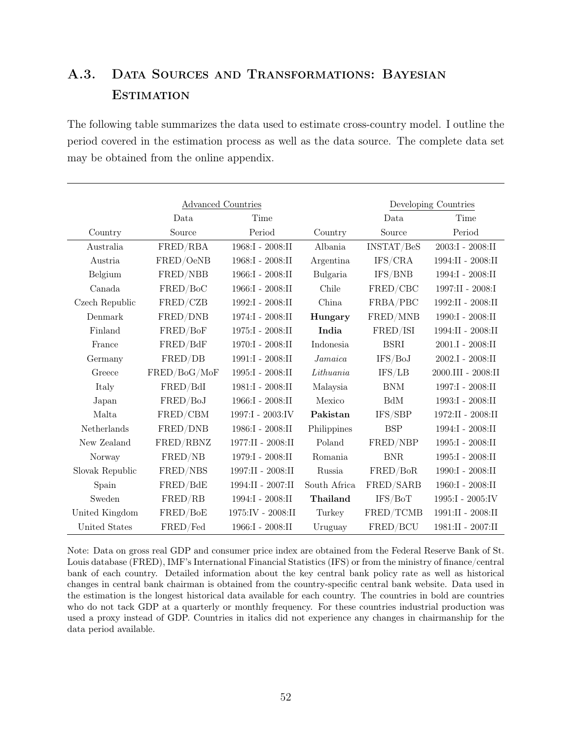## A.3. Data Sources and Transformations: Bayesian Estimation

The following table summarizes the data used to estimate cross-country model. I outline the period covered in the estimation process as well as the data source. The complete data set may be obtained from the online appendix.

| | Advanced Countries | | | Developing Countries | |
|---|---|---|---|---|---|
| Country | Data Source | Time Period | Country | Data Source | Time Period |
| Australia | FRED/RBA | 1968:I - 2008:II | Albania | INSTAT/BeS | 2003:I - 2008:II |
| Austria | FRED/OeNB | 1968:I - 2008:II | Argentina | IFS/CRA | 1994:II - 2008:II |
| Belgium | FRED/NBB | 1966:I - 2008:II | Bulgaria | IFS/BNB | 1994:I - 2008:II |
| Canada | FRED/BoC | 1966:I - 2008:II | Chile | FRED/CBC | 1997:II - 2008:I |
| Czech Republic | FRED/CZB | 1992:I - 2008:II | China | FRBA/PBC | 1992:II - 2008:II |
| Denmark | FRED/DNB | 1974:I - 2008:II | **Hungary** | FRED/MNB | 1990:I - 2008:II |
| Finland | FRED/BoF | 1975:I - 2008:II | **India** | FRED/ISI | 1994:II - 2008:II |
| France | FRED/BdF | 1970:I - 2008:II | Indonesia | BSRI | 2001.I - 2008:II |
| Germany | FRED/DB | 1991:I - 2008:II | *Jamaica* | IFS/BoJ | 2002.I - 2008:II |
| Greece | FRED/BoG/MoF | 1995:I - 2008:II | *Lithuania* | IFS/LB | 2000.III - 2008:II |
| Italy | FRED/BdI | 1981:I - 2008:II | Malaysia | BNM | 1997:I - 2008:II |
| Japan | FRED/BoJ | 1966:I - 2008:II | Mexico | BdM | 1993:I - 2008:II |
| Malta | FRED/CBM | 1997:I - 2003:IV | **Pakistan** | IFS/SBP | 1972:II - 2008:II |
| Netherlands | FRED/DNB | 1986:I - 2008:II | Philippines | BSP | 1994:I - 2008:II |
| New Zealand | FRED/RBNZ | 1977:II - 2008:II | Poland | FRED/NBP | 1995:I - 2008:II |
| Norway | FRED/NB | 1979:I - 2008:II | Romania | BNR | 1995:I - 2008:II |
| Slovak Republic | FRED/NBS | 1997:II - 2008:II | Russia | FRED/BoR | 1990:I - 2008:II |
| Spain | FRED/BdE | 1994:II - 2007:II | South Africa | FRED/SARB | 1960:I - 2008:II |
| Sweden | FRED/RB | 1994:I - 2008:II | **Thailand** | IFS/BoT | 1995:I - 2005:IV |
| United Kingdom | FRED/BoE | 1975:IV - 2008:II | Turkey | FRED/TCMB | 1991:II - 2008:II |
| United States | FRED/Fed | 1966:I - 2008:II | Uruguay | FRED/BCU | 1981:II - 2007:II |

Note: Data on gross real GDP and consumer price index are obtained from the Federal Reserve Bank of St. Louis database (FRED), IMF's International Financial Statistics (IFS) or from the ministry of finance/central bank of each country. Detailed information about the key central bank policy rate as well as historical changes in central bank chairman is obtained from the country-specific central bank website. Data used in the estimation is the longest historical data available for each country. The countries in bold are countries who do not tack GDP at a quarterly or monthly frequency. For these countries industrial production was used a proxy instead of GDP. Countries in italics did not experience any changes in chairmanship for the data period available.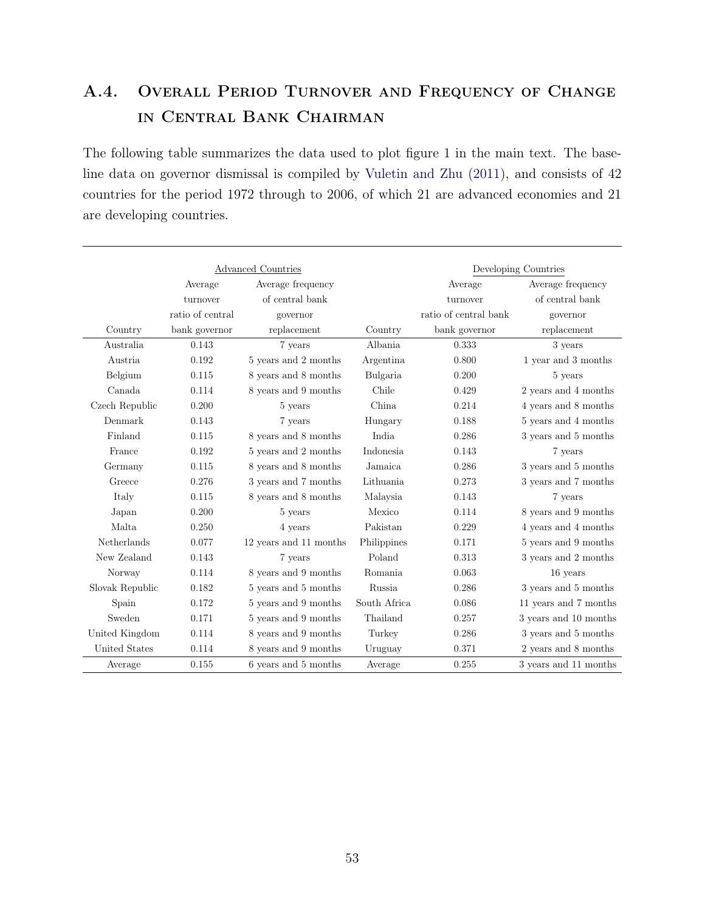## A.4. Overall Period Turnover and Frequency of Change in Central Bank Chairman

The following table summarizes the data used to plot figure 1 in the main text. The baseline data on governor dismissal is compiled by Vuletin and Zhu (2011), and consists of 42 countries for the period 1972 through to 2006, of which 21 are advanced economies and 21 are developing countries.

| | Advanced Countries | | | Developing Countries | |
|---|---|---|---|---|---|
| Country | Average turnover ratio of central bank governor | Average frequency of central bank governor replacement | Country | Average turnover ratio of central bank governor | Average frequency of central bank governor replacement |
| Australia | 0.143 | 7 years | Albania | 0.333 | 3 years |
| Austria | 0.192 | 5 years and 2 months | Argentina | 0.800 | 1 year and 3 months |
| Belgium | 0.115 | 8 years and 8 months | Bulgaria | 0.200 | 5 years |
| Canada | 0.114 | 8 years and 9 months | Chile | 0.429 | 2 years and 4 months |
| Czech Republic | 0.200 | 5 years | China | 0.214 | 4 years and 8 months |
| Denmark | 0.143 | 7 years | Hungary | 0.188 | 5 years and 4 months |
| Finland | 0.115 | 8 years and 8 months | India | 0.286 | 3 years and 5 months |
| France | 0.192 | 5 years and 2 months | Indonesia | 0.143 | 7 years |
| Germany | 0.115 | 8 years and 8 months | Jamaica | 0.286 | 3 years and 5 months |
| Greece | 0.276 | 3 years and 7 months | Lithuania | 0.273 | 3 years and 7 months |
| Italy | 0.115 | 8 years and 8 months | Malaysia | 0.143 | 7 years |
| Japan | 0.200 | 5 years | Mexico | 0.114 | 8 years and 9 months |
| Malta | 0.250 | 4 years | Pakistan | 0.229 | 4 years and 4 months |
| Netherlands | 0.077 | 12 years and 11 months | Philippines | 0.171 | 5 years and 9 months |
| New Zealand | 0.143 | 7 years | Poland | 0.313 | 3 years and 2 months |
| Norway | 0.114 | 8 years and 9 months | Romania | 0.063 | 16 years |
| Slovak Republic | 0.182 | 5 years and 5 months | Russia | 0.286 | 3 years and 5 months |
| Spain | 0.172 | 5 years and 9 months | South Africa | 0.086 | 11 years and 7 months |
| Sweden | 0.171 | 5 years and 9 months | Thailand | 0.257 | 3 years and 10 months |
| United Kingdom | 0.114 | 8 years and 9 months | Turkey | 0.286 | 3 years and 5 months |
| United States | 0.114 | 8 years and 9 months | Uruguay | 0.371 | 2 years and 8 months |
| Average | 0.155 | 6 years and 5 months | Average | 0.255 | 3 years and 11 months |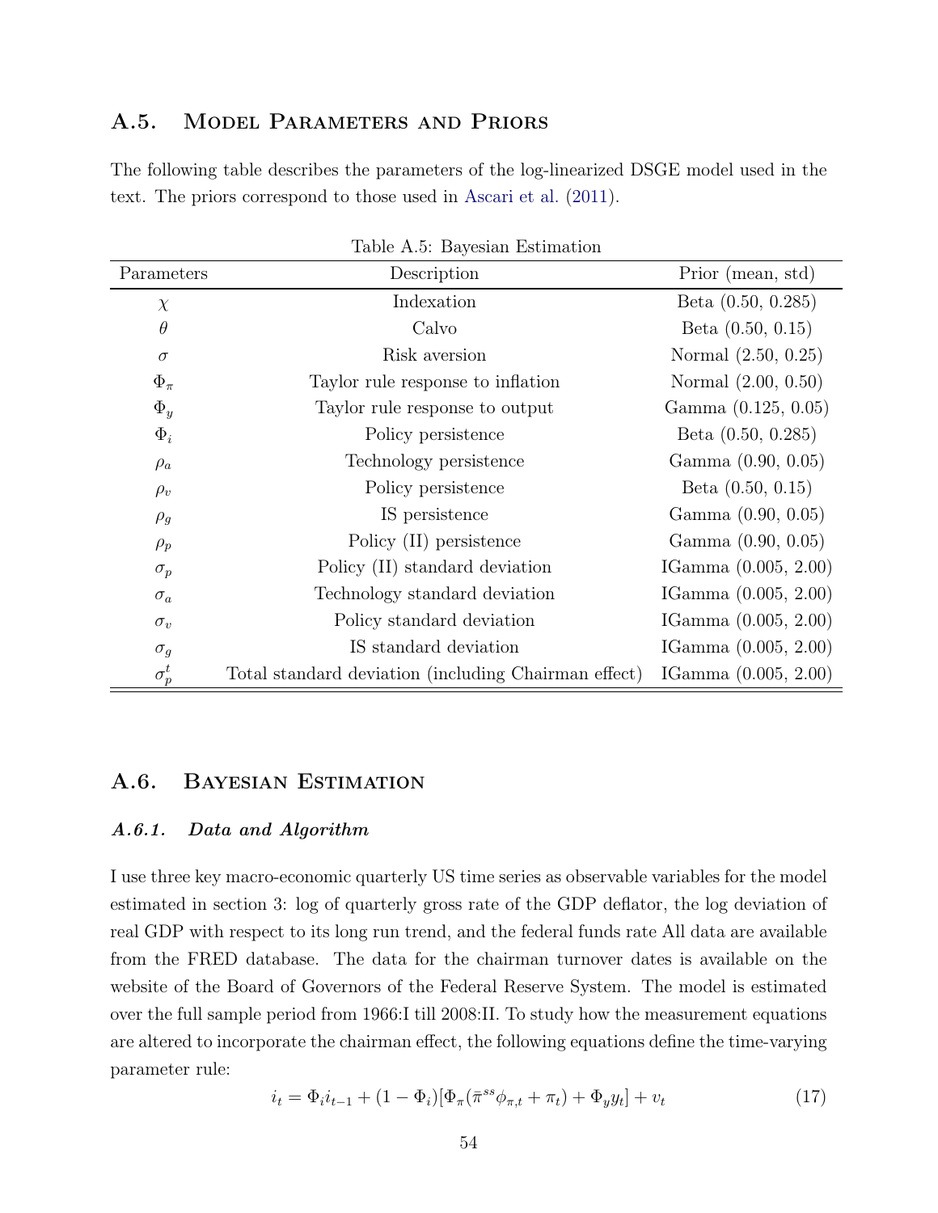## A.5. Model Parameters and Priors

The following table describes the parameters of the log-linearized DSGE model used in the text. The priors correspond to those used in Ascari et al. (2011).

Table A.5: Bayesian Estimation

| Parameters | Description | Prior (mean, std) |
|---|---|---|
| $\chi$ | Indexation | Beta (0.50, 0.285) |
| $\theta$ | Calvo | Beta (0.50, 0.15) |
| $\sigma$ | Risk aversion | Normal (2.50, 0.25) |
| $\Phi_\pi$ | Taylor rule response to inflation | Normal (2.00, 0.50) |
| $\Phi_y$ | Taylor rule response to output | Gamma (0.125, 0.05) |
| $\Phi_i$ | Policy persistence | Beta (0.50, 0.285) |
| $\rho_a$ | Technology persistence | Gamma (0.90, 0.05) |
| $\rho_v$ | Policy persistence | Beta (0.50, 0.15) |
| $\rho_g$ | IS persistence | Gamma (0.90, 0.05) |
| $\rho_p$ | Policy (II) persistence | Gamma (0.90, 0.05) |
| $\sigma_p$ | Policy (II) standard deviation | IGamma (0.005, 2.00) |
| $\sigma_a$ | Technology standard deviation | IGamma (0.005, 2.00) |
| $\sigma_v$ | Policy standard deviation | IGamma (0.005, 2.00) |
| $\sigma_g$ | IS standard deviation | IGamma (0.005, 2.00) |
| $\sigma_p^t$ | Total standard deviation (including Chairman effect) | IGamma (0.005, 2.00) |

## A.6. Bayesian Estimation

### *A.6.1. Data and Algorithm*

I use three key macro-economic quarterly US time series as observable variables for the model estimated in section 3: log of quarterly gross rate of the GDP deflator, the log deviation of real GDP with respect to its long run trend, and the federal funds rate All data are available from the FRED database. The data for the chairman turnover dates is available on the website of the Board of Governors of the Federal Reserve System. The model is estimated over the full sample period from 1966:I till 2008:II. To study how the measurement equations are altered to incorporate the chairman effect, the following equations define the time-varying parameter rule:

$$i_t = \Phi_i i_{t-1} + (1 - \Phi_i)[\Phi_\pi(\bar{\pi}^{ss}\phi_{\pi,t} + \pi_t) + \Phi_y y_t] + v_t \tag{17}$$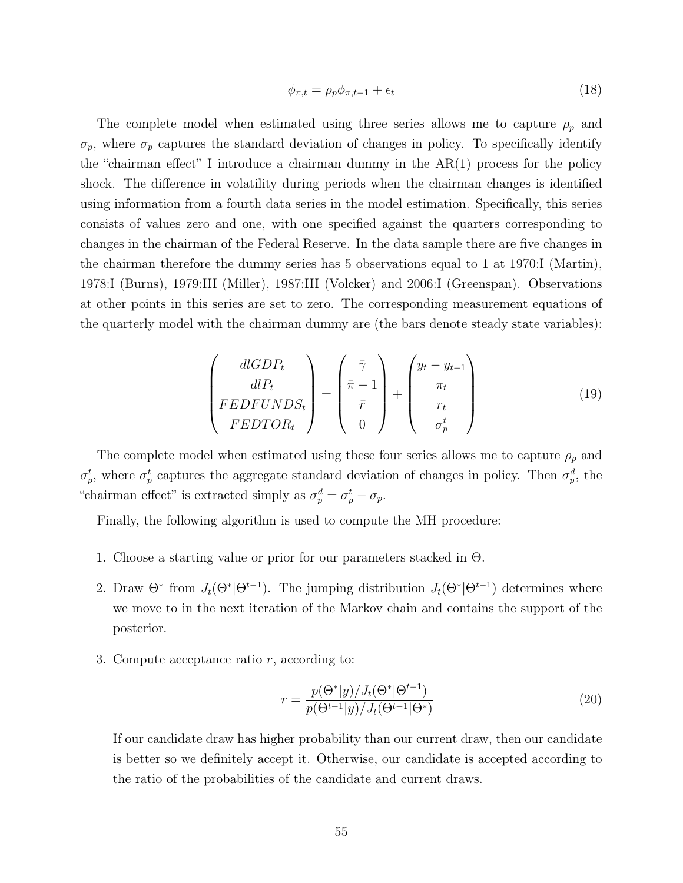$$\phi_{\pi,t} = \rho_p \phi_{\pi,t-1} + \epsilon_t \tag{18}$$

The complete model when estimated using three series allows me to capture $\rho_p$ and $\sigma_p$, where $\sigma_p$ captures the standard deviation of changes in policy. To specifically identify the "chairman effect" I introduce a chairman dummy in the AR(1) process for the policy shock. The difference in volatility during periods when the chairman changes is identified using information from a fourth data series in the model estimation. Specifically, this series consists of values zero and one, with one specified against the quarters corresponding to changes in the chairman of the Federal Reserve. In the data sample there are five changes in the chairman therefore the dummy series has 5 observations equal to 1 at 1970:I (Martin), 1978:I (Burns), 1979:III (Miller), 1987:III (Volcker) and 2006:I (Greenspan). Observations at other points in this series are set to zero. The corresponding measurement equations of the quarterly model with the chairman dummy are (the bars denote steady state variables):

$$\begin{pmatrix} dlGDP_t \\ dlP_t \\ FEDFUNDS_t \\ FEDTOR_t \end{pmatrix} = \begin{pmatrix} \bar{\gamma} \\ \bar{\pi} - 1 \\ \bar{r} \\ 0 \end{pmatrix} + \begin{pmatrix} y_t - y_{t-1} \\ \pi_t \\ r_t \\ \sigma_p^t \end{pmatrix} \tag{19}$$

The complete model when estimated using these four series allows me to capture $\rho_p$ and $\sigma_p^t$, where $\sigma_p^t$ captures the aggregate standard deviation of changes in policy. Then $\sigma_p^d$, the "chairman effect" is extracted simply as $\sigma_p^d = \sigma_p^t - \sigma_p$.

Finally, the following algorithm is used to compute the MH procedure:

1. Choose a starting value or prior for our parameters stacked in $\Theta$.
2. Draw $\Theta^*$ from $J_t(\Theta^*|\Theta^{t-1})$. The jumping distribution $J_t(\Theta^*|\Theta^{t-1})$ determines where we move to in the next iteration of the Markov chain and contains the support of the posterior.
3. Compute acceptance ratio $r$, according to:

$$r = \frac{p(\Theta^*|y)/J_t(\Theta^*|\Theta^{t-1})}{p(\Theta^{t-1}|y)/J_t(\Theta^{t-1}|\Theta^*)} \tag{20}$$

   If our candidate draw has higher probability than our current draw, then our candidate is better so we definitely accept it. Otherwise, our candidate is accepted according to the ratio of the probabilities of the candidate and current draws.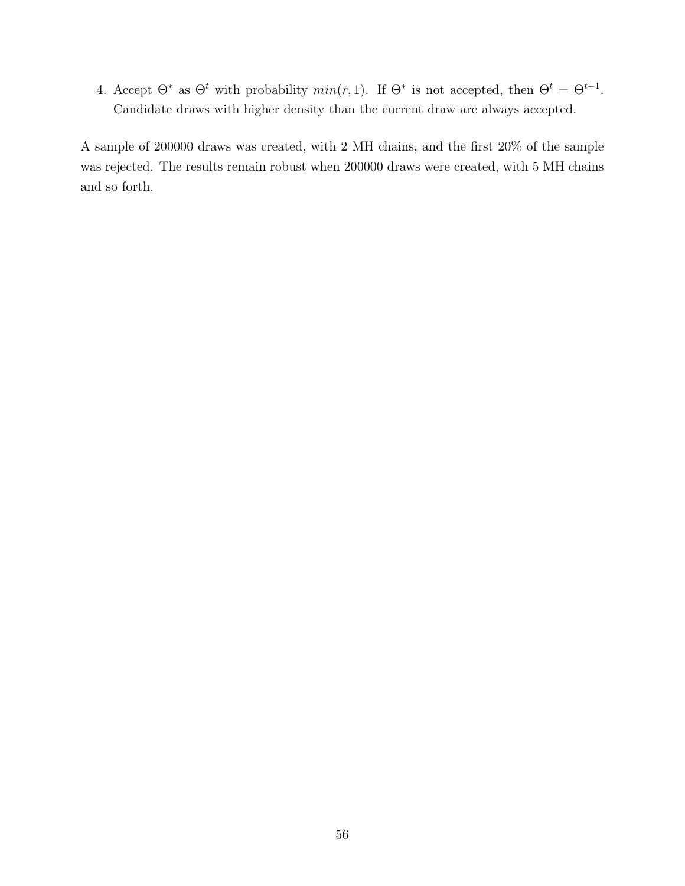4. Accept $\Theta^*$ as $\Theta^t$ with probability $min(r, 1)$. If $\Theta^*$ is not accepted, then $\Theta^t = \Theta^{t-1}$. Candidate draws with higher density than the current draw are always accepted.

A sample of 200000 draws was created, with 2 MH chains, and the first 20% of the sample was rejected. The results remain robust when 200000 draws were created, with 5 MH chains and so forth.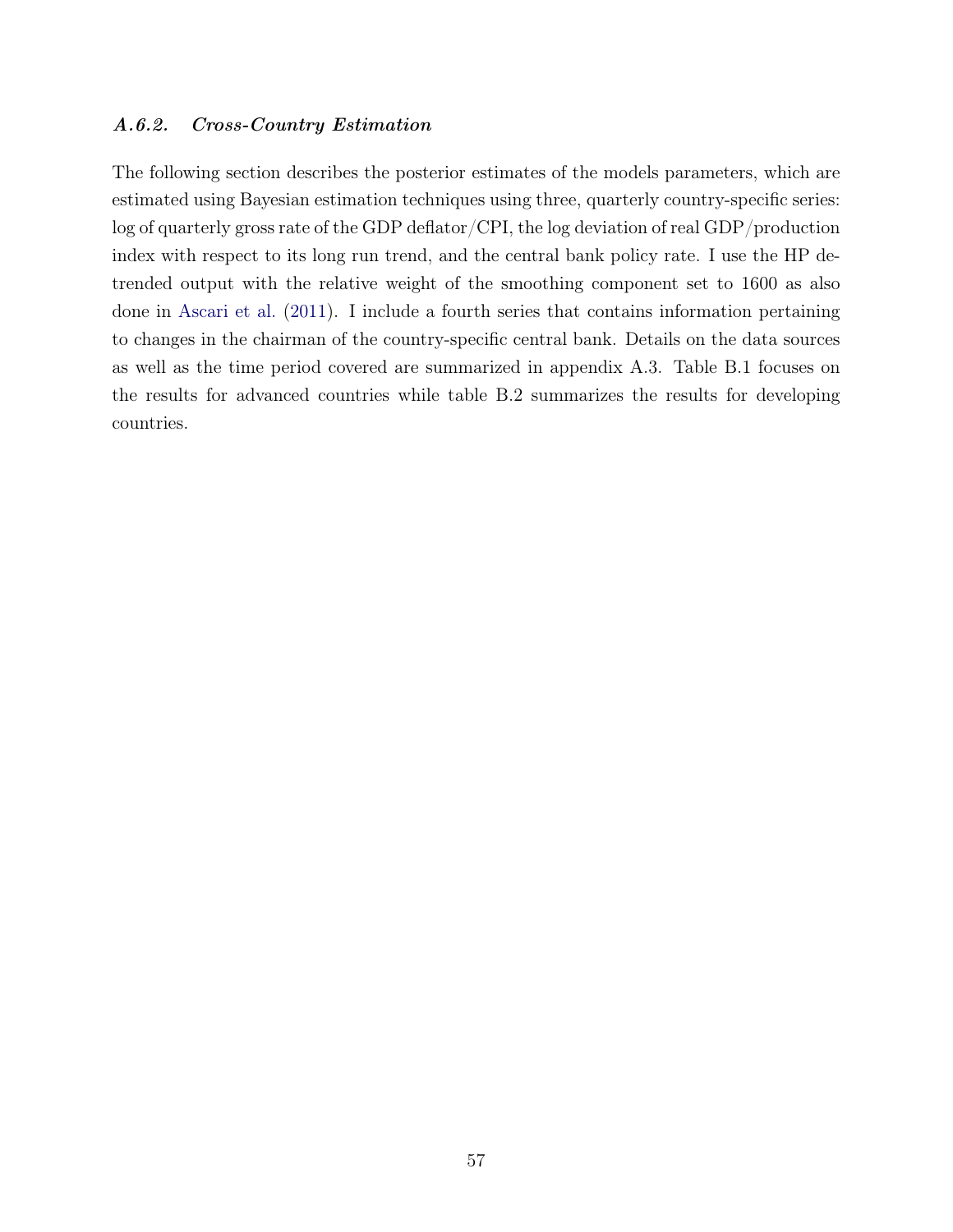#### *A.6.2. Cross-Country Estimation*

The following section describes the posterior estimates of the models parameters, which are estimated using Bayesian estimation techniques using three, quarterly country-specific series: log of quarterly gross rate of the GDP deflator/CPI, the log deviation of real GDP/production index with respect to its long run trend, and the central bank policy rate. I use the HP detrended output with the relative weight of the smoothing component set to 1600 as also done in Ascari et al. (2011). I include a fourth series that contains information pertaining to changes in the chairman of the country-specific central bank. Details on the data sources as well as the time period covered are summarized in appendix A.3. Table B.1 focuses on the results for advanced countries while table B.2 summarizes the results for developing countries.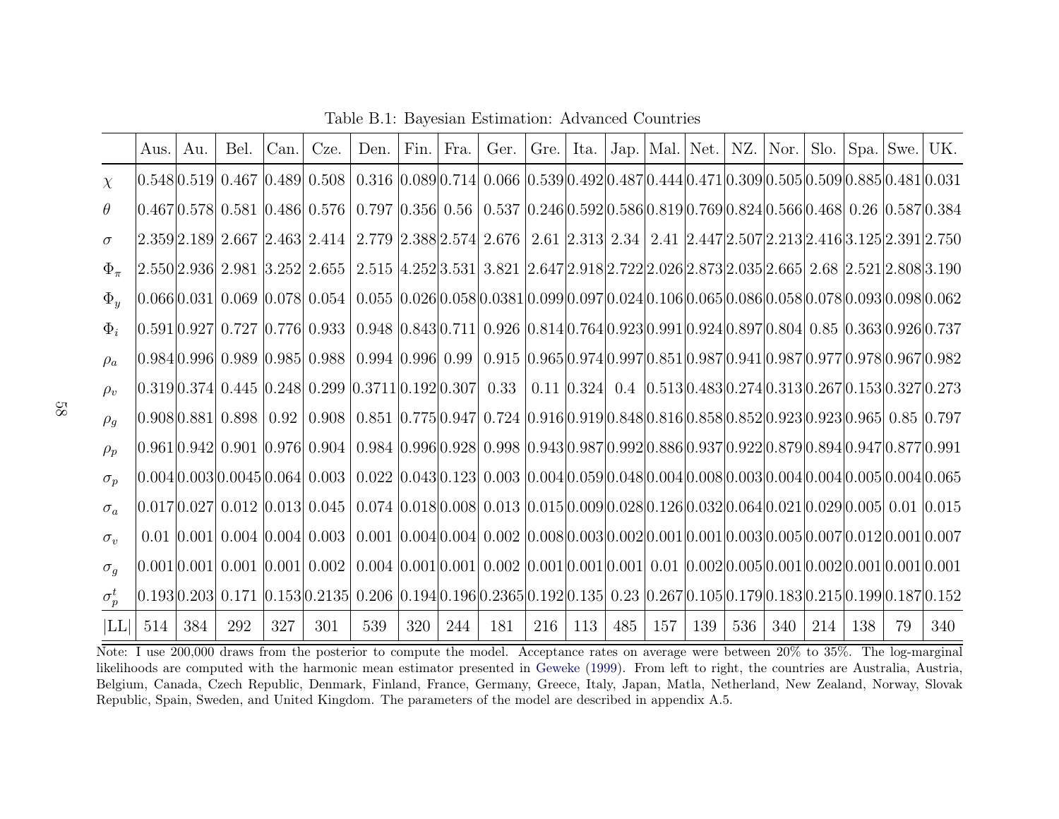Table B.1: Bayesian Estimation: Advanced Countries

| | Aus. | Au. | Bel. | Can. | Cze. | Den. | Fin. | Fra. | Ger. | Gre. | Ita. | Jap. | Mal. | Net. | NZ. | Nor. | Slo. | Spa. | Swe. | UK. |
|---|---|---|---|---|---|---|---|---|---|---|---|---|---|---|---|---|---|---|---|---|
| $\chi$ | 0.548 | 0.519 | 0.467 | 0.489 | 0.508 | 0.316 | 0.089 | 0.714 | 0.066 | 0.539 | 0.492 | 0.487 | 0.444 | 0.471 | 0.309 | 0.505 | 0.509 | 0.885 | 0.481 | 0.031 |
| $\theta$ | 0.467 | 0.578 | 0.581 | 0.486 | 0.576 | 0.797 | 0.356 | 0.56 | 0.537 | 0.246 | 0.592 | 0.586 | 0.819 | 0.769 | 0.824 | 0.566 | 0.468 | 0.26 | 0.587 | 0.384 |
| $\sigma$ | 2.359 | 2.189 | 2.667 | 2.463 | 2.414 | 2.779 | 2.388 | 2.574 | 2.676 | 2.61 | 2.313 | 2.34 | 2.41 | 2.447 | 2.507 | 2.213 | 2.416 | 3.125 | 2.391 | 2.750 |
| $\Phi_\pi$ | 2.550 | 2.936 | 2.981 | 3.252 | 2.655 | 2.515 | 4.252 | 3.531 | 3.821 | 2.647 | 2.918 | 2.722 | 2.026 | 2.873 | 2.035 | 2.665 | 2.68 | 2.521 | 2.808 | 3.190 |
| $\Phi_y$ | 0.066 | 0.031 | 0.069 | 0.078 | 0.054 | 0.055 | 0.026 | 0.058 | 0.0381 | 0.099 | 0.097 | 0.024 | 0.106 | 0.065 | 0.086 | 0.058 | 0.078 | 0.093 | 0.098 | 0.062 |
| $\Phi_i$ | 0.591 | 0.927 | 0.727 | 0.776 | 0.933 | 0.948 | 0.843 | 0.711 | 0.926 | 0.814 | 0.764 | 0.923 | 0.991 | 0.924 | 0.897 | 0.804 | 0.85 | 0.363 | 0.926 | 0.737 |
| $\rho_a$ | 0.984 | 0.996 | 0.989 | 0.985 | 0.988 | 0.994 | 0.996 | 0.99 | 0.915 | 0.965 | 0.974 | 0.997 | 0.851 | 0.987 | 0.941 | 0.987 | 0.977 | 0.978 | 0.967 | 0.982 |
| $\rho_v$ | 0.319 | 0.374 | 0.445 | 0.248 | 0.299 | 0.3711 | 0.192 | 0.307 | 0.33 | 0.11 | 0.324 | 0.4 | 0.513 | 0.483 | 0.274 | 0.313 | 0.267 | 0.153 | 0.327 | 0.273 |
| $\rho_g$ | 0.908 | 0.881 | 0.898 | 0.92 | 0.908 | 0.851 | 0.775 | 0.947 | 0.724 | 0.916 | 0.919 | 0.848 | 0.816 | 0.858 | 0.852 | 0.923 | 0.923 | 0.965 | 0.85 | 0.797 |
| $\rho_p$ | 0.961 | 0.942 | 0.901 | 0.976 | 0.904 | 0.984 | 0.996 | 0.928 | 0.998 | 0.943 | 0.987 | 0.992 | 0.886 | 0.937 | 0.922 | 0.879 | 0.894 | 0.947 | 0.877 | 0.991 |
| $\sigma_p$ | 0.004 | 0.003 | 0.0045 | 0.064 | 0.003 | 0.022 | 0.043 | 0.123 | 0.003 | 0.004 | 0.059 | 0.048 | 0.004 | 0.008 | 0.003 | 0.004 | 0.004 | 0.005 | 0.004 | 0.065 |
| $\sigma_a$ | 0.017 | 0.027 | 0.012 | 0.013 | 0.045 | 0.074 | 0.018 | 0.008 | 0.013 | 0.015 | 0.009 | 0.028 | 0.126 | 0.032 | 0.064 | 0.021 | 0.029 | 0.005 | 0.01 | 0.015 |
| $\sigma_v$ | 0.01 | 0.001 | 0.004 | 0.004 | 0.003 | 0.001 | 0.004 | 0.004 | 0.002 | 0.008 | 0.003 | 0.002 | 0.001 | 0.001 | 0.003 | 0.005 | 0.007 | 0.012 | 0.001 | 0.007 |
| $\sigma_g$ | 0.001 | 0.001 | 0.001 | 0.001 | 0.002 | 0.004 | 0.001 | 0.001 | 0.002 | 0.001 | 0.001 | 0.001 | 0.01 | 0.002 | 0.005 | 0.001 | 0.002 | 0.001 | 0.001 | 0.001 |
| $\sigma_p^t$ | 0.193 | 0.203 | 0.171 | 0.153 | 0.2135 | 0.206 | 0.194 | 0.196 | 0.2365 | 0.192 | 0.135 | 0.23 | 0.267 | 0.105 | 0.179 | 0.183 | 0.215 | 0.199 | 0.187 | 0.152 |
| $\lvert LL \rvert$ | 514 | 384 | 292 | 327 | 301 | 539 | 320 | 244 | 181 | 216 | 113 | 485 | 157 | 139 | 536 | 340 | 214 | 138 | 79 | 340 |

Note: I use 200,000 draws from the posterior to compute the model. Acceptance rates on average were between 20% to 35%. The log-marginal likelihoods are computed with the harmonic mean estimator presented in Geweke (1999). From left to right, the countries are Australia, Austria, Belgium, Canada, Czech Republic, Denmark, Finland, France, Germany, Greece, Italy, Japan, Matla, Netherland, New Zealand, Norway, Slovak Republic, Spain, Sweden, and United Kingdom. The parameters of the model are described in appendix A.5.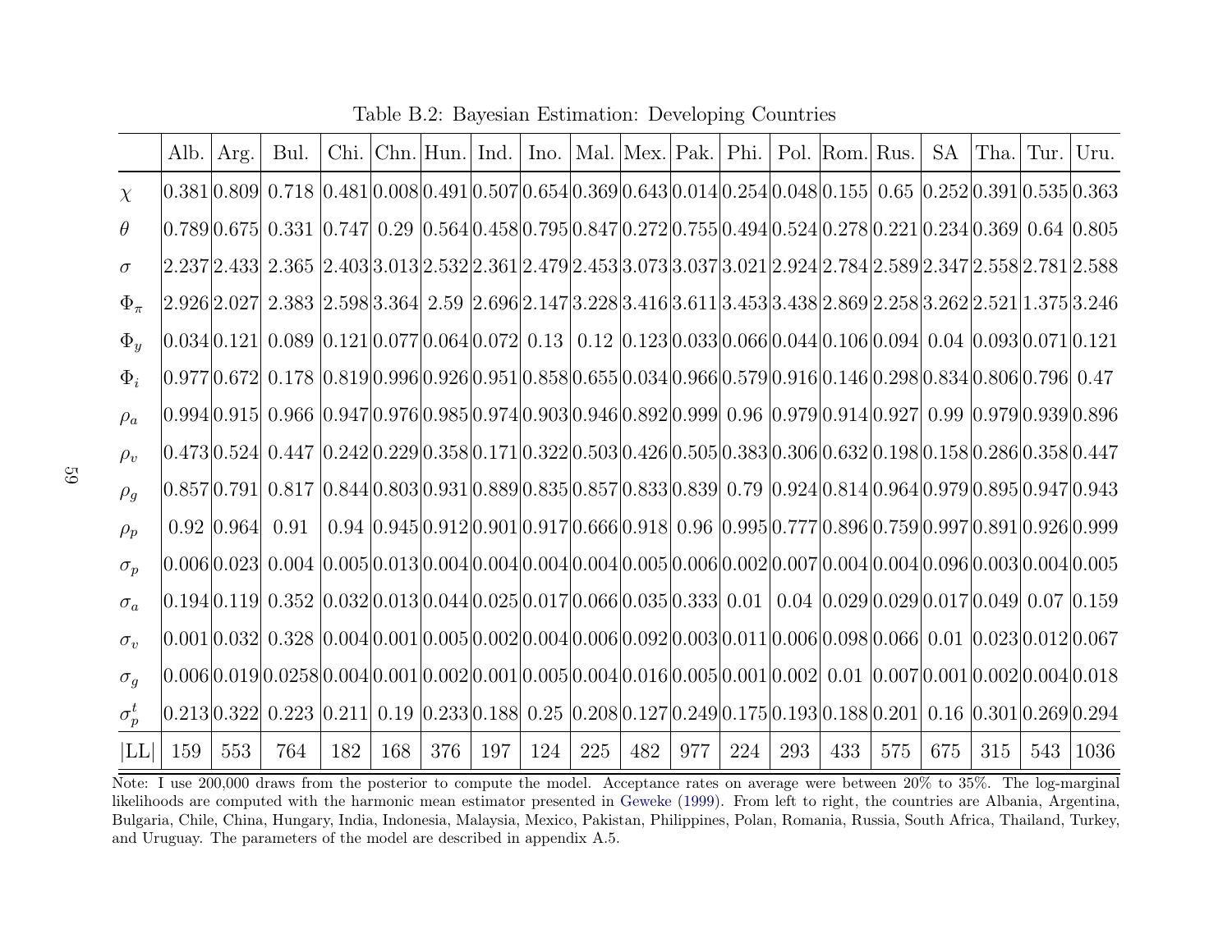Table B.2: Bayesian Estimation: Developing Countries

| | Alb. | Arg. | Bul. | Chi. | Chn. | Hun. | Ind. | Ino. | Mal. | Mex. | Pak. | Phi. | Pol. | Rom. | Rus. | SA | Tha. | Tur. | Uru. |
|---|---|---|---|---|---|---|---|---|---|---|---|---|---|---|---|---|---|---|---|
| $\chi$ | 0.381 | 0.809 | 0.718 | 0.481 | 0.008 | 0.491 | 0.507 | 0.654 | 0.369 | 0.643 | 0.014 | 0.254 | 0.048 | 0.155 | 0.65 | 0.252 | 0.391 | 0.535 | 0.363 |
| $\theta$ | 0.789 | 0.675 | 0.331 | 0.747 | 0.29 | 0.564 | 0.458 | 0.795 | 0.847 | 0.272 | 0.755 | 0.494 | 0.524 | 0.278 | 0.221 | 0.234 | 0.369 | 0.64 | 0.805 |
| $\sigma$ | 2.237 | 2.433 | 2.365 | 2.403 | 3.013 | 2.532 | 2.361 | 2.479 | 2.453 | 3.073 | 3.037 | 3.021 | 2.924 | 2.784 | 2.589 | 2.347 | 2.558 | 2.781 | 2.588 |
| $\Phi_\pi$ | 2.926 | 2.027 | 2.383 | 2.598 | 3.364 | 2.59 | 2.696 | 2.147 | 3.228 | 3.416 | 3.611 | 3.453 | 3.438 | 2.869 | 2.258 | 3.262 | 2.521 | 1.375 | 3.246 |
| $\Phi_y$ | 0.034 | 0.121 | 0.089 | 0.121 | 0.077 | 0.064 | 0.072 | 0.13 | 0.12 | 0.123 | 0.033 | 0.066 | 0.044 | 0.106 | 0.094 | 0.04 | 0.093 | 0.071 | 0.121 |
| $\Phi_i$ | 0.977 | 0.672 | 0.178 | 0.819 | 0.996 | 0.926 | 0.951 | 0.858 | 0.655 | 0.034 | 0.966 | 0.579 | 0.916 | 0.146 | 0.298 | 0.834 | 0.806 | 0.796 | 0.47 |
| $\rho_a$ | 0.994 | 0.915 | 0.966 | 0.947 | 0.976 | 0.985 | 0.974 | 0.903 | 0.946 | 0.892 | 0.999 | 0.96 | 0.979 | 0.914 | 0.927 | 0.99 | 0.979 | 0.939 | 0.896 |
| $\rho_v$ | 0.473 | 0.524 | 0.447 | 0.242 | 0.229 | 0.358 | 0.171 | 0.322 | 0.503 | 0.426 | 0.505 | 0.383 | 0.306 | 0.632 | 0.198 | 0.158 | 0.286 | 0.358 | 0.447 |
| $\rho_g$ | 0.857 | 0.791 | 0.817 | 0.844 | 0.803 | 0.931 | 0.889 | 0.835 | 0.857 | 0.833 | 0.839 | 0.79 | 0.924 | 0.814 | 0.964 | 0.979 | 0.895 | 0.947 | 0.943 |
| $\rho_p$ | 0.92 | 0.964 | 0.91 | 0.94 | 0.945 | 0.912 | 0.901 | 0.917 | 0.666 | 0.918 | 0.96 | 0.995 | 0.777 | 0.896 | 0.759 | 0.997 | 0.891 | 0.926 | 0.999 |
| $\sigma_p$ | 0.006 | 0.023 | 0.004 | 0.005 | 0.013 | 0.004 | 0.004 | 0.004 | 0.004 | 0.005 | 0.006 | 0.002 | 0.007 | 0.004 | 0.004 | 0.096 | 0.003 | 0.004 | 0.005 |
| $\sigma_a$ | 0.194 | 0.119 | 0.352 | 0.032 | 0.013 | 0.044 | 0.025 | 0.017 | 0.066 | 0.035 | 0.333 | 0.01 | 0.04 | 0.029 | 0.029 | 0.017 | 0.049 | 0.07 | 0.159 |
| $\sigma_v$ | 0.001 | 0.032 | 0.328 | 0.004 | 0.001 | 0.005 | 0.002 | 0.004 | 0.006 | 0.092 | 0.003 | 0.011 | 0.006 | 0.098 | 0.066 | 0.01 | 0.023 | 0.012 | 0.067 |
| $\sigma_g$ | 0.006 | 0.019 | 0.0258 | 0.004 | 0.001 | 0.002 | 0.001 | 0.005 | 0.004 | 0.016 | 0.005 | 0.001 | 0.002 | 0.01 | 0.007 | 0.001 | 0.002 | 0.004 | 0.018 |
| $\sigma_p^t$ | 0.213 | 0.322 | 0.223 | 0.211 | 0.19 | 0.233 | 0.188 | 0.25 | 0.208 | 0.127 | 0.249 | 0.175 | 0.193 | 0.188 | 0.201 | 0.16 | 0.301 | 0.269 | 0.294 |
| $\|LL\|$ | 159 | 553 | 764 | 182 | 168 | 376 | 197 | 124 | 225 | 482 | 977 | 224 | 293 | 433 | 575 | 675 | 315 | 543 | 1036 |

Note: I use 200,000 draws from the posterior to compute the model. Acceptance rates on average were between 20% to 35%. The log-marginal likelihoods are computed with the harmonic mean estimator presented in Geweke (1999). From left to right, the countries are Albania, Argentina, Bulgaria, Chile, China, Hungary, India, Indonesia, Malaysia, Mexico, Pakistan, Philippines, Polan, Romania, Russia, South Africa, Thailand, Turkey, and Uruguay. The parameters of the model are described in appendix A.5.